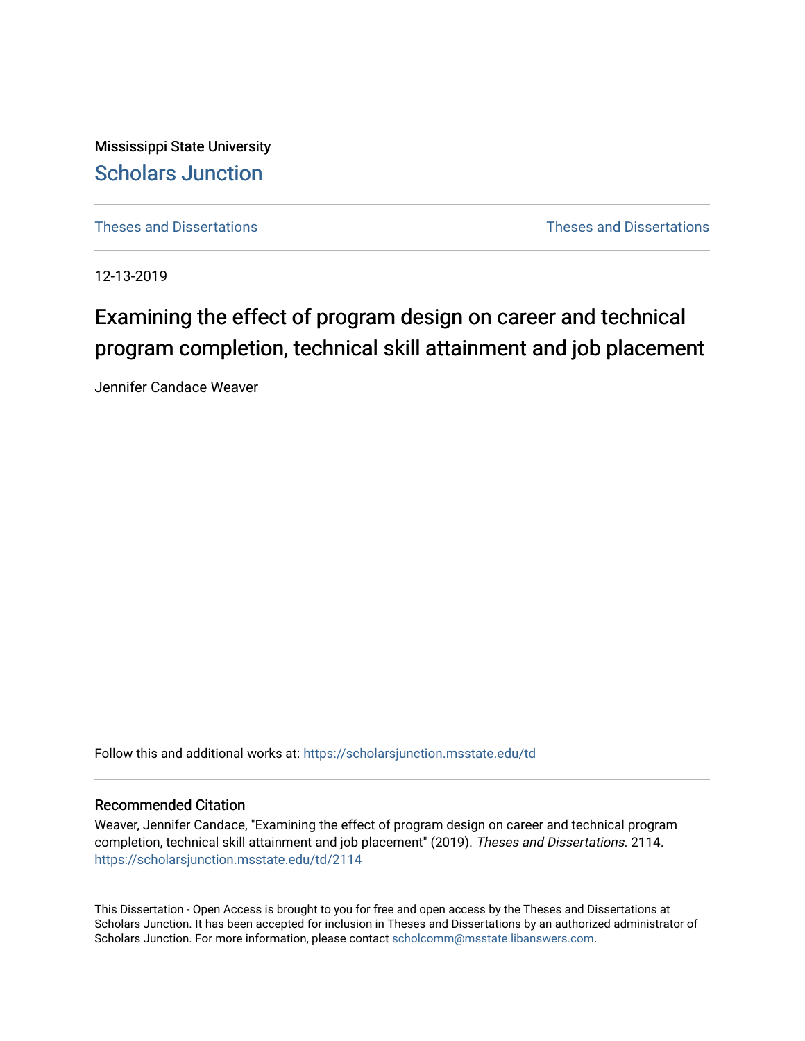Mississippi State University

Scholars Junction

Theses and Dissertations

Theses and Dissertations

12-13-2019

# Examining the effect of program design on career and technical program completion, technical skill attainment and job placement

Jennifer Candace Weaver

Follow this and additional works at: https://scholarsjunction.msstate.edu/td

## Recommended Citation

Weaver, Jennifer Candace, "Examining the effect of program design on career and technical program completion, technical skill attainment and job placement" (2019). *Theses and Dissertations*. 2114. https://scholarsjunction.msstate.edu/td/2114

This Dissertation - Open Access is brought to you for free and open access by the Theses and Dissertations at Scholars Junction. It has been accepted for inclusion in Theses and Dissertations by an authorized administrator of Scholars Junction. For more information, please contact scholcomm@msstate.libanswers.com.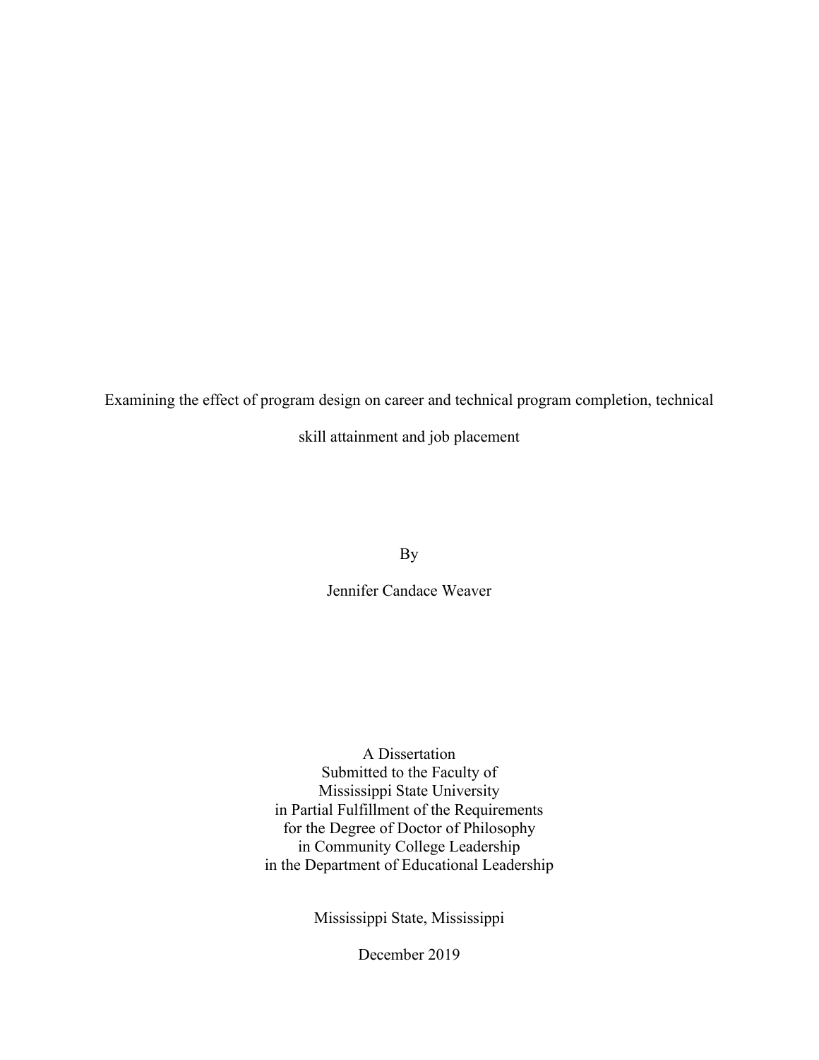# Examining the effect of program design on career and technical program completion, technical skill attainment and job placement

By

Jennifer Candace Weaver

A Dissertation
Submitted to the Faculty of
Mississippi State University
in Partial Fulfillment of the Requirements
for the Degree of Doctor of Philosophy
in Community College Leadership
in the Department of Educational Leadership

Mississippi State, Mississippi

December 2019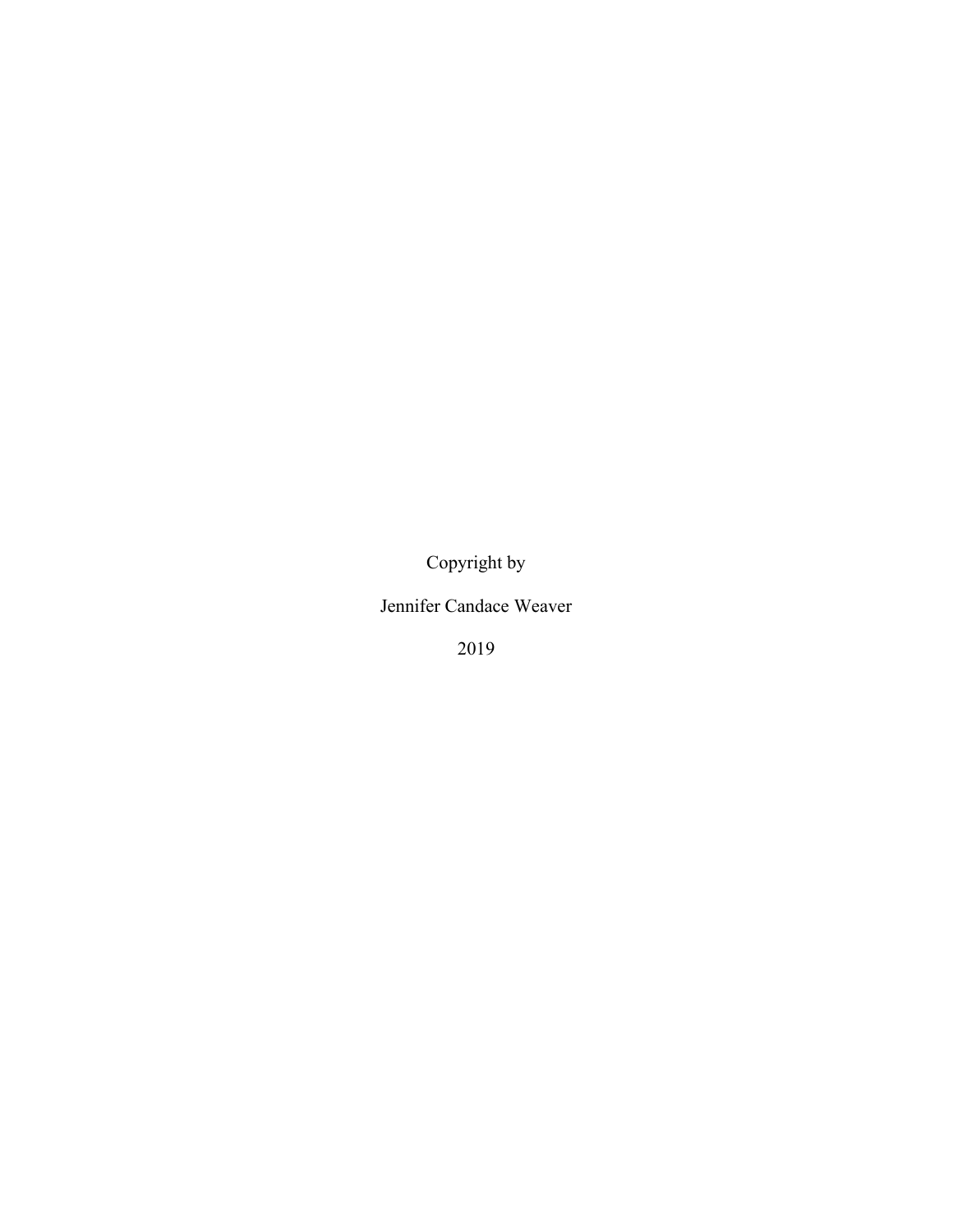Copyright by

Jennifer Candace Weaver

2019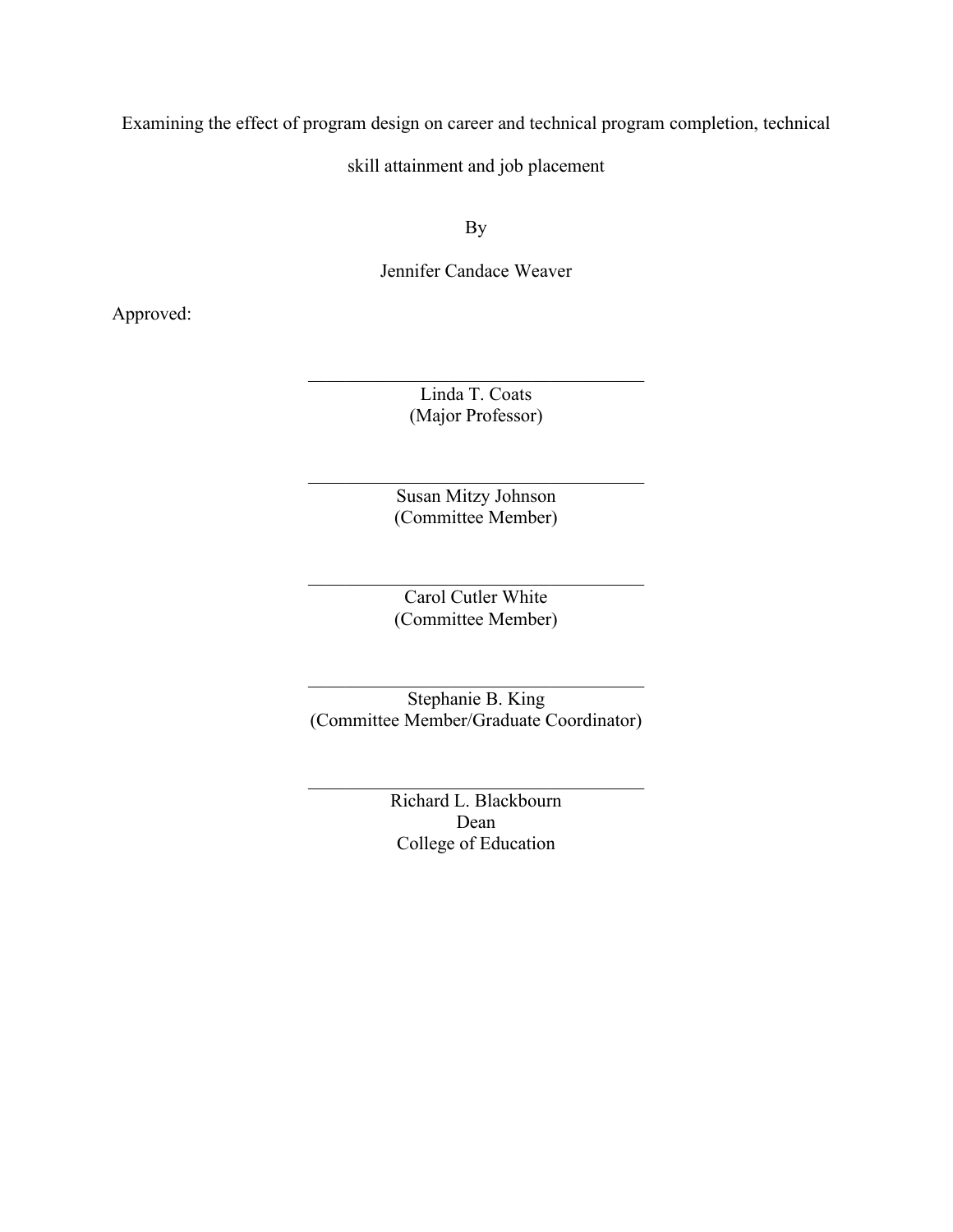Examining the effect of program design on career and technical program completion, technical skill attainment and job placement

By

Jennifer Candace Weaver

Approved:

\_\_\_\_\_\_\_\_\_\_\_\_\_\_\_\_\_\_\_\_\_\_\_\_\_\_\_\_\_\_\_\_\_\_\_\_\_\_\_\_

Linda T. Coats
(Major Professor)

\_\_\_\_\_\_\_\_\_\_\_\_\_\_\_\_\_\_\_\_\_\_\_\_\_\_\_\_\_\_\_\_\_\_\_\_\_\_\_\_

Susan Mitzy Johnson
(Committee Member)

\_\_\_\_\_\_\_\_\_\_\_\_\_\_\_\_\_\_\_\_\_\_\_\_\_\_\_\_\_\_\_\_\_\_\_\_\_\_\_\_

Carol Cutler White
(Committee Member)

\_\_\_\_\_\_\_\_\_\_\_\_\_\_\_\_\_\_\_\_\_\_\_\_\_\_\_\_\_\_\_\_\_\_\_\_\_\_\_\_

Stephanie B. King
(Committee Member/Graduate Coordinator)

\_\_\_\_\_\_\_\_\_\_\_\_\_\_\_\_\_\_\_\_\_\_\_\_\_\_\_\_\_\_\_\_\_\_\_\_\_\_\_\_

Richard L. Blackbourn
Dean
College of Education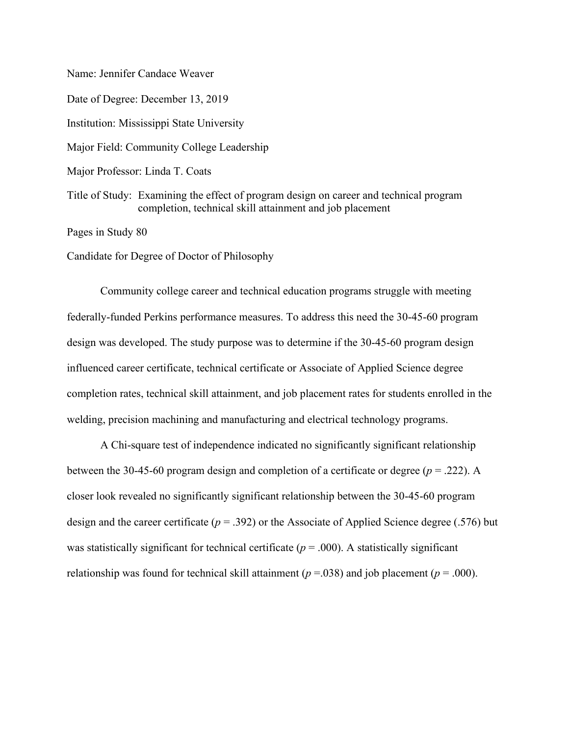Name: Jennifer Candace Weaver

Date of Degree: December 13, 2019

Institution: Mississippi State University

Major Field: Community College Leadership

Major Professor: Linda T. Coats

Title of Study: Examining the effect of program design on career and technical program completion, technical skill attainment and job placement

Pages in Study 80

Candidate for Degree of Doctor of Philosophy

Community college career and technical education programs struggle with meeting federally-funded Perkins performance measures. To address this need the 30-45-60 program design was developed. The study purpose was to determine if the 30-45-60 program design influenced career certificate, technical certificate or Associate of Applied Science degree completion rates, technical skill attainment, and job placement rates for students enrolled in the welding, precision machining and manufacturing and electrical technology programs.

A Chi-square test of independence indicated no significantly significant relationship between the 30-45-60 program design and completion of a certificate or degree ($p = .222$). A closer look revealed no significantly significant relationship between the 30-45-60 program design and the career certificate ($p = .392$) or the Associate of Applied Science degree (.576) but was statistically significant for technical certificate ($p = .000$). A statistically significant relationship was found for technical skill attainment ($p = .038$) and job placement ($p = .000$).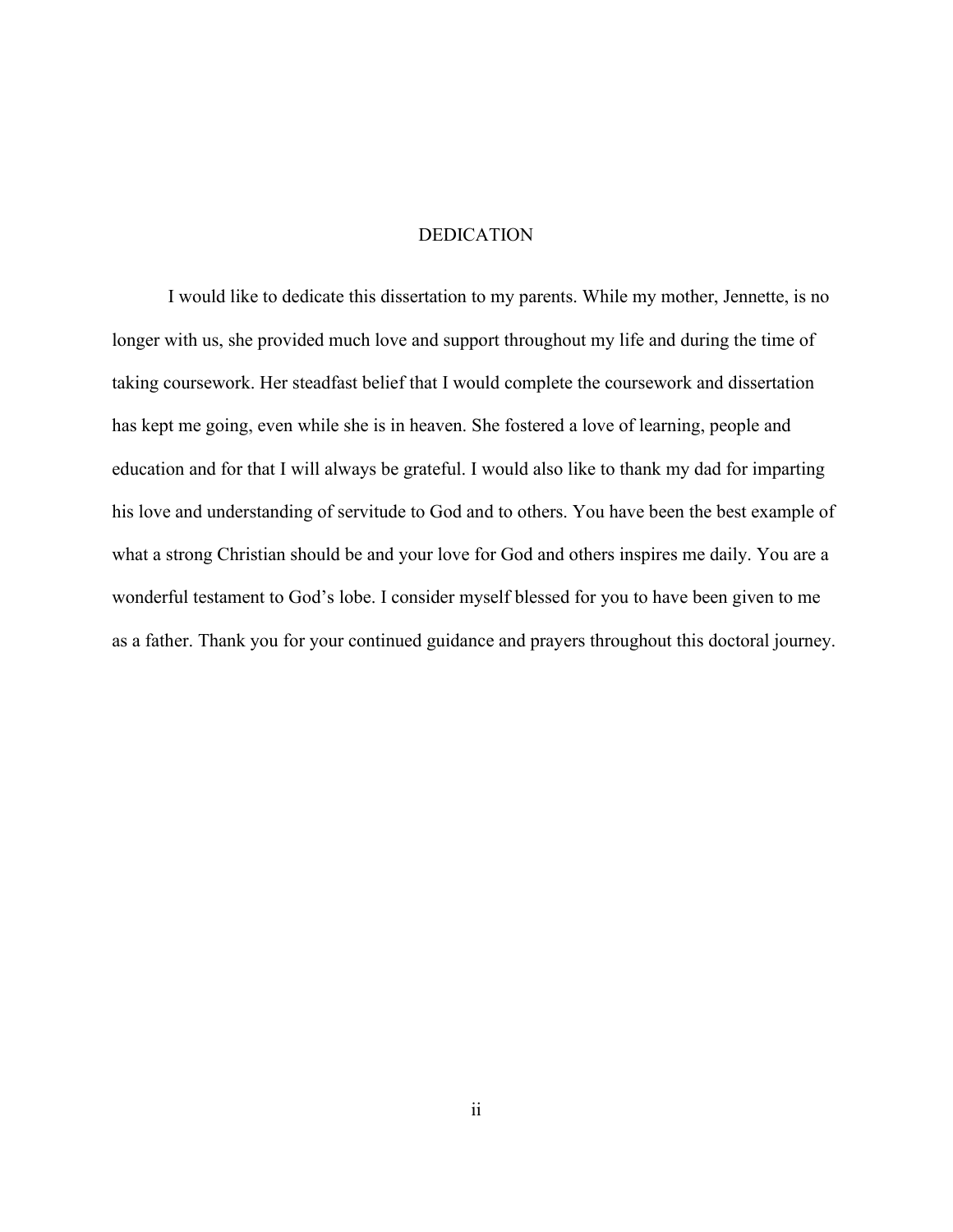# DEDICATION

I would like to dedicate this dissertation to my parents. While my mother, Jennette, is no longer with us, she provided much love and support throughout my life and during the time of taking coursework. Her steadfast belief that I would complete the coursework and dissertation has kept me going, even while she is in heaven. She fostered a love of learning, people and education and for that I will always be grateful. I would also like to thank my dad for imparting his love and understanding of servitude to God and to others. You have been the best example of what a strong Christian should be and your love for God and others inspires me daily. You are a wonderful testament to God's lobe. I consider myself blessed for you to have been given to me as a father. Thank you for your continued guidance and prayers throughout this doctoral journey.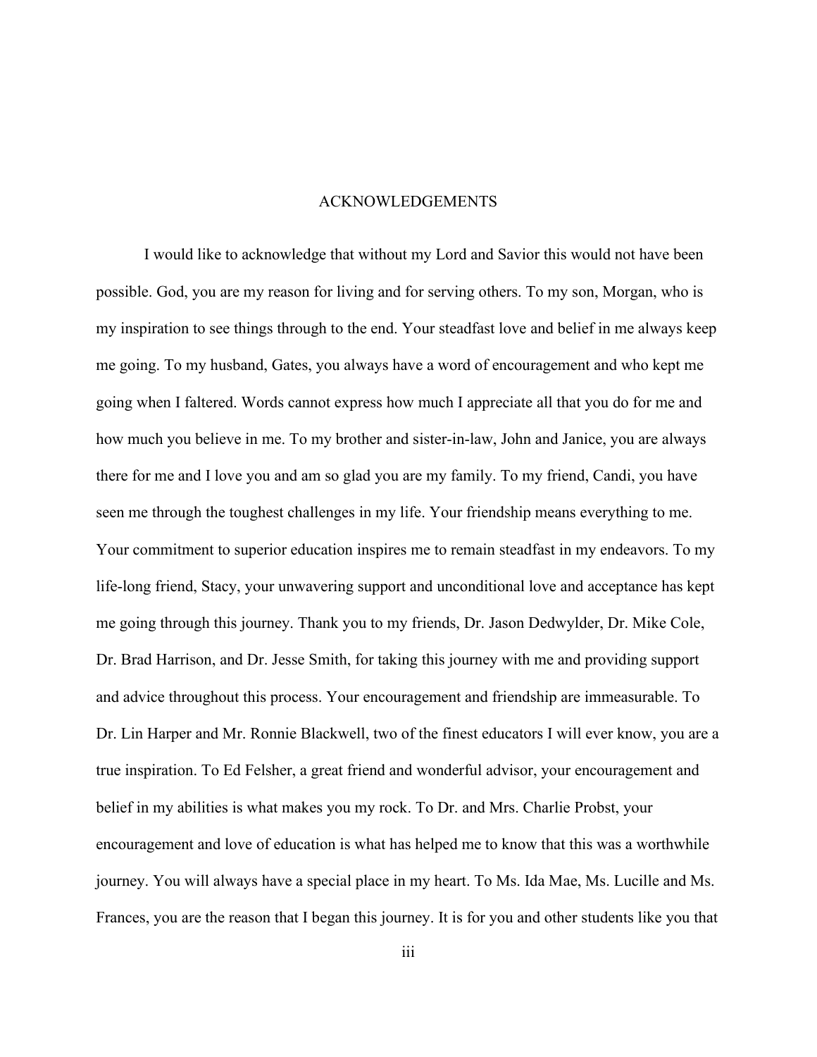# ACKNOWLEDGEMENTS

I would like to acknowledge that without my Lord and Savior this would not have been possible. God, you are my reason for living and for serving others. To my son, Morgan, who is my inspiration to see things through to the end. Your steadfast love and belief in me always keep me going. To my husband, Gates, you always have a word of encouragement and who kept me going when I faltered. Words cannot express how much I appreciate all that you do for me and how much you believe in me. To my brother and sister-in-law, John and Janice, you are always there for me and I love you and am so glad you are my family. To my friend, Candi, you have seen me through the toughest challenges in my life. Your friendship means everything to me. Your commitment to superior education inspires me to remain steadfast in my endeavors. To my life-long friend, Stacy, your unwavering support and unconditional love and acceptance has kept me going through this journey. Thank you to my friends, Dr. Jason Dedwylder, Dr. Mike Cole, Dr. Brad Harrison, and Dr. Jesse Smith, for taking this journey with me and providing support and advice throughout this process. Your encouragement and friendship are immeasurable. To Dr. Lin Harper and Mr. Ronnie Blackwell, two of the finest educators I will ever know, you are a true inspiration. To Ed Felsher, a great friend and wonderful advisor, your encouragement and belief in my abilities is what makes you my rock. To Dr. and Mrs. Charlie Probst, your encouragement and love of education is what has helped me to know that this was a worthwhile journey. You will always have a special place in my heart. To Ms. Ida Mae, Ms. Lucille and Ms. Frances, you are the reason that I began this journey. It is for you and other students like you that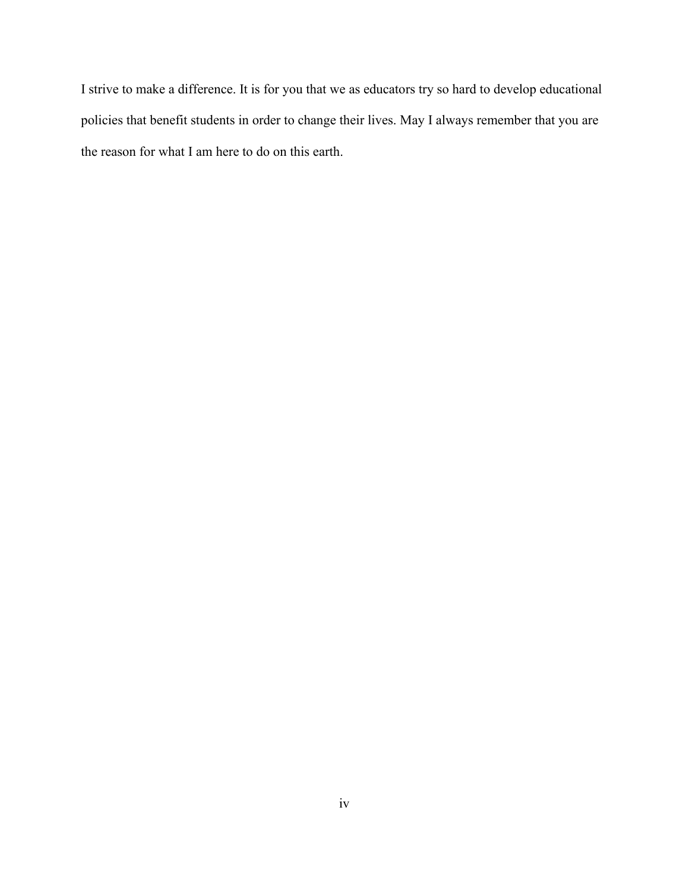I strive to make a difference. It is for you that we as educators try so hard to develop educational policies that benefit students in order to change their lives. May I always remember that you are the reason for what I am here to do on this earth.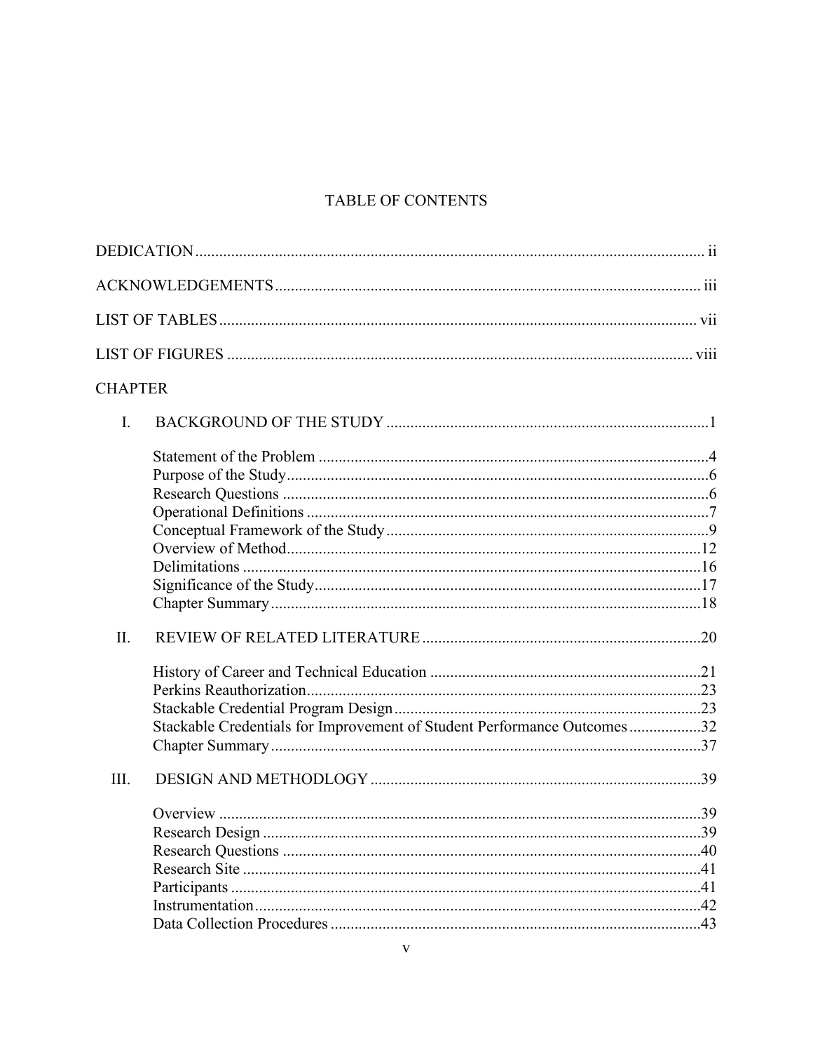# TABLE OF CONTENTS

DEDICATION ..... ii

ACKNOWLEDGEMENTS ..... iii

LIST OF TABLES ..... vii

LIST OF FIGURES ..... viii

CHAPTER

I. BACKGROUND OF THE STUDY ..... 1

- Statement of the Problem ..... 4
- Purpose of the Study ..... 6
- Research Questions ..... 6
- Operational Definitions ..... 7
- Conceptual Framework of the Study ..... 9
- Overview of Method ..... 12
- Delimitations ..... 16
- Significance of the Study ..... 17
- Chapter Summary ..... 18

II. REVIEW OF RELATED LITERATURE ..... 20

- History of Career and Technical Education ..... 21
- Perkins Reauthorization ..... 23
- Stackable Credential Program Design ..... 23
- Stackable Credentials for Improvement of Student Performance Outcomes ..... 32
- Chapter Summary ..... 37

III. DESIGN AND METHODLOGY ..... 39

- Overview ..... 39
- Research Design ..... 39
- Research Questions ..... 40
- Research Site ..... 41
- Participants ..... 41
- Instrumentation ..... 42
- Data Collection Procedures ..... 43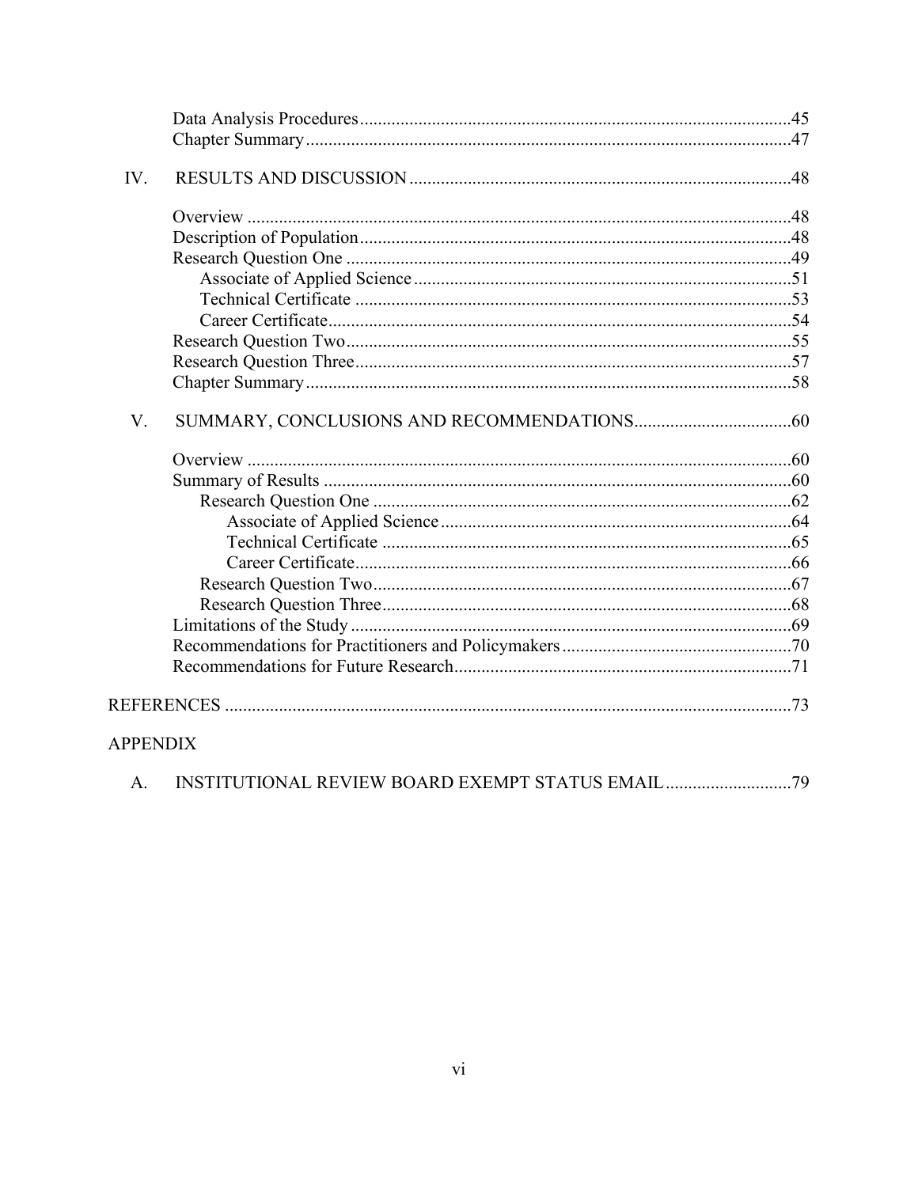Data Analysis Procedures .....45
Chapter Summary .....47

IV. RESULTS AND DISCUSSION .....48

Overview .....48
Description of Population .....48
Research Question One .....49
  Associate of Applied Science .....51
  Technical Certificate .....53
  Career Certificate .....54
Research Question Two .....55
Research Question Three .....57
Chapter Summary .....58

V. SUMMARY, CONCLUSIONS AND RECOMMENDATIONS .....60

Overview .....60
Summary of Results .....60
  Research Question One .....62
    Associate of Applied Science .....64
    Technical Certificate .....65
    Career Certificate .....66
  Research Question Two .....67
  Research Question Three .....68
Limitations of the Study .....69
Recommendations for Practitioners and Policymakers .....70
Recommendations for Future Research .....71

REFERENCES .....73

APPENDIX

A. INSTITUTIONAL REVIEW BOARD EXEMPT STATUS EMAIL .....79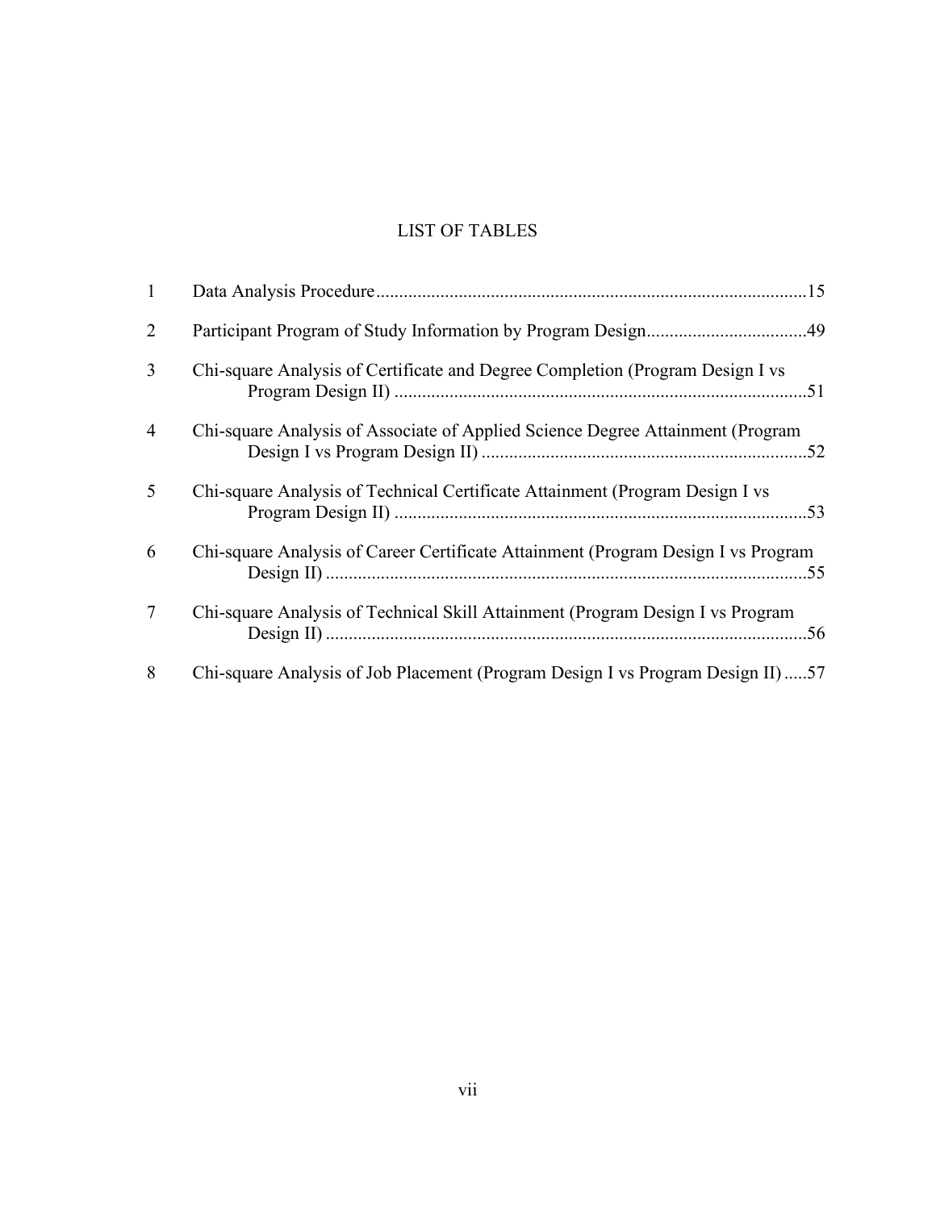# LIST OF TABLES

| | | |
|---|---|---|
| 1 | Data Analysis Procedure | 15 |
| 2 | Participant Program of Study Information by Program Design | 49 |
| 3 | Chi-square Analysis of Certificate and Degree Completion (Program Design I vs Program Design II) | 51 |
| 4 | Chi-square Analysis of Associate of Applied Science Degree Attainment (Program Design I vs Program Design II) | 52 |
| 5 | Chi-square Analysis of Technical Certificate Attainment (Program Design I vs Program Design II) | 53 |
| 6 | Chi-square Analysis of Career Certificate Attainment (Program Design I vs Program Design II) | 55 |
| 7 | Chi-square Analysis of Technical Skill Attainment (Program Design I vs Program Design II) | 56 |
| 8 | Chi-square Analysis of Job Placement (Program Design I vs Program Design II) | 57 |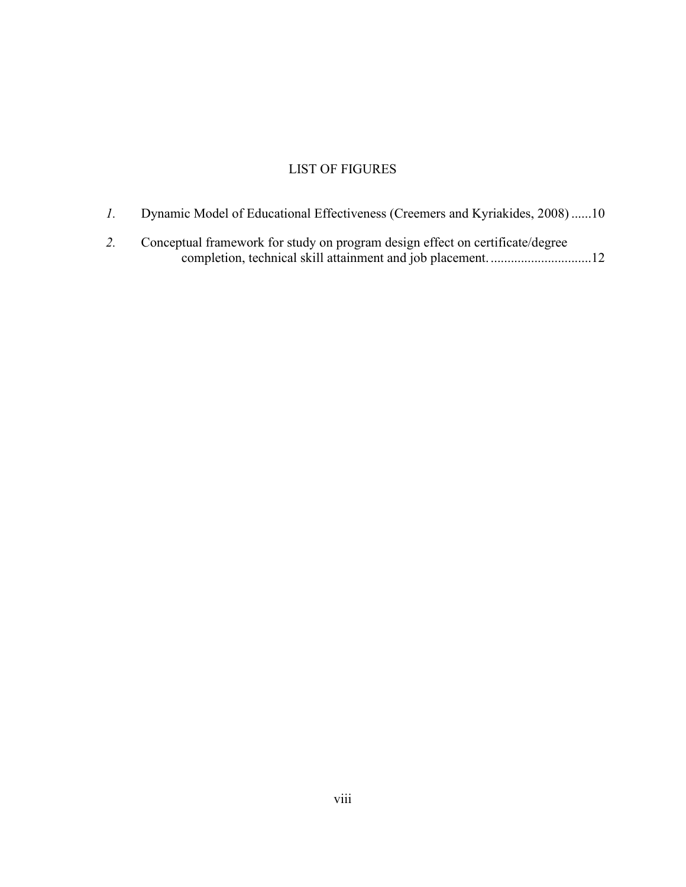# LIST OF FIGURES

*1.* Dynamic Model of Educational Effectiveness (Creemers and Kyriakides, 2008) ......10

*2.* Conceptual framework for study on program design effect on certificate/degree completion, technical skill attainment and job placement. ..............................12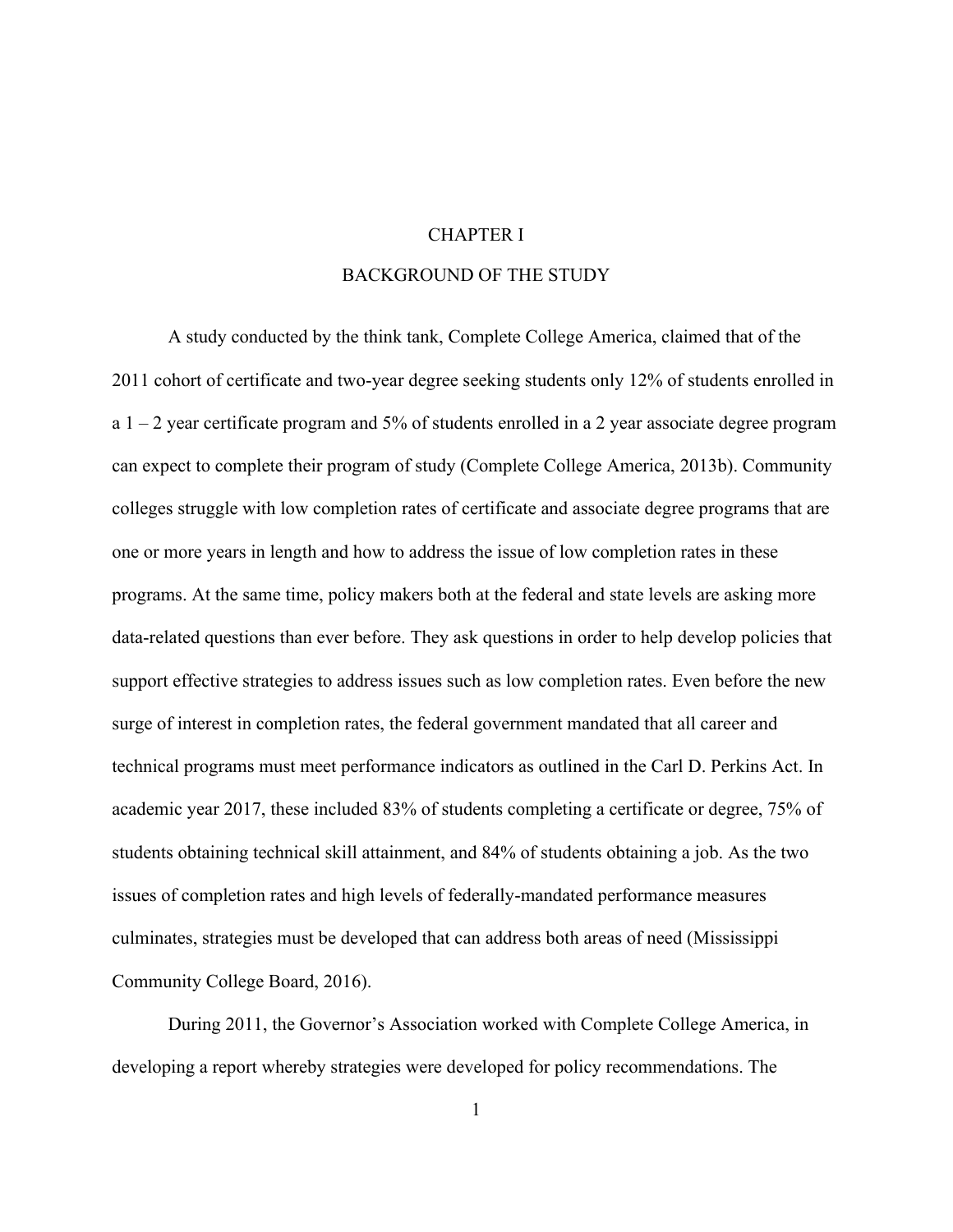# CHAPTER I

## BACKGROUND OF THE STUDY

A study conducted by the think tank, Complete College America, claimed that of the 2011 cohort of certificate and two-year degree seeking students only 12% of students enrolled in a 1 – 2 year certificate program and 5% of students enrolled in a 2 year associate degree program can expect to complete their program of study (Complete College America, 2013b). Community colleges struggle with low completion rates of certificate and associate degree programs that are one or more years in length and how to address the issue of low completion rates in these programs. At the same time, policy makers both at the federal and state levels are asking more data-related questions than ever before. They ask questions in order to help develop policies that support effective strategies to address issues such as low completion rates. Even before the new surge of interest in completion rates, the federal government mandated that all career and technical programs must meet performance indicators as outlined in the Carl D. Perkins Act. In academic year 2017, these included 83% of students completing a certificate or degree, 75% of students obtaining technical skill attainment, and 84% of students obtaining a job. As the two issues of completion rates and high levels of federally-mandated performance measures culminates, strategies must be developed that can address both areas of need (Mississippi Community College Board, 2016).

During 2011, the Governor's Association worked with Complete College America, in developing a report whereby strategies were developed for policy recommendations. The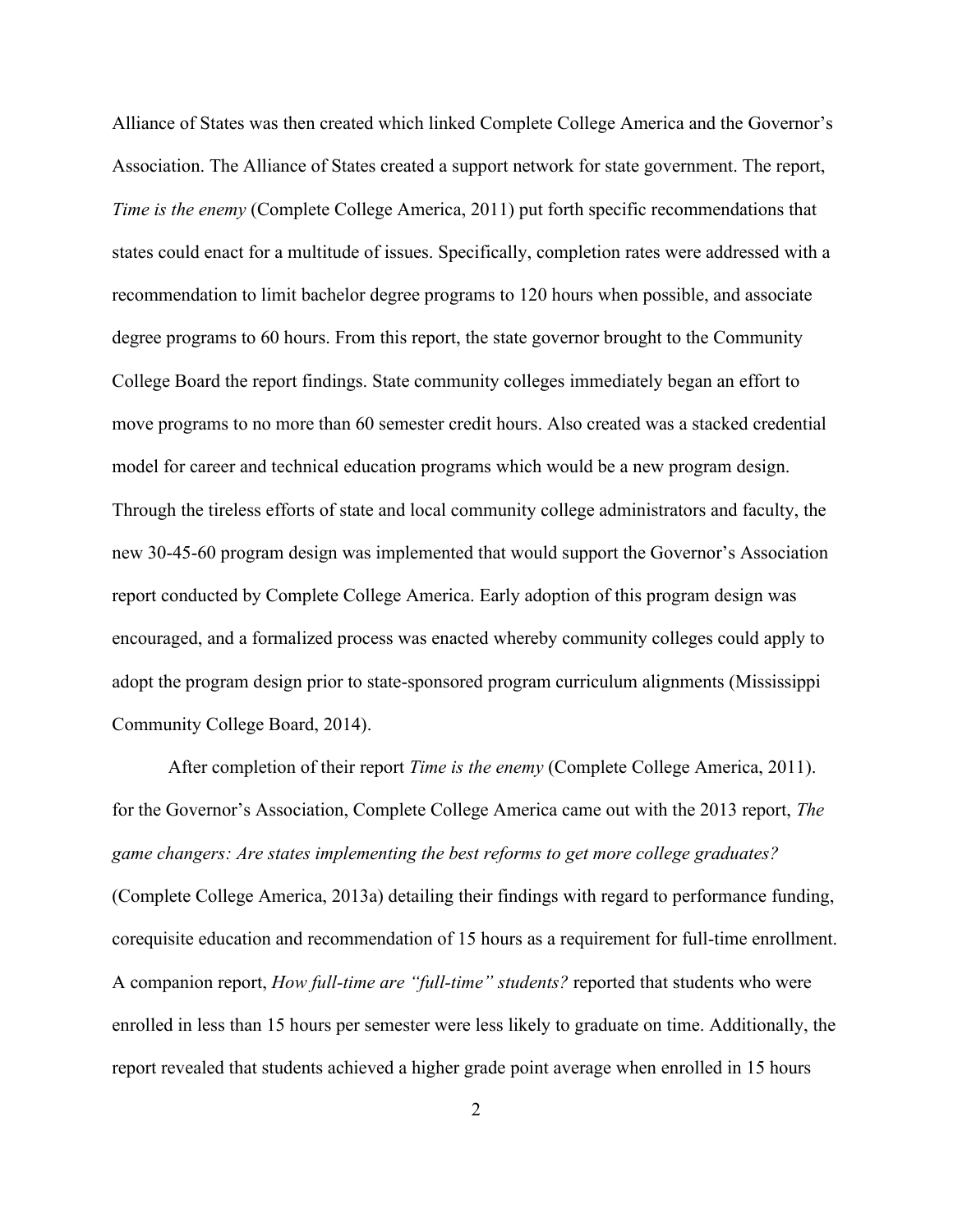Alliance of States was then created which linked Complete College America and the Governor's Association. The Alliance of States created a support network for state government. The report, *Time is the enemy* (Complete College America, 2011) put forth specific recommendations that states could enact for a multitude of issues. Specifically, completion rates were addressed with a recommendation to limit bachelor degree programs to 120 hours when possible, and associate degree programs to 60 hours. From this report, the state governor brought to the Community College Board the report findings. State community colleges immediately began an effort to move programs to no more than 60 semester credit hours. Also created was a stacked credential model for career and technical education programs which would be a new program design. Through the tireless efforts of state and local community college administrators and faculty, the new 30-45-60 program design was implemented that would support the Governor's Association report conducted by Complete College America. Early adoption of this program design was encouraged, and a formalized process was enacted whereby community colleges could apply to adopt the program design prior to state-sponsored program curriculum alignments (Mississippi Community College Board, 2014).

After completion of their report *Time is the enemy* (Complete College America, 2011). for the Governor's Association, Complete College America came out with the 2013 report, *The game changers: Are states implementing the best reforms to get more college graduates?* (Complete College America, 2013a) detailing their findings with regard to performance funding, corequisite education and recommendation of 15 hours as a requirement for full-time enrollment. A companion report, *How full-time are "full-time" students?* reported that students who were enrolled in less than 15 hours per semester were less likely to graduate on time. Additionally, the report revealed that students achieved a higher grade point average when enrolled in 15 hours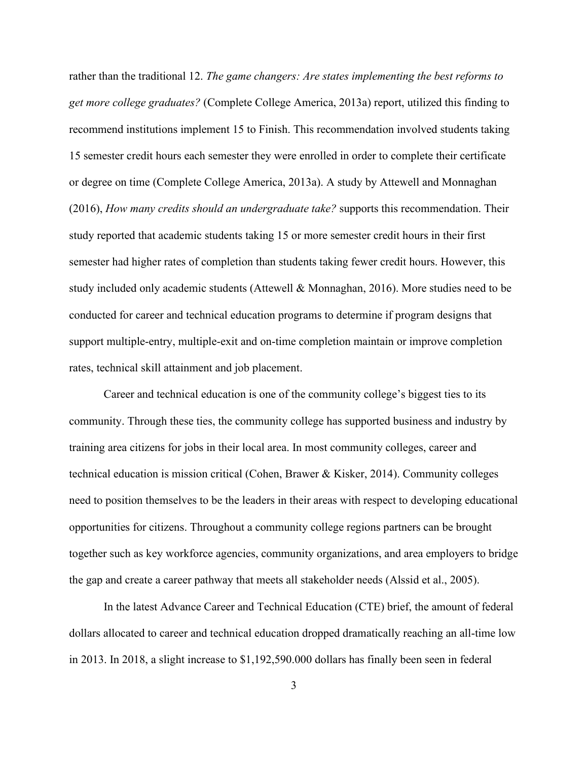rather than the traditional 12. *The game changers: Are states implementing the best reforms to get more college graduates?* (Complete College America, 2013a) report, utilized this finding to recommend institutions implement 15 to Finish. This recommendation involved students taking 15 semester credit hours each semester they were enrolled in order to complete their certificate or degree on time (Complete College America, 2013a). A study by Attewell and Monnaghan (2016), *How many credits should an undergraduate take?* supports this recommendation. Their study reported that academic students taking 15 or more semester credit hours in their first semester had higher rates of completion than students taking fewer credit hours. However, this study included only academic students (Attewell & Monnaghan, 2016). More studies need to be conducted for career and technical education programs to determine if program designs that support multiple-entry, multiple-exit and on-time completion maintain or improve completion rates, technical skill attainment and job placement.

Career and technical education is one of the community college's biggest ties to its community. Through these ties, the community college has supported business and industry by training area citizens for jobs in their local area. In most community colleges, career and technical education is mission critical (Cohen, Brawer & Kisker, 2014). Community colleges need to position themselves to be the leaders in their areas with respect to developing educational opportunities for citizens. Throughout a community college regions partners can be brought together such as key workforce agencies, community organizations, and area employers to bridge the gap and create a career pathway that meets all stakeholder needs (Alssid et al., 2005).

In the latest Advance Career and Technical Education (CTE) brief, the amount of federal dollars allocated to career and technical education dropped dramatically reaching an all-time low in 2013. In 2018, a slight increase to $1,192,590.000 dollars has finally been seen in federal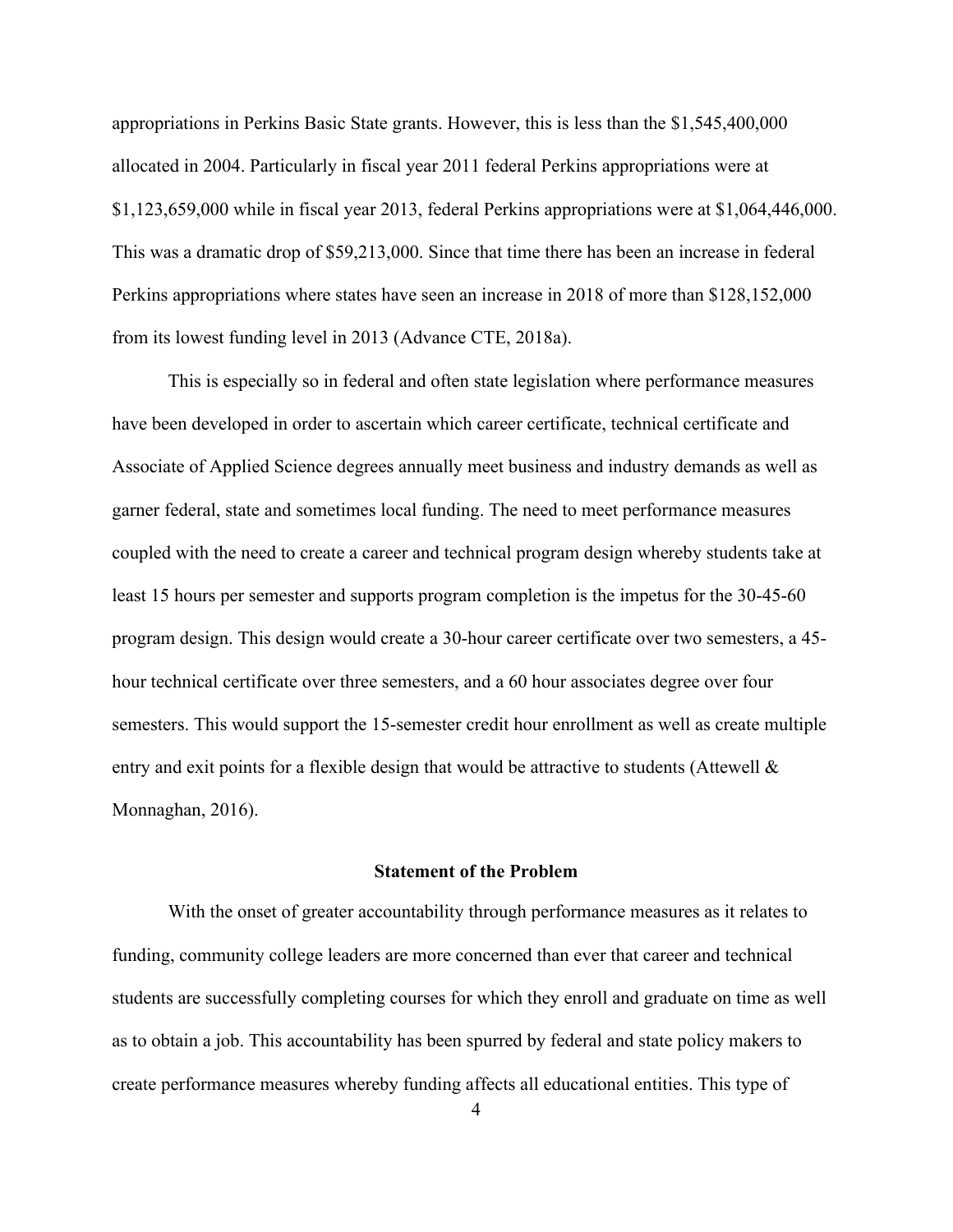appropriations in Perkins Basic State grants. However, this is less than the $1,545,400,000 allocated in 2004. Particularly in fiscal year 2011 federal Perkins appropriations were at $1,123,659,000 while in fiscal year 2013, federal Perkins appropriations were at $1,064,446,000. This was a dramatic drop of $59,213,000. Since that time there has been an increase in federal Perkins appropriations where states have seen an increase in 2018 of more than $128,152,000 from its lowest funding level in 2013 (Advance CTE, 2018a).

This is especially so in federal and often state legislation where performance measures have been developed in order to ascertain which career certificate, technical certificate and Associate of Applied Science degrees annually meet business and industry demands as well as garner federal, state and sometimes local funding. The need to meet performance measures coupled with the need to create a career and technical program design whereby students take at least 15 hours per semester and supports program completion is the impetus for the 30-45-60 program design. This design would create a 30-hour career certificate over two semesters, a 45-hour technical certificate over three semesters, and a 60 hour associates degree over four semesters. This would support the 15-semester credit hour enrollment as well as create multiple entry and exit points for a flexible design that would be attractive to students (Attewell & Monnaghan, 2016).

## Statement of the Problem

With the onset of greater accountability through performance measures as it relates to funding, community college leaders are more concerned than ever that career and technical students are successfully completing courses for which they enroll and graduate on time as well as to obtain a job. This accountability has been spurred by federal and state policy makers to create performance measures whereby funding affects all educational entities. This type of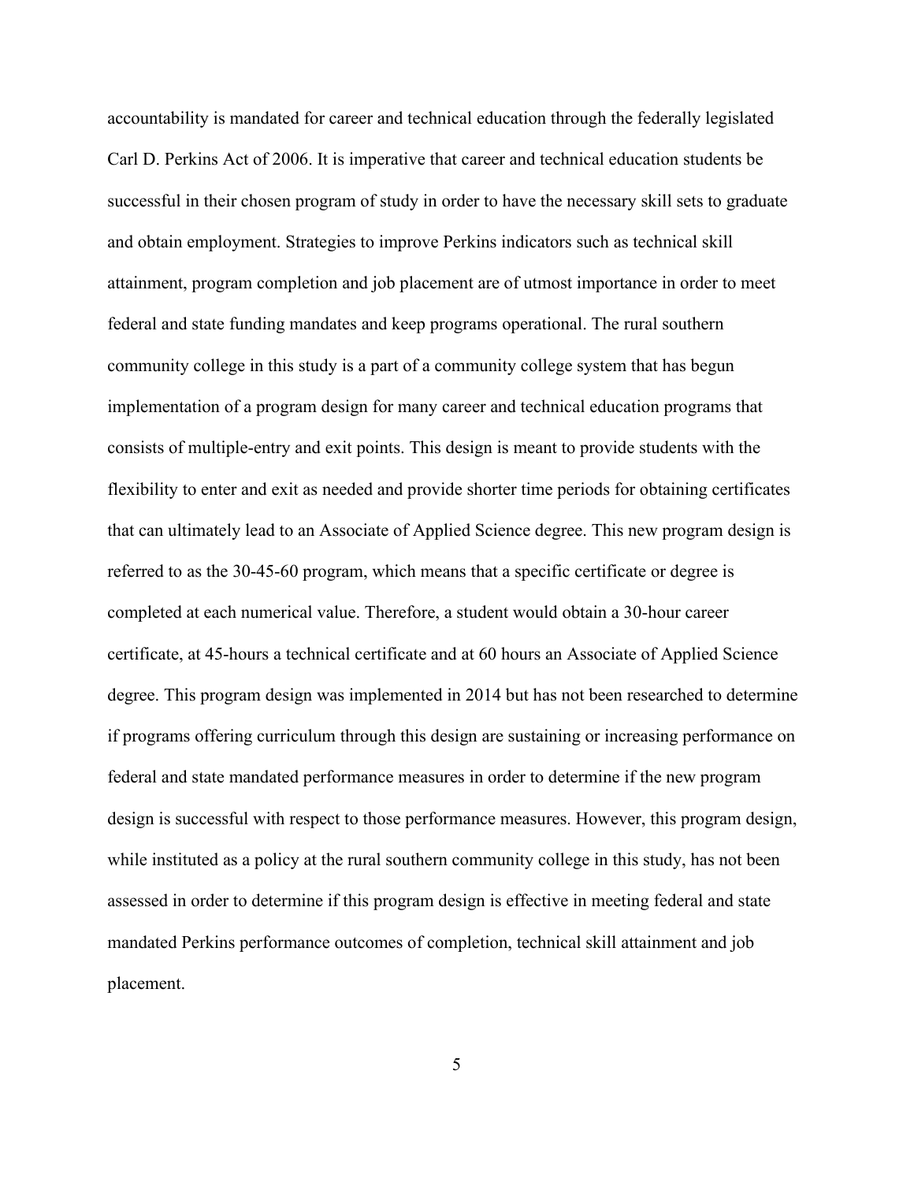accountability is mandated for career and technical education through the federally legislated Carl D. Perkins Act of 2006. It is imperative that career and technical education students be successful in their chosen program of study in order to have the necessary skill sets to graduate and obtain employment. Strategies to improve Perkins indicators such as technical skill attainment, program completion and job placement are of utmost importance in order to meet federal and state funding mandates and keep programs operational. The rural southern community college in this study is a part of a community college system that has begun implementation of a program design for many career and technical education programs that consists of multiple-entry and exit points. This design is meant to provide students with the flexibility to enter and exit as needed and provide shorter time periods for obtaining certificates that can ultimately lead to an Associate of Applied Science degree. This new program design is referred to as the 30-45-60 program, which means that a specific certificate or degree is completed at each numerical value. Therefore, a student would obtain a 30-hour career certificate, at 45-hours a technical certificate and at 60 hours an Associate of Applied Science degree. This program design was implemented in 2014 but has not been researched to determine if programs offering curriculum through this design are sustaining or increasing performance on federal and state mandated performance measures in order to determine if the new program design is successful with respect to those performance measures. However, this program design, while instituted as a policy at the rural southern community college in this study, has not been assessed in order to determine if this program design is effective in meeting federal and state mandated Perkins performance outcomes of completion, technical skill attainment and job placement.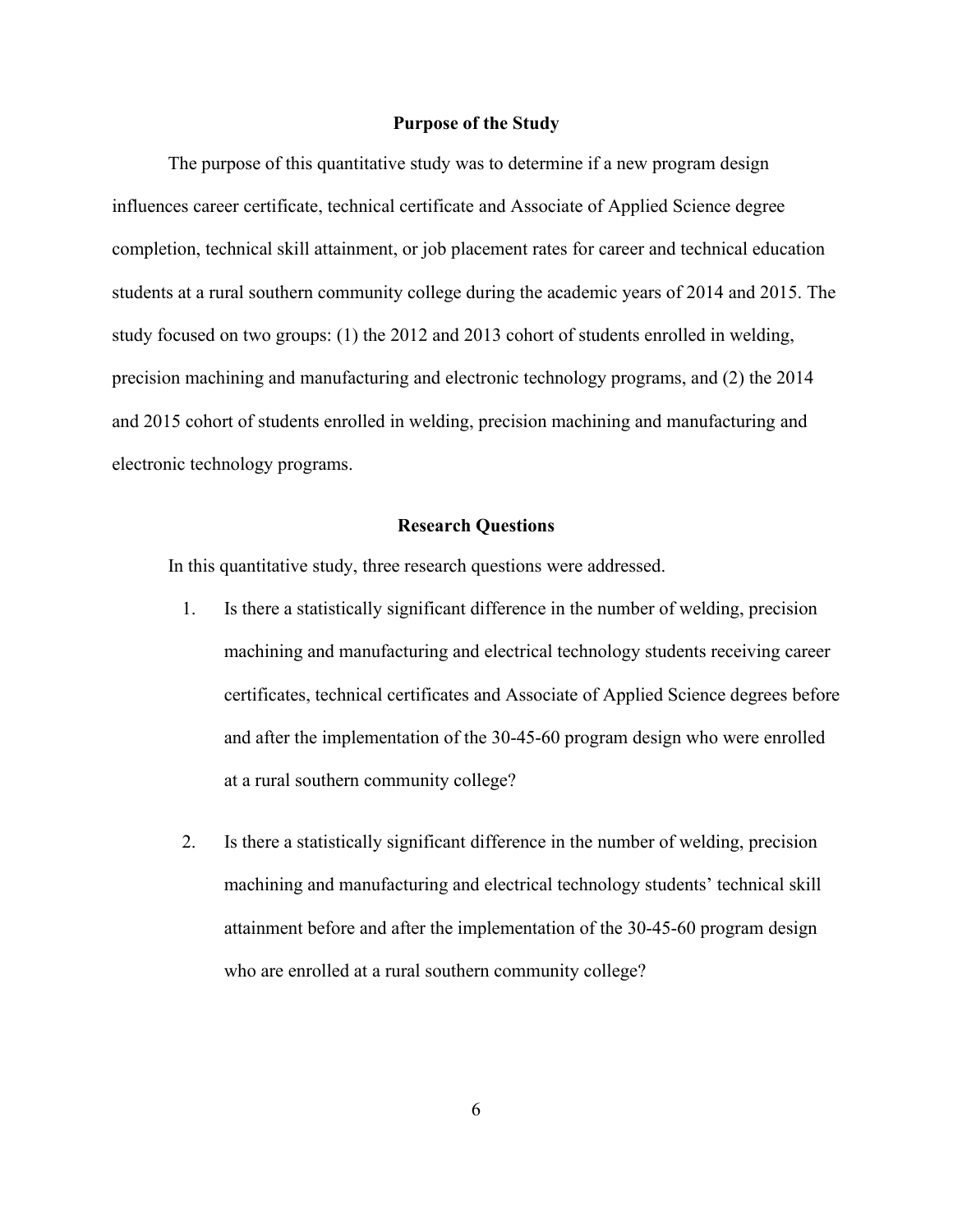## Purpose of the Study

The purpose of this quantitative study was to determine if a new program design influences career certificate, technical certificate and Associate of Applied Science degree completion, technical skill attainment, or job placement rates for career and technical education students at a rural southern community college during the academic years of 2014 and 2015. The study focused on two groups: (1) the 2012 and 2013 cohort of students enrolled in welding, precision machining and manufacturing and electronic technology programs, and (2) the 2014 and 2015 cohort of students enrolled in welding, precision machining and manufacturing and electronic technology programs.

## Research Questions

In this quantitative study, three research questions were addressed.

1. Is there a statistically significant difference in the number of welding, precision machining and manufacturing and electrical technology students receiving career certificates, technical certificates and Associate of Applied Science degrees before and after the implementation of the 30-45-60 program design who were enrolled at a rural southern community college?

2. Is there a statistically significant difference in the number of welding, precision machining and manufacturing and electrical technology students' technical skill attainment before and after the implementation of the 30-45-60 program design who are enrolled at a rural southern community college?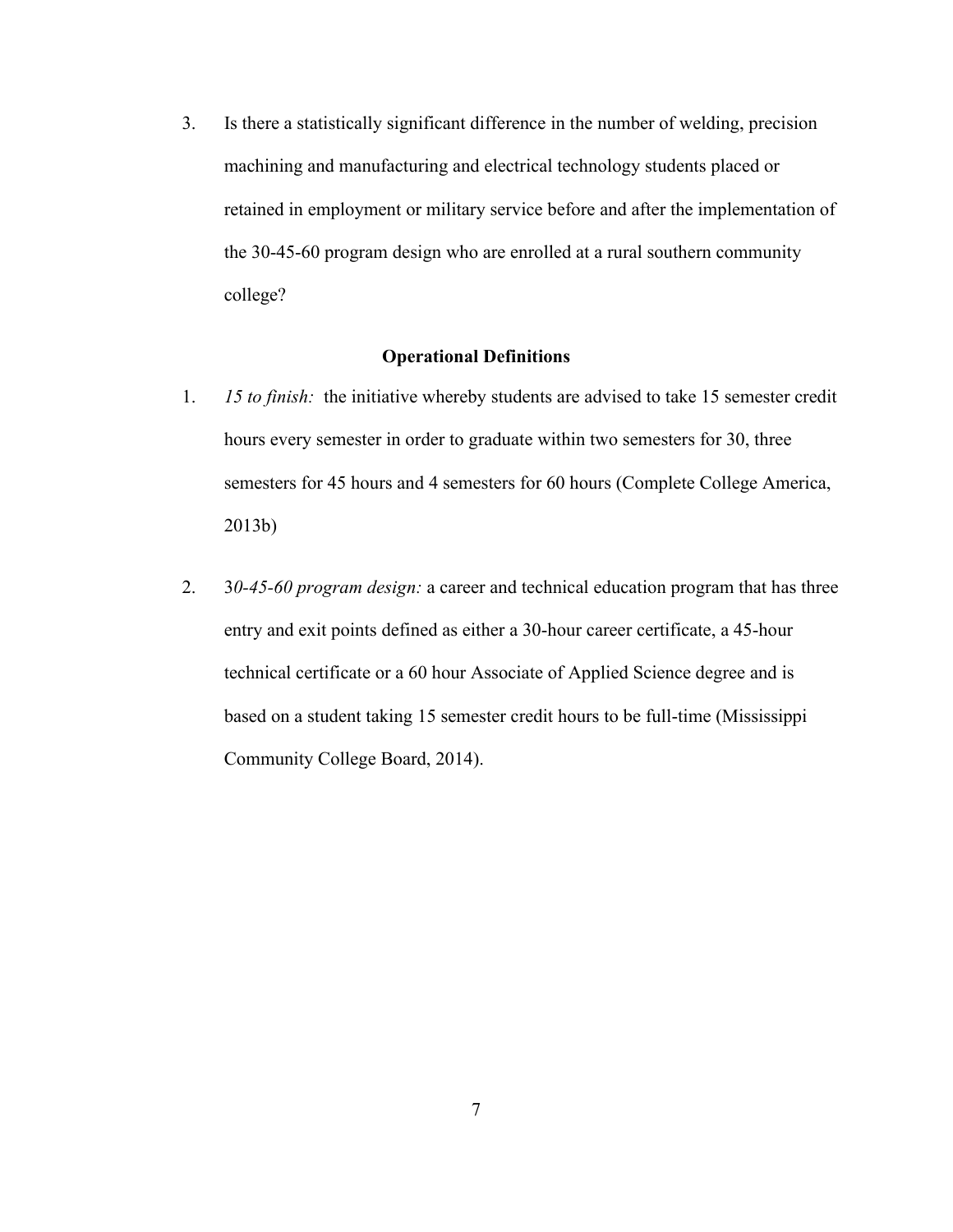3. Is there a statistically significant difference in the number of welding, precision machining and manufacturing and electrical technology students placed or retained in employment or military service before and after the implementation of the 30-45-60 program design who are enrolled at a rural southern community college?

## Operational Definitions

1. *15 to finish:* the initiative whereby students are advised to take 15 semester credit hours every semester in order to graduate within two semesters for 30, three semesters for 45 hours and 4 semesters for 60 hours (Complete College America, 2013b)

2. 3*0-45-60 program design:* a career and technical education program that has three entry and exit points defined as either a 30-hour career certificate, a 45-hour technical certificate or a 60 hour Associate of Applied Science degree and is based on a student taking 15 semester credit hours to be full-time (Mississippi Community College Board, 2014).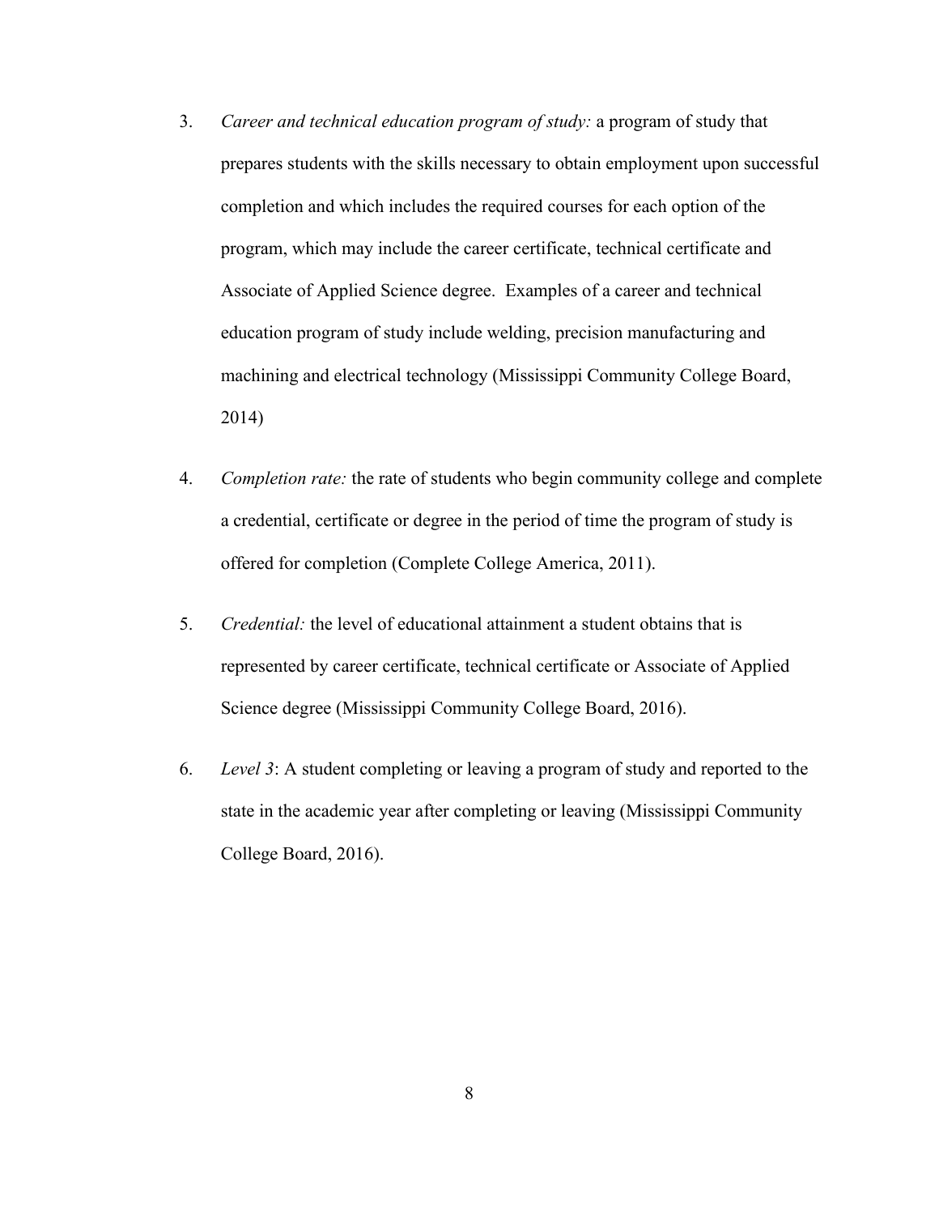3. *Career and technical education program of study:* a program of study that prepares students with the skills necessary to obtain employment upon successful completion and which includes the required courses for each option of the program, which may include the career certificate, technical certificate and Associate of Applied Science degree. Examples of a career and technical education program of study include welding, precision manufacturing and machining and electrical technology (Mississippi Community College Board, 2014)

4. *Completion rate:* the rate of students who begin community college and complete a credential, certificate or degree in the period of time the program of study is offered for completion (Complete College America, 2011).

5. *Credential:* the level of educational attainment a student obtains that is represented by career certificate, technical certificate or Associate of Applied Science degree (Mississippi Community College Board, 2016).

6. *Level 3*: A student completing or leaving a program of study and reported to the state in the academic year after completing or leaving (Mississippi Community College Board, 2016).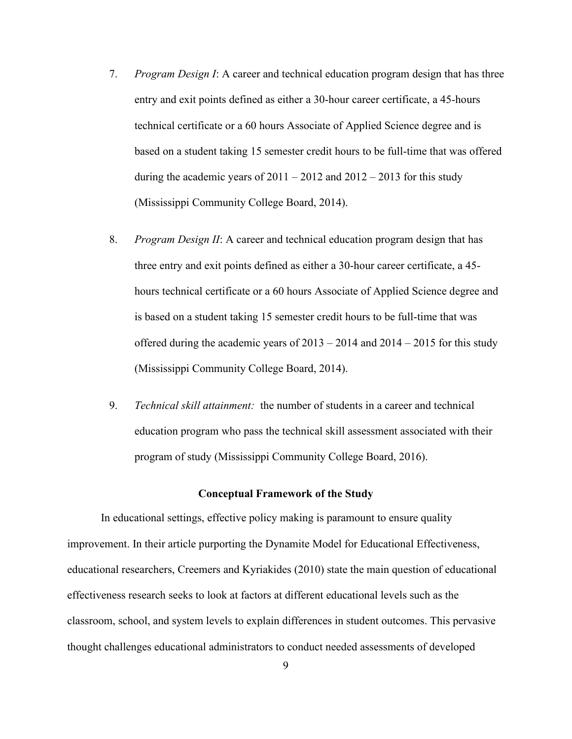7. *Program Design I*: A career and technical education program design that has three entry and exit points defined as either a 30-hour career certificate, a 45-hours technical certificate or a 60 hours Associate of Applied Science degree and is based on a student taking 15 semester credit hours to be full-time that was offered during the academic years of 2011 – 2012 and 2012 – 2013 for this study (Mississippi Community College Board, 2014).

8. *Program Design II*: A career and technical education program design that has three entry and exit points defined as either a 30-hour career certificate, a 45-hours technical certificate or a 60 hours Associate of Applied Science degree and is based on a student taking 15 semester credit hours to be full-time that was offered during the academic years of 2013 – 2014 and 2014 – 2015 for this study (Mississippi Community College Board, 2014).

9. *Technical skill attainment:* the number of students in a career and technical education program who pass the technical skill assessment associated with their program of study (Mississippi Community College Board, 2016).

## Conceptual Framework of the Study

In educational settings, effective policy making is paramount to ensure quality improvement. In their article purporting the Dynamite Model for Educational Effectiveness, educational researchers, Creemers and Kyriakides (2010) state the main question of educational effectiveness research seeks to look at factors at different educational levels such as the classroom, school, and system levels to explain differences in student outcomes. This pervasive thought challenges educational administrators to conduct needed assessments of developed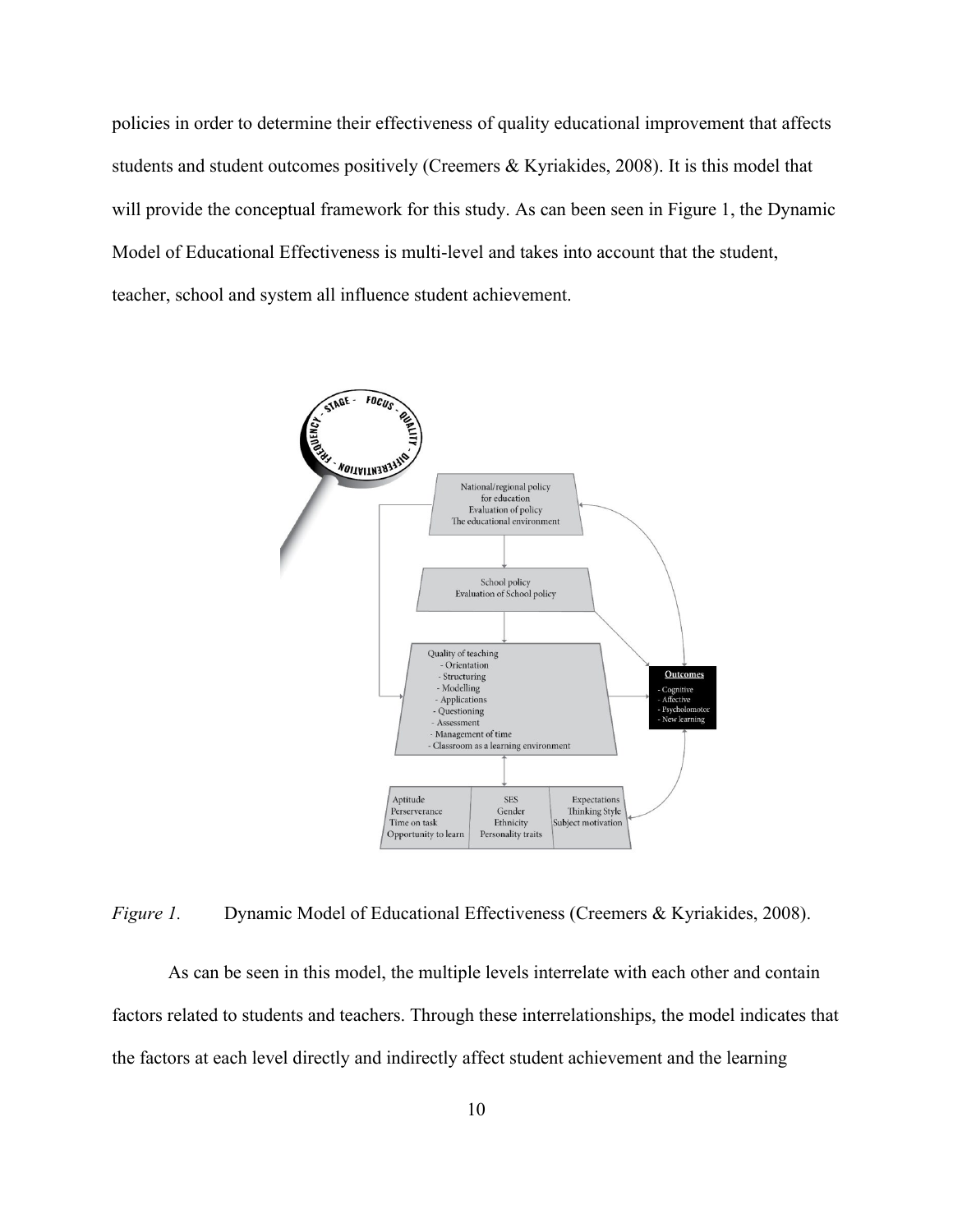policies in order to determine their effectiveness of quality educational improvement that affects students and student outcomes positively (Creemers & Kyriakides, 2008). It is this model that will provide the conceptual framework for this study. As can been seen in Figure 1, the Dynamic Model of Educational Effectiveness is multi-level and takes into account that the student, teacher, school and system all influence student achievement.

*Figure 1.* Dynamic Model of Educational Effectiveness (Creemers & Kyriakides, 2008).

As can be seen in this model, the multiple levels interrelate with each other and contain factors related to students and teachers. Through these interrelationships, the model indicates that the factors at each level directly and indirectly affect student achievement and the learning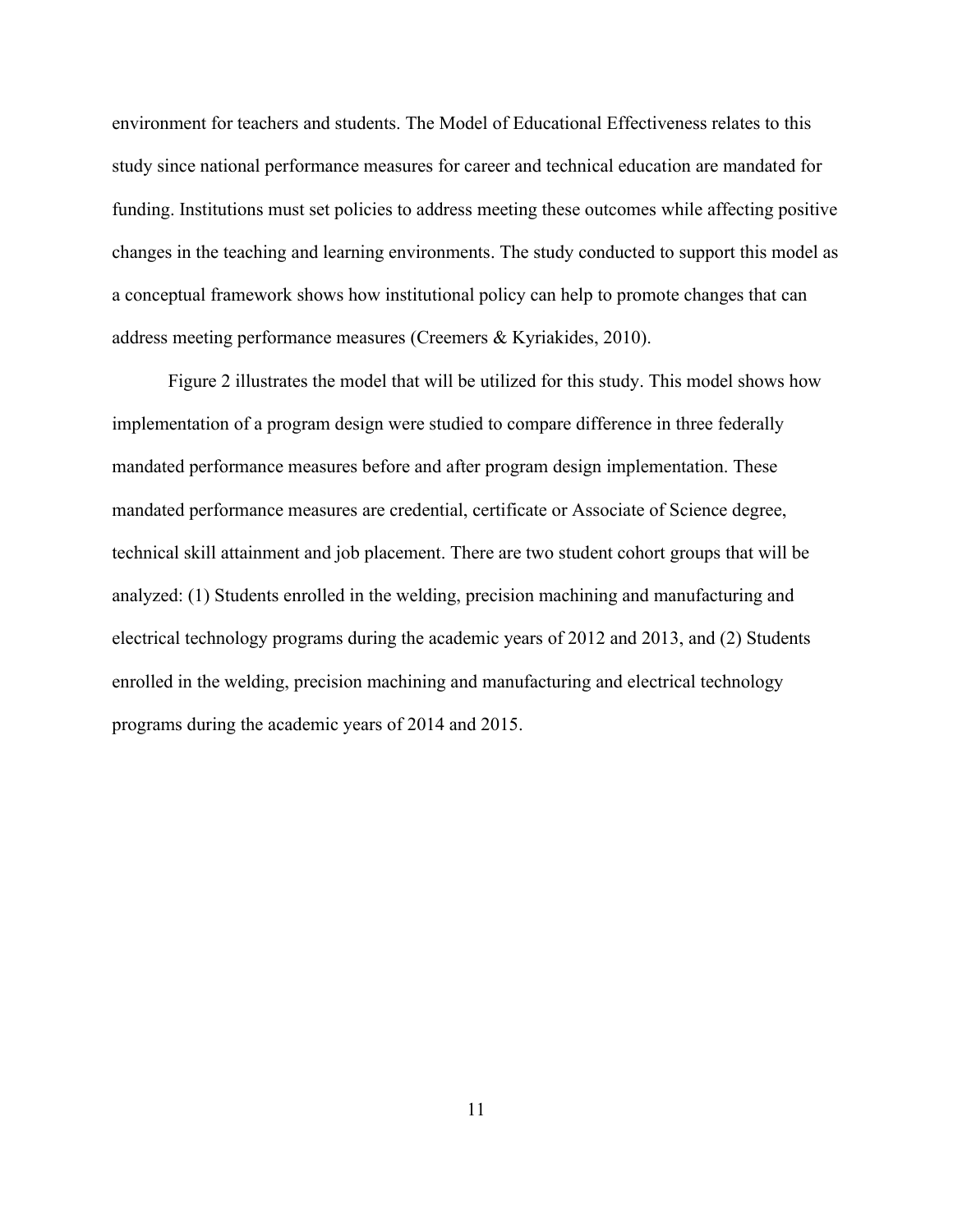environment for teachers and students. The Model of Educational Effectiveness relates to this study since national performance measures for career and technical education are mandated for funding. Institutions must set policies to address meeting these outcomes while affecting positive changes in the teaching and learning environments. The study conducted to support this model as a conceptual framework shows how institutional policy can help to promote changes that can address meeting performance measures (Creemers & Kyriakides, 2010).

Figure 2 illustrates the model that will be utilized for this study. This model shows how implementation of a program design were studied to compare difference in three federally mandated performance measures before and after program design implementation. These mandated performance measures are credential, certificate or Associate of Science degree, technical skill attainment and job placement. There are two student cohort groups that will be analyzed: (1) Students enrolled in the welding, precision machining and manufacturing and electrical technology programs during the academic years of 2012 and 2013, and (2) Students enrolled in the welding, precision machining and manufacturing and electrical technology programs during the academic years of 2014 and 2015.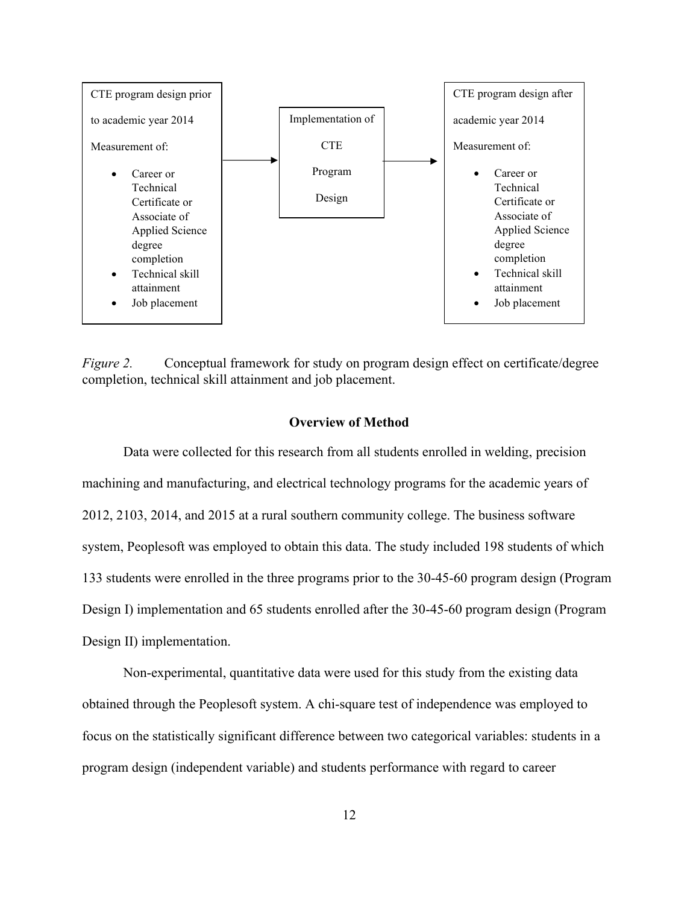CTE program design prior to academic year 2014

Measurement of:

- Career or Technical Certificate or Associate of Applied Science degree completion
- Technical skill attainment
- Job placement

→ Implementation of CTE Program Design →

CTE program design after academic year 2014

Measurement of:

- Career or Technical Certificate or Associate of Applied Science degree completion
- Technical skill attainment
- Job placement

*Figure 2.* Conceptual framework for study on program design effect on certificate/degree completion, technical skill attainment and job placement.

## Overview of Method

Data were collected for this research from all students enrolled in welding, precision machining and manufacturing, and electrical technology programs for the academic years of 2012, 2103, 2014, and 2015 at a rural southern community college. The business software system, Peoplesoft was employed to obtain this data. The study included 198 students of which 133 students were enrolled in the three programs prior to the 30-45-60 program design (Program Design I) implementation and 65 students enrolled after the 30-45-60 program design (Program Design II) implementation.

Non-experimental, quantitative data were used for this study from the existing data obtained through the Peoplesoft system. A chi-square test of independence was employed to focus on the statistically significant difference between two categorical variables: students in a program design (independent variable) and students performance with regard to career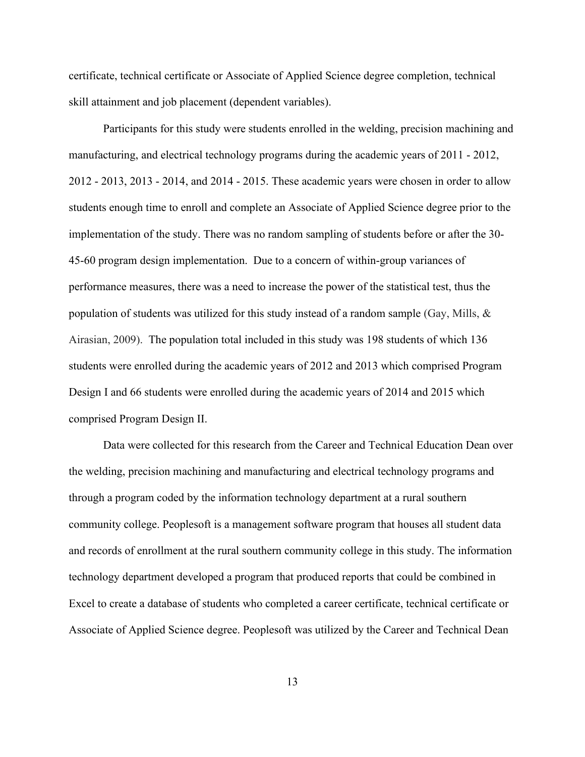certificate, technical certificate or Associate of Applied Science degree completion, technical skill attainment and job placement (dependent variables).

Participants for this study were students enrolled in the welding, precision machining and manufacturing, and electrical technology programs during the academic years of 2011 - 2012, 2012 - 2013, 2013 - 2014, and 2014 - 2015. These academic years were chosen in order to allow students enough time to enroll and complete an Associate of Applied Science degree prior to the implementation of the study. There was no random sampling of students before or after the 30-45-60 program design implementation. Due to a concern of within-group variances of performance measures, there was a need to increase the power of the statistical test, thus the population of students was utilized for this study instead of a random sample (Gay, Mills, & Airasian, 2009). The population total included in this study was 198 students of which 136 students were enrolled during the academic years of 2012 and 2013 which comprised Program Design I and 66 students were enrolled during the academic years of 2014 and 2015 which comprised Program Design II.

Data were collected for this research from the Career and Technical Education Dean over the welding, precision machining and manufacturing and electrical technology programs and through a program coded by the information technology department at a rural southern community college. Peoplesoft is a management software program that houses all student data and records of enrollment at the rural southern community college in this study. The information technology department developed a program that produced reports that could be combined in Excel to create a database of students who completed a career certificate, technical certificate or Associate of Applied Science degree. Peoplesoft was utilized by the Career and Technical Dean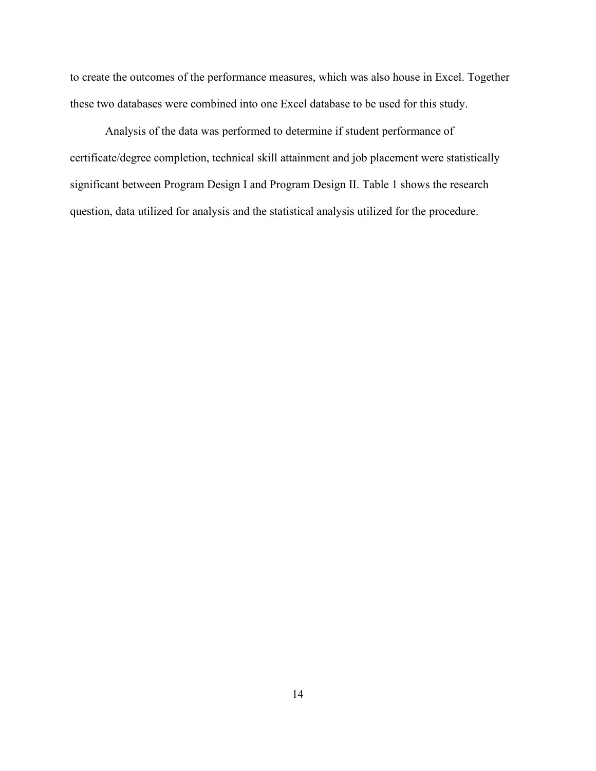to create the outcomes of the performance measures, which was also house in Excel. Together these two databases were combined into one Excel database to be used for this study.

Analysis of the data was performed to determine if student performance of certificate/degree completion, technical skill attainment and job placement were statistically significant between Program Design I and Program Design II. Table 1 shows the research question, data utilized for analysis and the statistical analysis utilized for the procedure.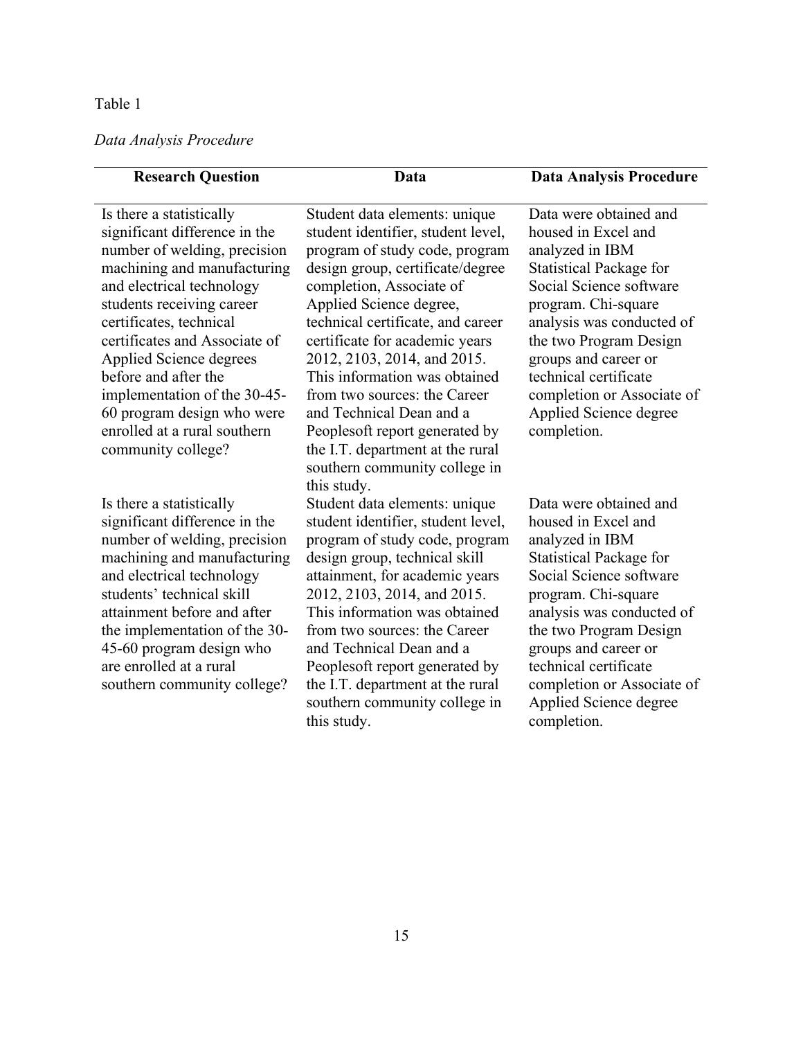Table 1

*Data Analysis Procedure*

| Research Question | Data | Data Analysis Procedure |
| --- | --- | --- |
| Is there a statistically significant difference in the number of welding, precision machining and manufacturing and electrical technology students receiving career certificates, technical certificates and Associate of Applied Science degrees before and after the implementation of the 30-45-60 program design who were enrolled at a rural southern community college? | Student data elements: unique student identifier, student level, program of study code, program design group, certificate/degree completion, Associate of Applied Science degree, technical certificate, and career certificate for academic years 2012, 2103, 2014, and 2015. This information was obtained from two sources: the Career and Technical Dean and a Peoplesoft report generated by the I.T. department at the rural southern community college in this study. | Data were obtained and housed in Excel and analyzed in IBM Statistical Package for Social Science software program. Chi-square analysis was conducted of the two Program Design groups and career or technical certificate completion or Associate of Applied Science degree completion. |
| Is there a statistically significant difference in the number of welding, precision machining and manufacturing and electrical technology students' technical skill attainment before and after the implementation of the 30-45-60 program design who are enrolled at a rural southern community college? | Student data elements: unique student identifier, student level, program of study code, program design group, technical skill attainment, for academic years 2012, 2103, 2014, and 2015. This information was obtained from two sources: the Career and Technical Dean and a Peoplesoft report generated by the I.T. department at the rural southern community college in this study. | Data were obtained and housed in Excel and analyzed in IBM Statistical Package for Social Science software program. Chi-square analysis was conducted of the two Program Design groups and career or technical certificate completion or Associate of Applied Science degree completion. |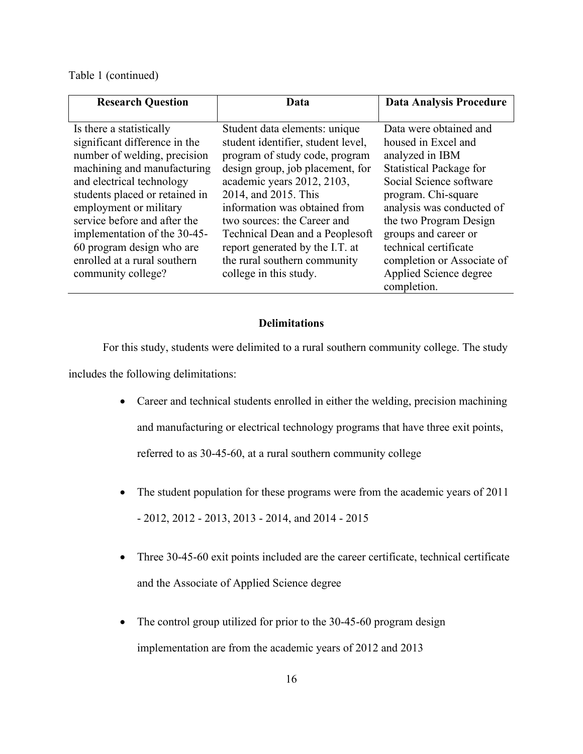Table 1 (continued)

| Research Question | Data | Data Analysis Procedure |
| --- | --- | --- |
| Is there a statistically significant difference in the number of welding, precision machining and manufacturing and electrical technology students placed or retained in employment or military service before and after the implementation of the 30-45-60 program design who are enrolled at a rural southern community college? | Student data elements: unique student identifier, student level, program of study code, program design group, job placement, for academic years 2012, 2103, 2014, and 2015. This information was obtained from two sources: the Career and Technical Dean and a Peoplesoft report generated by the I.T. at the rural southern community college in this study. | Data were obtained and housed in Excel and analyzed in IBM Statistical Package for Social Science software program. Chi-square analysis was conducted of the two Program Design groups and career or technical certificate completion or Associate of Applied Science degree completion. |

## Delimitations

For this study, students were delimited to a rural southern community college. The study includes the following delimitations:

- Career and technical students enrolled in either the welding, precision machining and manufacturing or electrical technology programs that have three exit points, referred to as 30-45-60, at a rural southern community college
- The student population for these programs were from the academic years of 2011 - 2012, 2012 - 2013, 2013 - 2014, and 2014 - 2015
- Three 30-45-60 exit points included are the career certificate, technical certificate and the Associate of Applied Science degree
- The control group utilized for prior to the 30-45-60 program design implementation are from the academic years of 2012 and 2013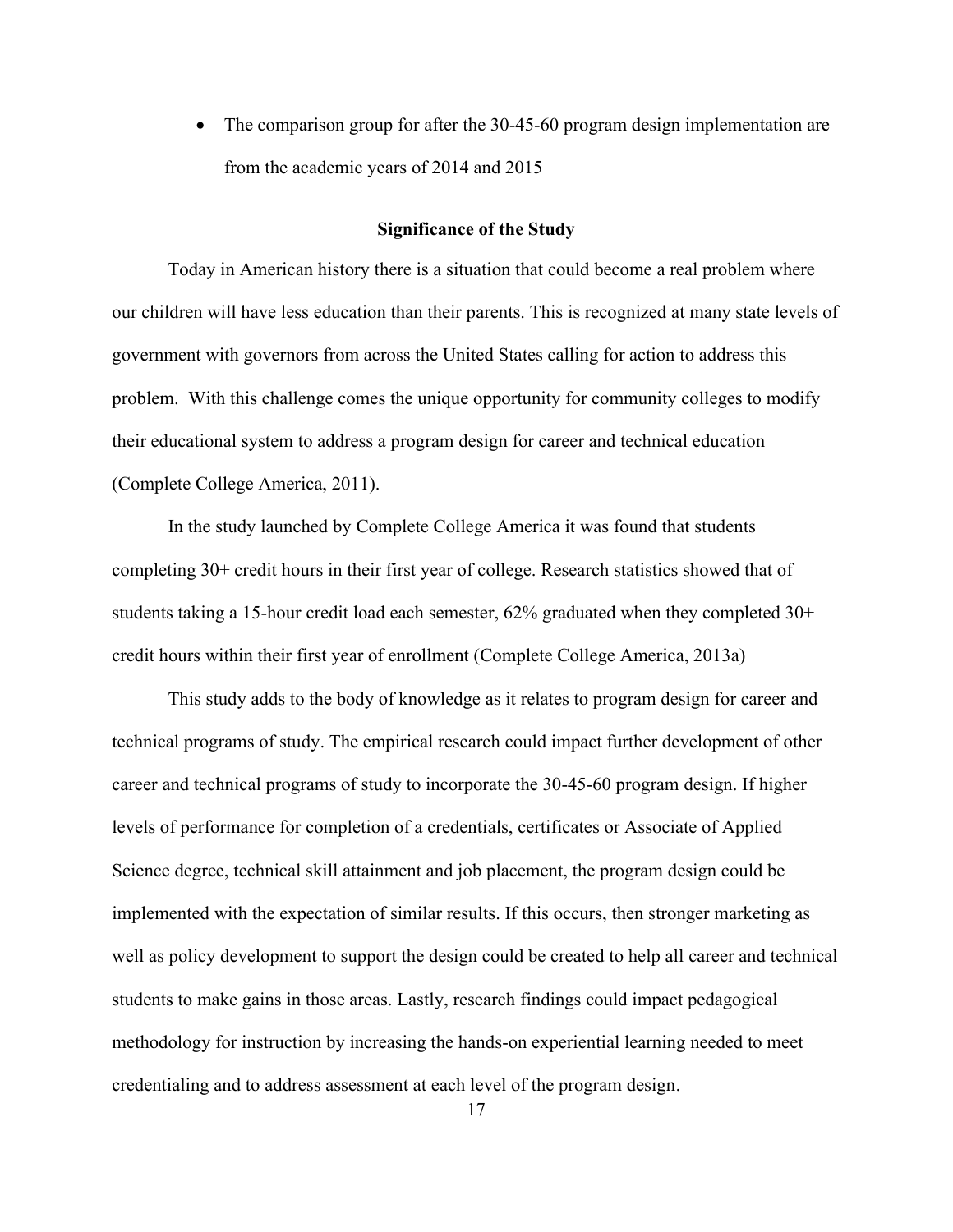- The comparison group for after the 30-45-60 program design implementation are from the academic years of 2014 and 2015

## Significance of the Study

Today in American history there is a situation that could become a real problem where our children will have less education than their parents. This is recognized at many state levels of government with governors from across the United States calling for action to address this problem. With this challenge comes the unique opportunity for community colleges to modify their educational system to address a program design for career and technical education (Complete College America, 2011).

In the study launched by Complete College America it was found that students completing 30+ credit hours in their first year of college. Research statistics showed that of students taking a 15-hour credit load each semester, 62% graduated when they completed 30+ credit hours within their first year of enrollment (Complete College America, 2013a)

This study adds to the body of knowledge as it relates to program design for career and technical programs of study. The empirical research could impact further development of other career and technical programs of study to incorporate the 30-45-60 program design. If higher levels of performance for completion of a credentials, certificates or Associate of Applied Science degree, technical skill attainment and job placement, the program design could be implemented with the expectation of similar results. If this occurs, then stronger marketing as well as policy development to support the design could be created to help all career and technical students to make gains in those areas. Lastly, research findings could impact pedagogical methodology for instruction by increasing the hands-on experiential learning needed to meet credentialing and to address assessment at each level of the program design.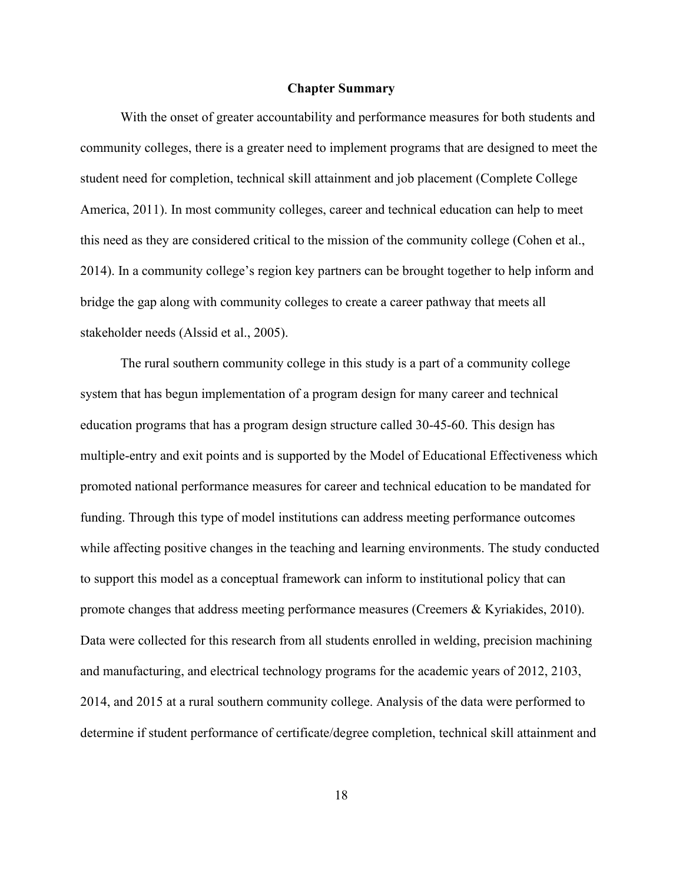## Chapter Summary

With the onset of greater accountability and performance measures for both students and community colleges, there is a greater need to implement programs that are designed to meet the student need for completion, technical skill attainment and job placement (Complete College America, 2011). In most community colleges, career and technical education can help to meet this need as they are considered critical to the mission of the community college (Cohen et al., 2014). In a community college's region key partners can be brought together to help inform and bridge the gap along with community colleges to create a career pathway that meets all stakeholder needs (Alssid et al., 2005).

The rural southern community college in this study is a part of a community college system that has begun implementation of a program design for many career and technical education programs that has a program design structure called 30-45-60. This design has multiple-entry and exit points and is supported by the Model of Educational Effectiveness which promoted national performance measures for career and technical education to be mandated for funding. Through this type of model institutions can address meeting performance outcomes while affecting positive changes in the teaching and learning environments. The study conducted to support this model as a conceptual framework can inform to institutional policy that can promote changes that address meeting performance measures (Creemers & Kyriakides, 2010). Data were collected for this research from all students enrolled in welding, precision machining and manufacturing, and electrical technology programs for the academic years of 2012, 2103, 2014, and 2015 at a rural southern community college. Analysis of the data were performed to determine if student performance of certificate/degree completion, technical skill attainment and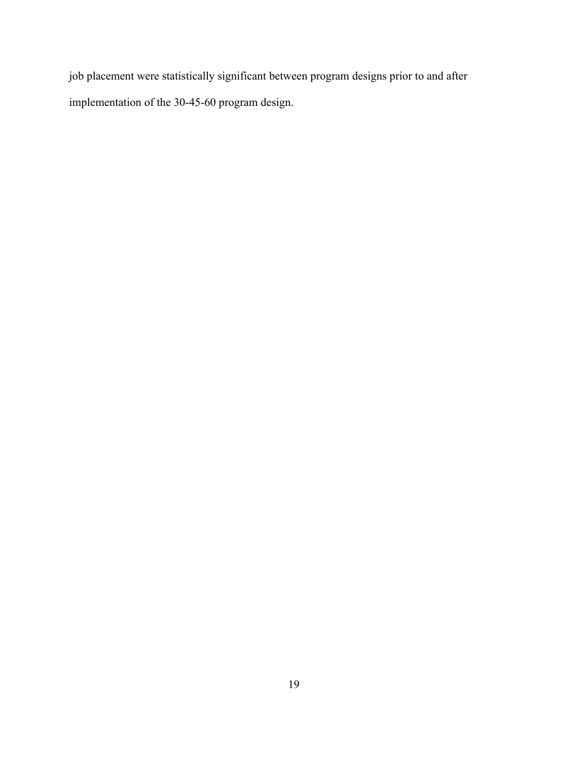job placement were statistically significant between program designs prior to and after implementation of the 30-45-60 program design.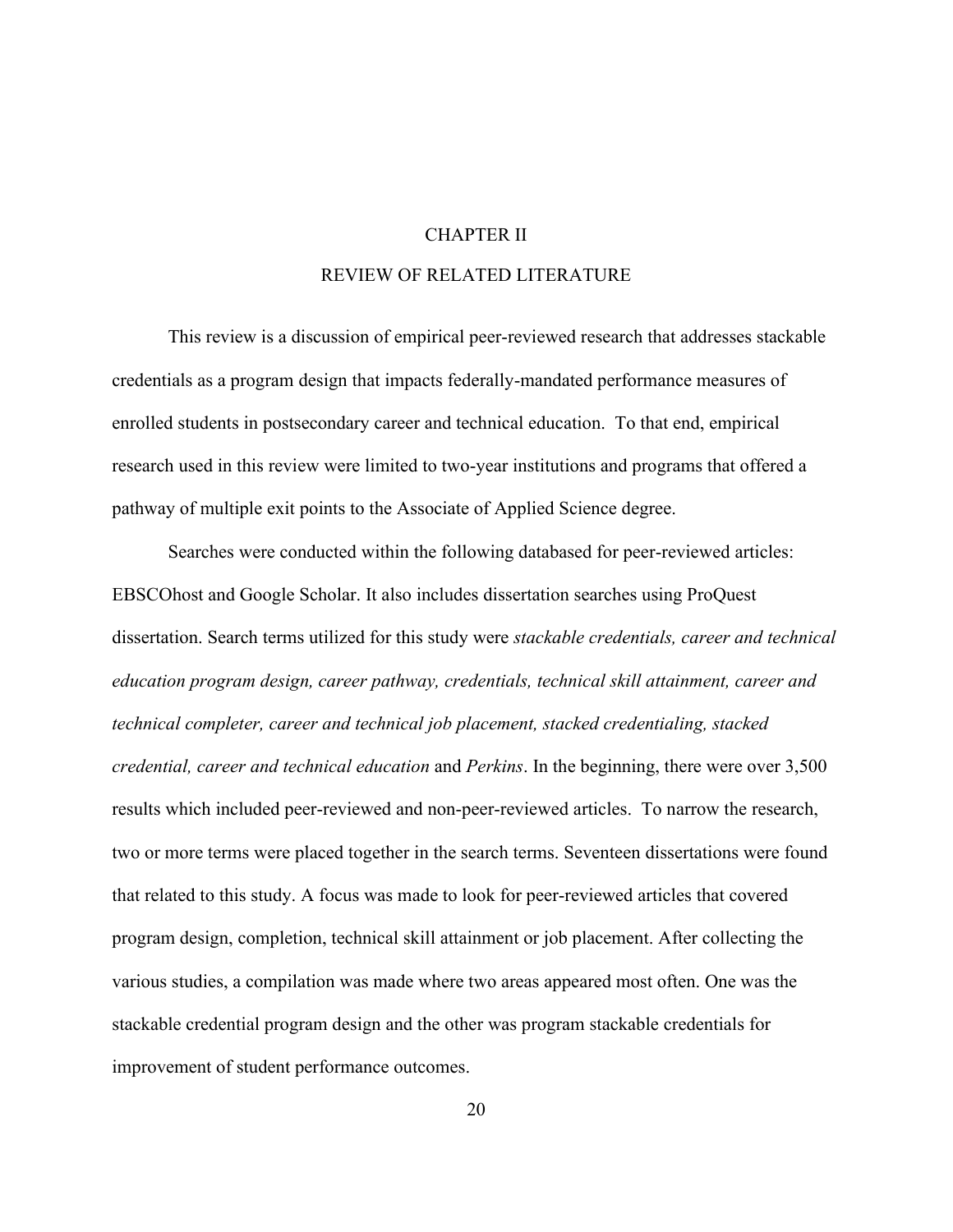# CHAPTER II

## REVIEW OF RELATED LITERATURE

This review is a discussion of empirical peer-reviewed research that addresses stackable credentials as a program design that impacts federally-mandated performance measures of enrolled students in postsecondary career and technical education. To that end, empirical research used in this review were limited to two-year institutions and programs that offered a pathway of multiple exit points to the Associate of Applied Science degree.

Searches were conducted within the following databased for peer-reviewed articles: EBSCOhost and Google Scholar. It also includes dissertation searches using ProQuest dissertation. Search terms utilized for this study were *stackable credentials, career and technical education program design, career pathway, credentials, technical skill attainment, career and technical completer, career and technical job placement, stacked credentialing, stacked credential, career and technical education* and *Perkins*. In the beginning, there were over 3,500 results which included peer-reviewed and non-peer-reviewed articles. To narrow the research, two or more terms were placed together in the search terms. Seventeen dissertations were found that related to this study. A focus was made to look for peer-reviewed articles that covered program design, completion, technical skill attainment or job placement. After collecting the various studies, a compilation was made where two areas appeared most often. One was the stackable credential program design and the other was program stackable credentials for improvement of student performance outcomes.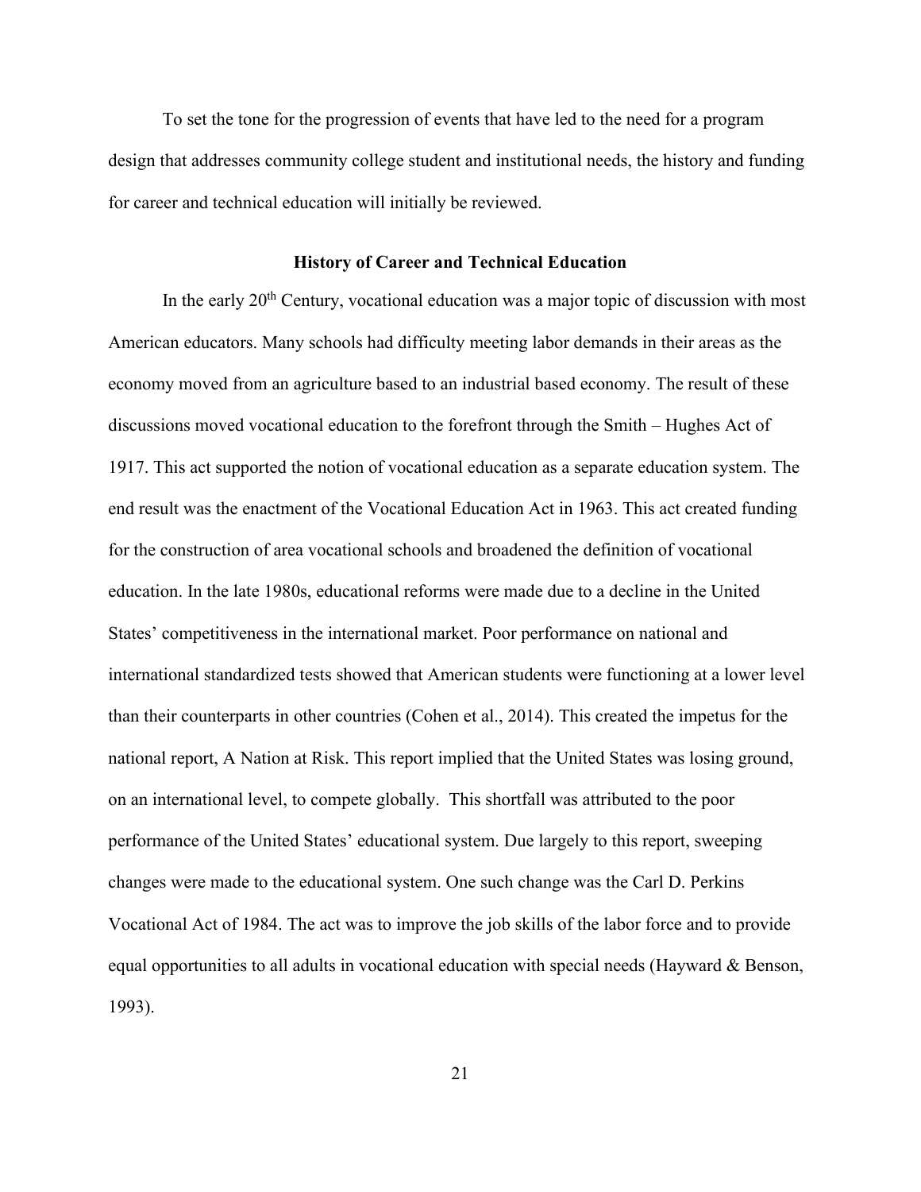To set the tone for the progression of events that have led to the need for a program design that addresses community college student and institutional needs, the history and funding for career and technical education will initially be reviewed.

## History of Career and Technical Education

In the early 20th Century, vocational education was a major topic of discussion with most American educators. Many schools had difficulty meeting labor demands in their areas as the economy moved from an agriculture based to an industrial based economy. The result of these discussions moved vocational education to the forefront through the Smith – Hughes Act of 1917. This act supported the notion of vocational education as a separate education system. The end result was the enactment of the Vocational Education Act in 1963. This act created funding for the construction of area vocational schools and broadened the definition of vocational education. In the late 1980s, educational reforms were made due to a decline in the United States' competitiveness in the international market. Poor performance on national and international standardized tests showed that American students were functioning at a lower level than their counterparts in other countries (Cohen et al., 2014). This created the impetus for the national report, A Nation at Risk. This report implied that the United States was losing ground, on an international level, to compete globally. This shortfall was attributed to the poor performance of the United States' educational system. Due largely to this report, sweeping changes were made to the educational system. One such change was the Carl D. Perkins Vocational Act of 1984. The act was to improve the job skills of the labor force and to provide equal opportunities to all adults in vocational education with special needs (Hayward & Benson, 1993).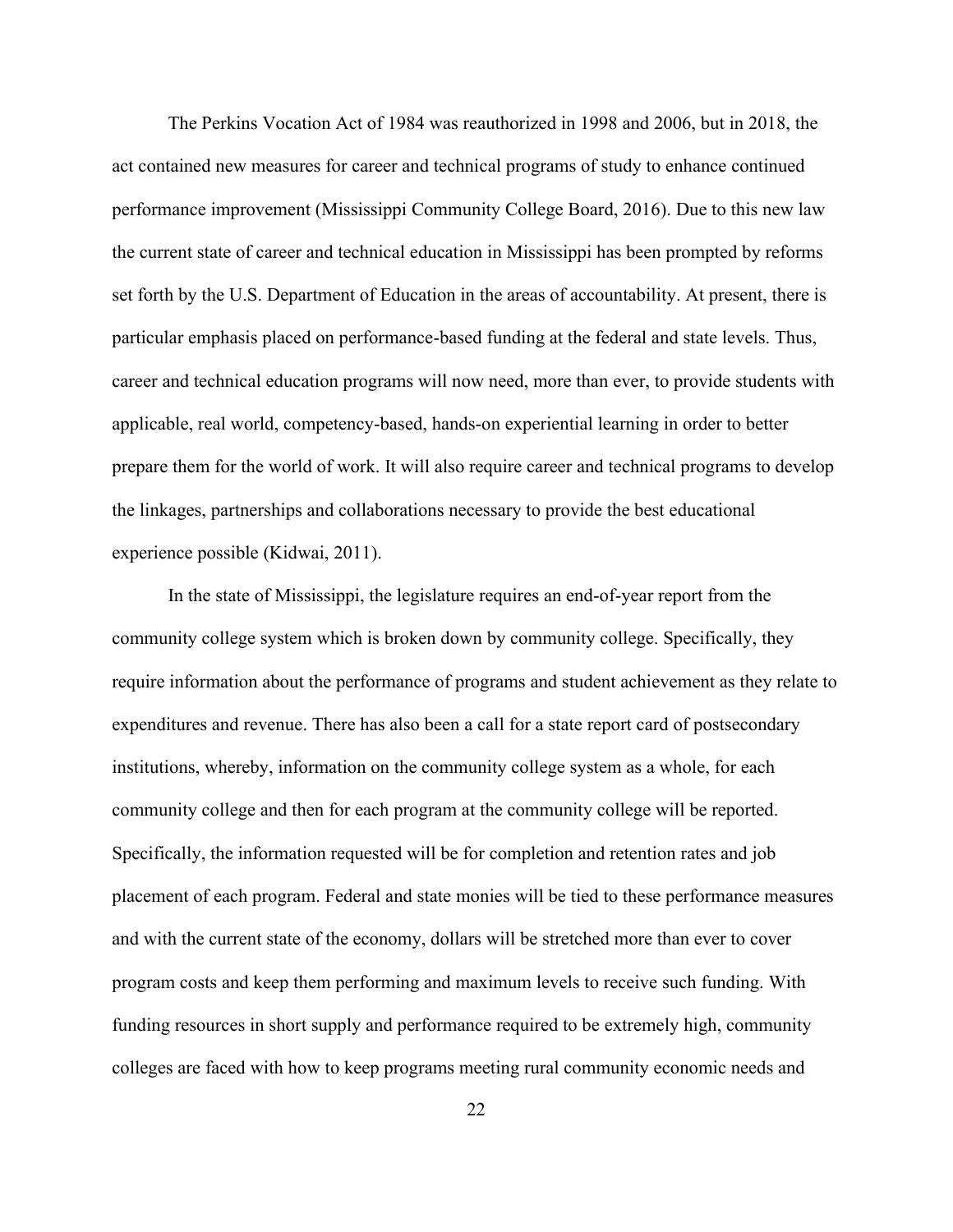The Perkins Vocation Act of 1984 was reauthorized in 1998 and 2006, but in 2018, the act contained new measures for career and technical programs of study to enhance continued performance improvement (Mississippi Community College Board, 2016). Due to this new law the current state of career and technical education in Mississippi has been prompted by reforms set forth by the U.S. Department of Education in the areas of accountability. At present, there is particular emphasis placed on performance-based funding at the federal and state levels. Thus, career and technical education programs will now need, more than ever, to provide students with applicable, real world, competency-based, hands-on experiential learning in order to better prepare them for the world of work. It will also require career and technical programs to develop the linkages, partnerships and collaborations necessary to provide the best educational experience possible (Kidwai, 2011).

In the state of Mississippi, the legislature requires an end-of-year report from the community college system which is broken down by community college. Specifically, they require information about the performance of programs and student achievement as they relate to expenditures and revenue. There has also been a call for a state report card of postsecondary institutions, whereby, information on the community college system as a whole, for each community college and then for each program at the community college will be reported. Specifically, the information requested will be for completion and retention rates and job placement of each program. Federal and state monies will be tied to these performance measures and with the current state of the economy, dollars will be stretched more than ever to cover program costs and keep them performing and maximum levels to receive such funding. With funding resources in short supply and performance required to be extremely high, community colleges are faced with how to keep programs meeting rural community economic needs and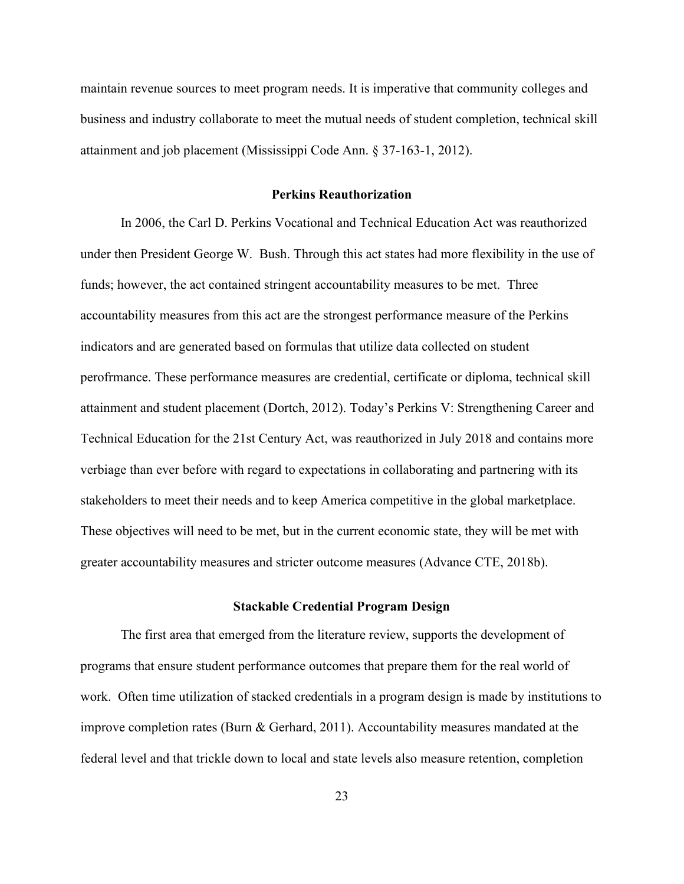maintain revenue sources to meet program needs. It is imperative that community colleges and business and industry collaborate to meet the mutual needs of student completion, technical skill attainment and job placement (Mississippi Code Ann. § 37-163-1, 2012).

## Perkins Reauthorization

In 2006, the Carl D. Perkins Vocational and Technical Education Act was reauthorized under then President George W. Bush. Through this act states had more flexibility in the use of funds; however, the act contained stringent accountability measures to be met. Three accountability measures from this act are the strongest performance measure of the Perkins indicators and are generated based on formulas that utilize data collected on student perofrmance. These performance measures are credential, certificate or diploma, technical skill attainment and student placement (Dortch, 2012). Today's Perkins V: Strengthening Career and Technical Education for the 21st Century Act, was reauthorized in July 2018 and contains more verbiage than ever before with regard to expectations in collaborating and partnering with its stakeholders to meet their needs and to keep America competitive in the global marketplace. These objectives will need to be met, but in the current economic state, they will be met with greater accountability measures and stricter outcome measures (Advance CTE, 2018b).

## Stackable Credential Program Design

The first area that emerged from the literature review, supports the development of programs that ensure student performance outcomes that prepare them for the real world of work. Often time utilization of stacked credentials in a program design is made by institutions to improve completion rates (Burn & Gerhard, 2011). Accountability measures mandated at the federal level and that trickle down to local and state levels also measure retention, completion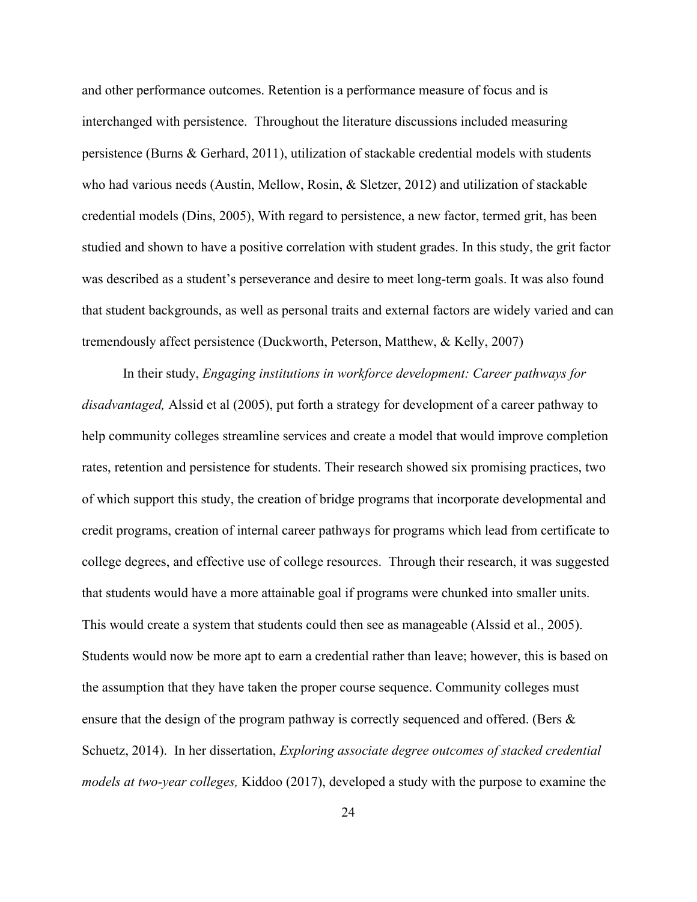and other performance outcomes. Retention is a performance measure of focus and is interchanged with persistence. Throughout the literature discussions included measuring persistence (Burns & Gerhard, 2011), utilization of stackable credential models with students who had various needs (Austin, Mellow, Rosin, & Sletzer, 2012) and utilization of stackable credential models (Dins, 2005), With regard to persistence, a new factor, termed grit, has been studied and shown to have a positive correlation with student grades. In this study, the grit factor was described as a student's perseverance and desire to meet long-term goals. It was also found that student backgrounds, as well as personal traits and external factors are widely varied and can tremendously affect persistence (Duckworth, Peterson, Matthew, & Kelly, 2007)

In their study, *Engaging institutions in workforce development: Career pathways for disadvantaged,* Alssid et al (2005), put forth a strategy for development of a career pathway to help community colleges streamline services and create a model that would improve completion rates, retention and persistence for students. Their research showed six promising practices, two of which support this study, the creation of bridge programs that incorporate developmental and credit programs, creation of internal career pathways for programs which lead from certificate to college degrees, and effective use of college resources. Through their research, it was suggested that students would have a more attainable goal if programs were chunked into smaller units. This would create a system that students could then see as manageable (Alssid et al., 2005). Students would now be more apt to earn a credential rather than leave; however, this is based on the assumption that they have taken the proper course sequence. Community colleges must ensure that the design of the program pathway is correctly sequenced and offered. (Bers & Schuetz, 2014). In her dissertation, *Exploring associate degree outcomes of stacked credential models at two-year colleges,* Kiddoo (2017), developed a study with the purpose to examine the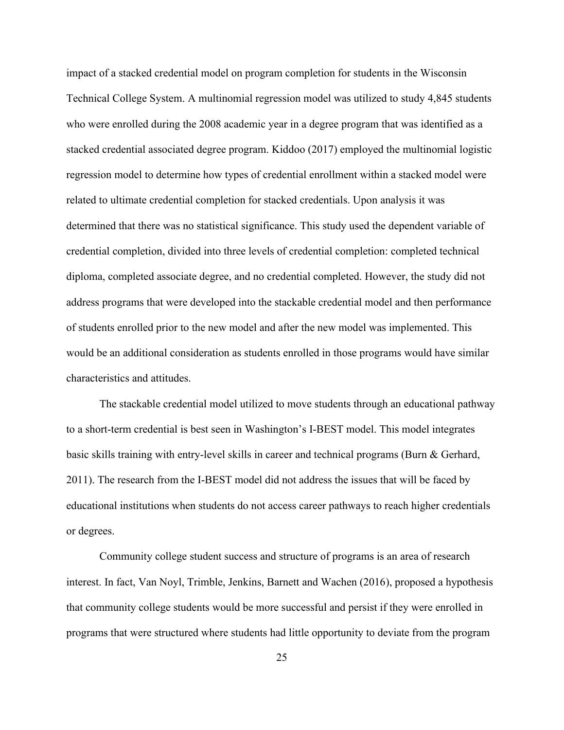impact of a stacked credential model on program completion for students in the Wisconsin Technical College System. A multinomial regression model was utilized to study 4,845 students who were enrolled during the 2008 academic year in a degree program that was identified as a stacked credential associated degree program. Kiddoo (2017) employed the multinomial logistic regression model to determine how types of credential enrollment within a stacked model were related to ultimate credential completion for stacked credentials. Upon analysis it was determined that there was no statistical significance. This study used the dependent variable of credential completion, divided into three levels of credential completion: completed technical diploma, completed associate degree, and no credential completed. However, the study did not address programs that were developed into the stackable credential model and then performance of students enrolled prior to the new model and after the new model was implemented. This would be an additional consideration as students enrolled in those programs would have similar characteristics and attitudes.

The stackable credential model utilized to move students through an educational pathway to a short-term credential is best seen in Washington's I-BEST model. This model integrates basic skills training with entry-level skills in career and technical programs (Burn & Gerhard, 2011). The research from the I-BEST model did not address the issues that will be faced by educational institutions when students do not access career pathways to reach higher credentials or degrees.

Community college student success and structure of programs is an area of research interest. In fact, Van Noyl, Trimble, Jenkins, Barnett and Wachen (2016), proposed a hypothesis that community college students would be more successful and persist if they were enrolled in programs that were structured where students had little opportunity to deviate from the program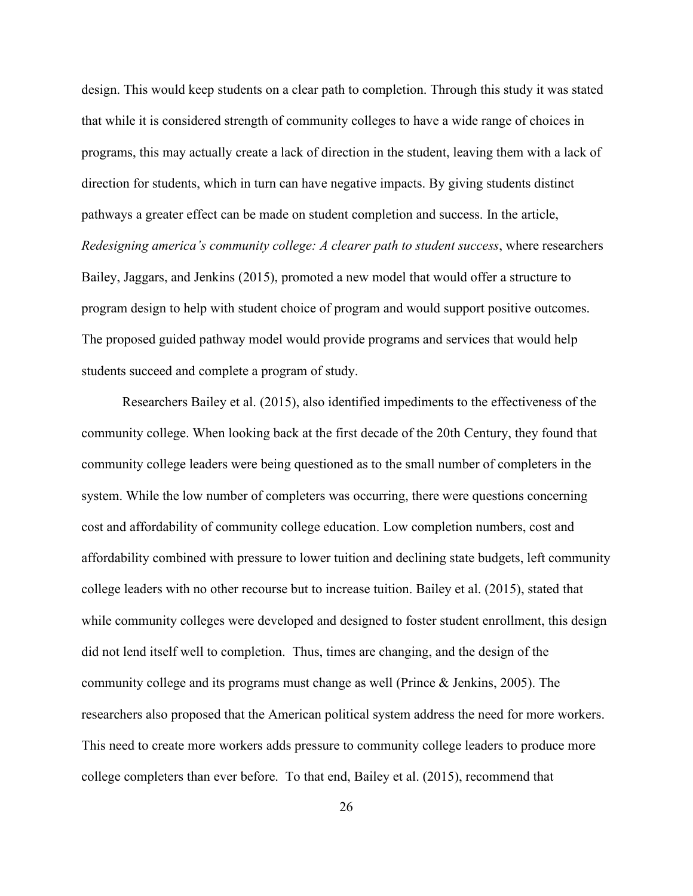design. This would keep students on a clear path to completion. Through this study it was stated that while it is considered strength of community colleges to have a wide range of choices in programs, this may actually create a lack of direction in the student, leaving them with a lack of direction for students, which in turn can have negative impacts. By giving students distinct pathways a greater effect can be made on student completion and success. In the article, *Redesigning america's community college: A clearer path to student success*, where researchers Bailey, Jaggars, and Jenkins (2015), promoted a new model that would offer a structure to program design to help with student choice of program and would support positive outcomes. The proposed guided pathway model would provide programs and services that would help students succeed and complete a program of study.

Researchers Bailey et al. (2015), also identified impediments to the effectiveness of the community college. When looking back at the first decade of the 20th Century, they found that community college leaders were being questioned as to the small number of completers in the system. While the low number of completers was occurring, there were questions concerning cost and affordability of community college education. Low completion numbers, cost and affordability combined with pressure to lower tuition and declining state budgets, left community college leaders with no other recourse but to increase tuition. Bailey et al. (2015), stated that while community colleges were developed and designed to foster student enrollment, this design did not lend itself well to completion. Thus, times are changing, and the design of the community college and its programs must change as well (Prince & Jenkins, 2005). The researchers also proposed that the American political system address the need for more workers. This need to create more workers adds pressure to community college leaders to produce more college completers than ever before. To that end, Bailey et al. (2015), recommend that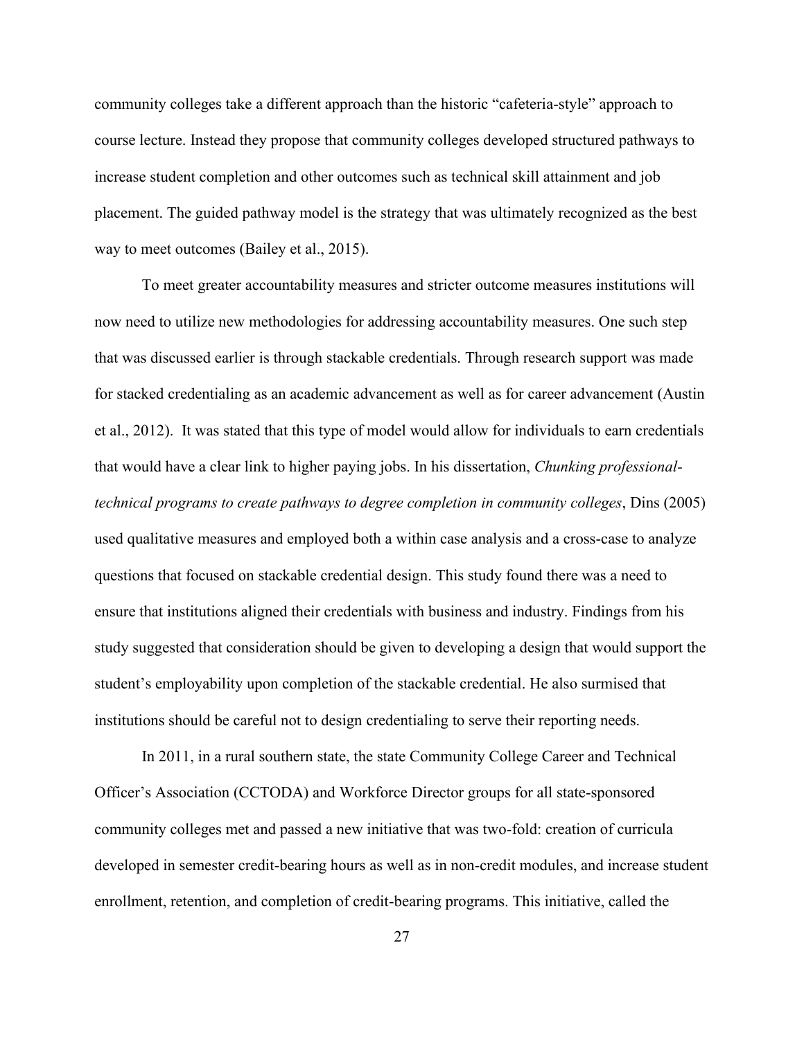community colleges take a different approach than the historic "cafeteria-style" approach to course lecture. Instead they propose that community colleges developed structured pathways to increase student completion and other outcomes such as technical skill attainment and job placement. The guided pathway model is the strategy that was ultimately recognized as the best way to meet outcomes (Bailey et al., 2015).

To meet greater accountability measures and stricter outcome measures institutions will now need to utilize new methodologies for addressing accountability measures. One such step that was discussed earlier is through stackable credentials. Through research support was made for stacked credentialing as an academic advancement as well as for career advancement (Austin et al., 2012). It was stated that this type of model would allow for individuals to earn credentials that would have a clear link to higher paying jobs. In his dissertation, *Chunking professional-technical programs to create pathways to degree completion in community colleges*, Dins (2005) used qualitative measures and employed both a within case analysis and a cross-case to analyze questions that focused on stackable credential design. This study found there was a need to ensure that institutions aligned their credentials with business and industry. Findings from his study suggested that consideration should be given to developing a design that would support the student's employability upon completion of the stackable credential. He also surmised that institutions should be careful not to design credentialing to serve their reporting needs.

In 2011, in a rural southern state, the state Community College Career and Technical Officer's Association (CCTODA) and Workforce Director groups for all state-sponsored community colleges met and passed a new initiative that was two-fold: creation of curricula developed in semester credit-bearing hours as well as in non-credit modules, and increase student enrollment, retention, and completion of credit-bearing programs. This initiative, called the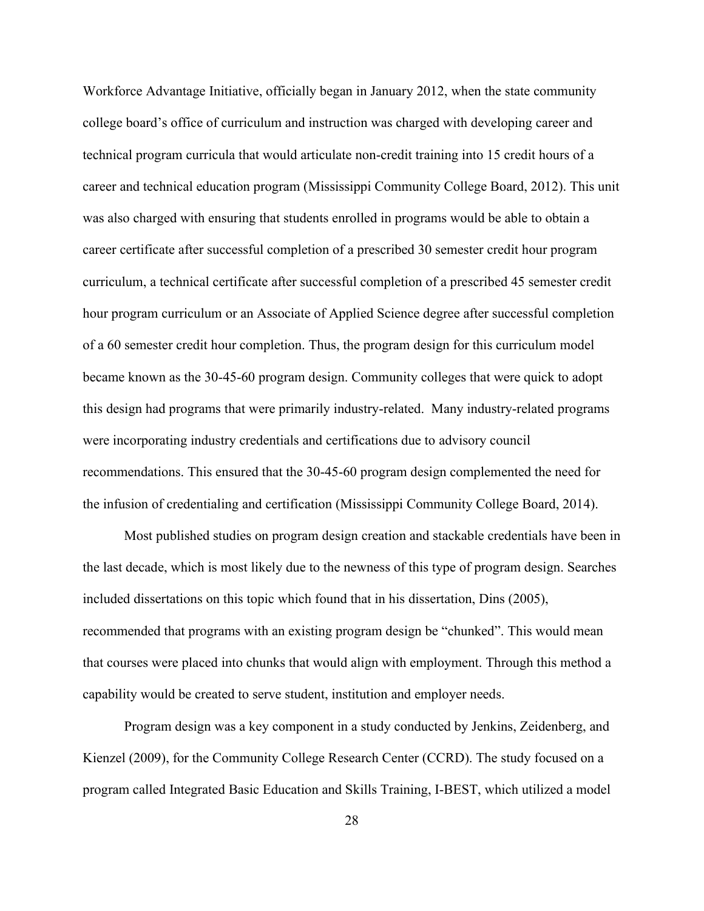Workforce Advantage Initiative, officially began in January 2012, when the state community college board's office of curriculum and instruction was charged with developing career and technical program curricula that would articulate non-credit training into 15 credit hours of a career and technical education program (Mississippi Community College Board, 2012). This unit was also charged with ensuring that students enrolled in programs would be able to obtain a career certificate after successful completion of a prescribed 30 semester credit hour program curriculum, a technical certificate after successful completion of a prescribed 45 semester credit hour program curriculum or an Associate of Applied Science degree after successful completion of a 60 semester credit hour completion. Thus, the program design for this curriculum model became known as the 30-45-60 program design. Community colleges that were quick to adopt this design had programs that were primarily industry-related. Many industry-related programs were incorporating industry credentials and certifications due to advisory council recommendations. This ensured that the 30-45-60 program design complemented the need for the infusion of credentialing and certification (Mississippi Community College Board, 2014).

Most published studies on program design creation and stackable credentials have been in the last decade, which is most likely due to the newness of this type of program design. Searches included dissertations on this topic which found that in his dissertation, Dins (2005), recommended that programs with an existing program design be "chunked". This would mean that courses were placed into chunks that would align with employment. Through this method a capability would be created to serve student, institution and employer needs.

Program design was a key component in a study conducted by Jenkins, Zeidenberg, and Kienzel (2009), for the Community College Research Center (CCRD). The study focused on a program called Integrated Basic Education and Skills Training, I-BEST, which utilized a model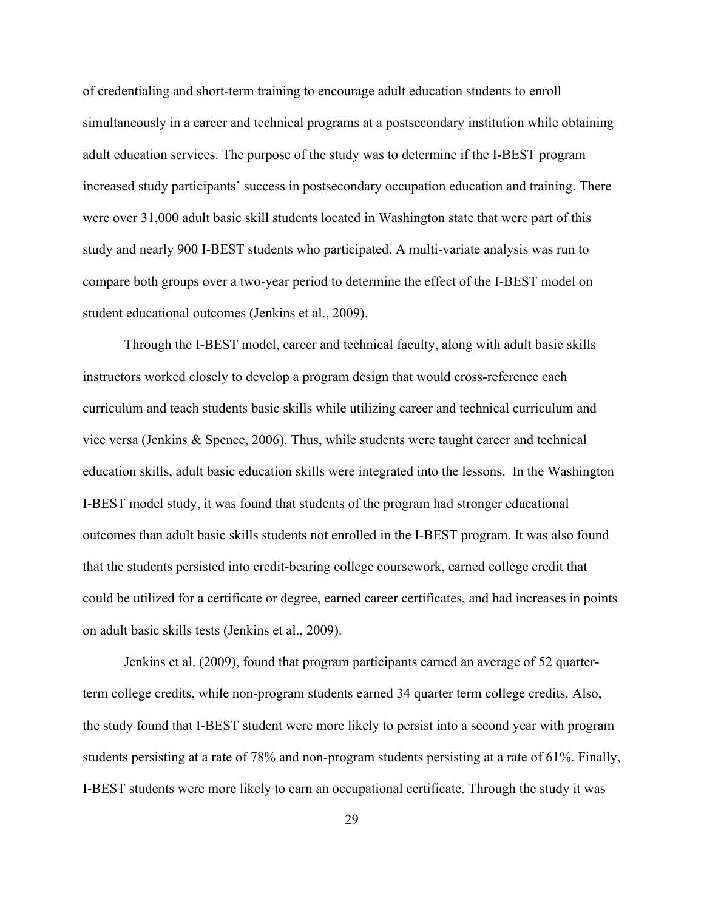of credentialing and short-term training to encourage adult education students to enroll simultaneously in a career and technical programs at a postsecondary institution while obtaining adult education services. The purpose of the study was to determine if the I-BEST program increased study participants' success in postsecondary occupation education and training. There were over 31,000 adult basic skill students located in Washington state that were part of this study and nearly 900 I-BEST students who participated. A multi-variate analysis was run to compare both groups over a two-year period to determine the effect of the I-BEST model on student educational outcomes (Jenkins et al., 2009).

Through the I-BEST model, career and technical faculty, along with adult basic skills instructors worked closely to develop a program design that would cross-reference each curriculum and teach students basic skills while utilizing career and technical curriculum and vice versa (Jenkins & Spence, 2006). Thus, while students were taught career and technical education skills, adult basic education skills were integrated into the lessons. In the Washington I-BEST model study, it was found that students of the program had stronger educational outcomes than adult basic skills students not enrolled in the I-BEST program. It was also found that the students persisted into credit-bearing college coursework, earned college credit that could be utilized for a certificate or degree, earned career certificates, and had increases in points on adult basic skills tests (Jenkins et al., 2009).

Jenkins et al. (2009), found that program participants earned an average of 52 quarter-term college credits, while non-program students earned 34 quarter term college credits. Also, the study found that I-BEST student were more likely to persist into a second year with program students persisting at a rate of 78% and non-program students persisting at a rate of 61%. Finally, I-BEST students were more likely to earn an occupational certificate. Through the study it was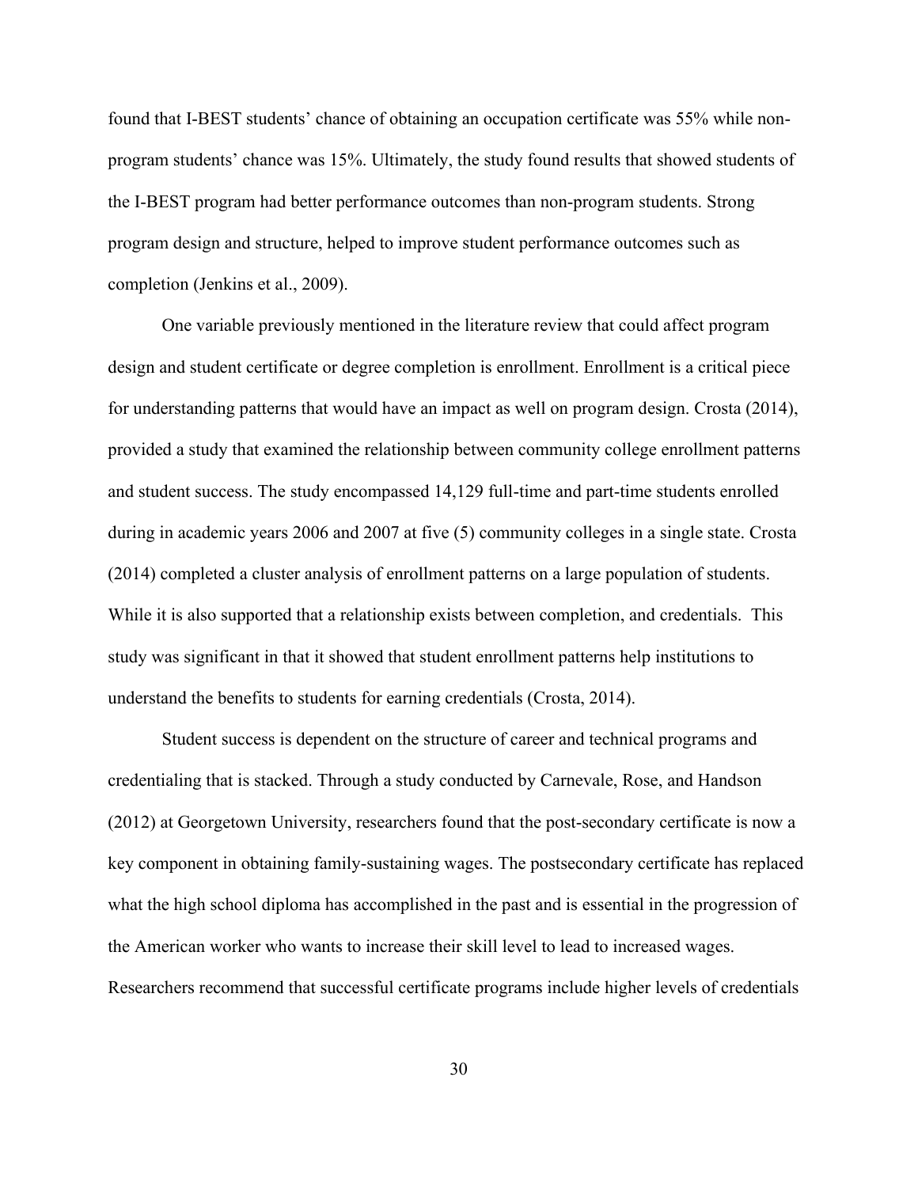found that I-BEST students' chance of obtaining an occupation certificate was 55% while non-program students' chance was 15%. Ultimately, the study found results that showed students of the I-BEST program had better performance outcomes than non-program students. Strong program design and structure, helped to improve student performance outcomes such as completion (Jenkins et al., 2009).

One variable previously mentioned in the literature review that could affect program design and student certificate or degree completion is enrollment. Enrollment is a critical piece for understanding patterns that would have an impact as well on program design. Crosta (2014), provided a study that examined the relationship between community college enrollment patterns and student success. The study encompassed 14,129 full-time and part-time students enrolled during in academic years 2006 and 2007 at five (5) community colleges in a single state. Crosta (2014) completed a cluster analysis of enrollment patterns on a large population of students. While it is also supported that a relationship exists between completion, and credentials. This study was significant in that it showed that student enrollment patterns help institutions to understand the benefits to students for earning credentials (Crosta, 2014).

Student success is dependent on the structure of career and technical programs and credentialing that is stacked. Through a study conducted by Carnevale, Rose, and Handson (2012) at Georgetown University, researchers found that the post-secondary certificate is now a key component in obtaining family-sustaining wages. The postsecondary certificate has replaced what the high school diploma has accomplished in the past and is essential in the progression of the American worker who wants to increase their skill level to lead to increased wages. Researchers recommend that successful certificate programs include higher levels of credentials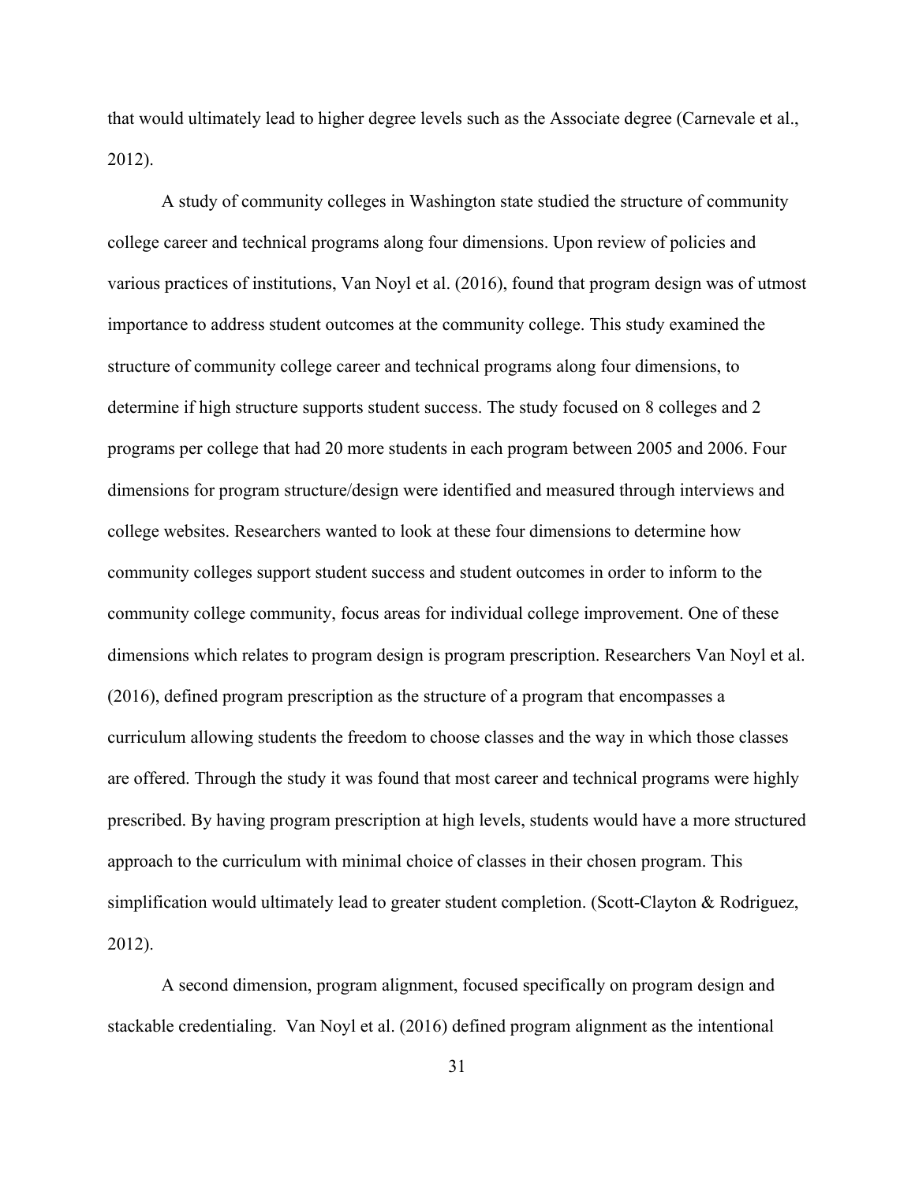that would ultimately lead to higher degree levels such as the Associate degree (Carnevale et al., 2012).

A study of community colleges in Washington state studied the structure of community college career and technical programs along four dimensions. Upon review of policies and various practices of institutions, Van Noyl et al. (2016), found that program design was of utmost importance to address student outcomes at the community college. This study examined the structure of community college career and technical programs along four dimensions, to determine if high structure supports student success. The study focused on 8 colleges and 2 programs per college that had 20 more students in each program between 2005 and 2006. Four dimensions for program structure/design were identified and measured through interviews and college websites. Researchers wanted to look at these four dimensions to determine how community colleges support student success and student outcomes in order to inform to the community college community, focus areas for individual college improvement. One of these dimensions which relates to program design is program prescription. Researchers Van Noyl et al. (2016), defined program prescription as the structure of a program that encompasses a curriculum allowing students the freedom to choose classes and the way in which those classes are offered. Through the study it was found that most career and technical programs were highly prescribed. By having program prescription at high levels, students would have a more structured approach to the curriculum with minimal choice of classes in their chosen program. This simplification would ultimately lead to greater student completion. (Scott-Clayton & Rodriguez, 2012).

A second dimension, program alignment, focused specifically on program design and stackable credentialing. Van Noyl et al. (2016) defined program alignment as the intentional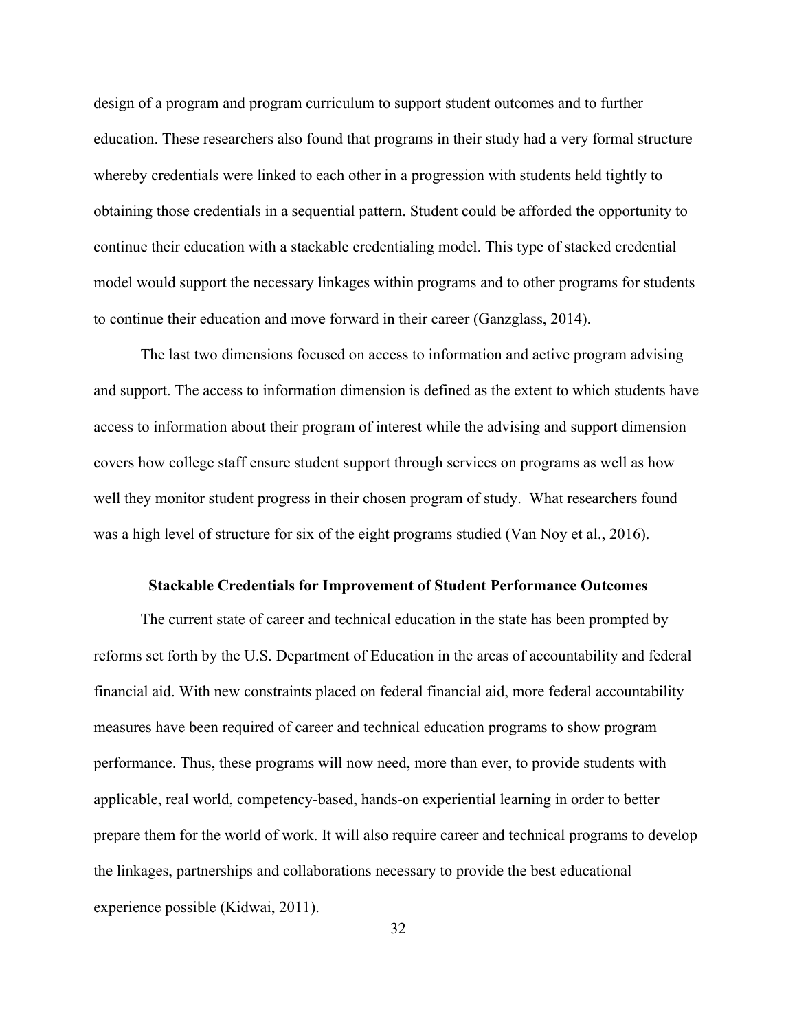design of a program and program curriculum to support student outcomes and to further education. These researchers also found that programs in their study had a very formal structure whereby credentials were linked to each other in a progression with students held tightly to obtaining those credentials in a sequential pattern. Student could be afforded the opportunity to continue their education with a stackable credentialing model. This type of stacked credential model would support the necessary linkages within programs and to other programs for students to continue their education and move forward in their career (Ganzglass, 2014).

The last two dimensions focused on access to information and active program advising and support. The access to information dimension is defined as the extent to which students have access to information about their program of interest while the advising and support dimension covers how college staff ensure student support through services on programs as well as how well they monitor student progress in their chosen program of study. What researchers found was a high level of structure for six of the eight programs studied (Van Noy et al., 2016).

### Stackable Credentials for Improvement of Student Performance Outcomes

The current state of career and technical education in the state has been prompted by reforms set forth by the U.S. Department of Education in the areas of accountability and federal financial aid. With new constraints placed on federal financial aid, more federal accountability measures have been required of career and technical education programs to show program performance. Thus, these programs will now need, more than ever, to provide students with applicable, real world, competency-based, hands-on experiential learning in order to better prepare them for the world of work. It will also require career and technical programs to develop the linkages, partnerships and collaborations necessary to provide the best educational experience possible (Kidwai, 2011).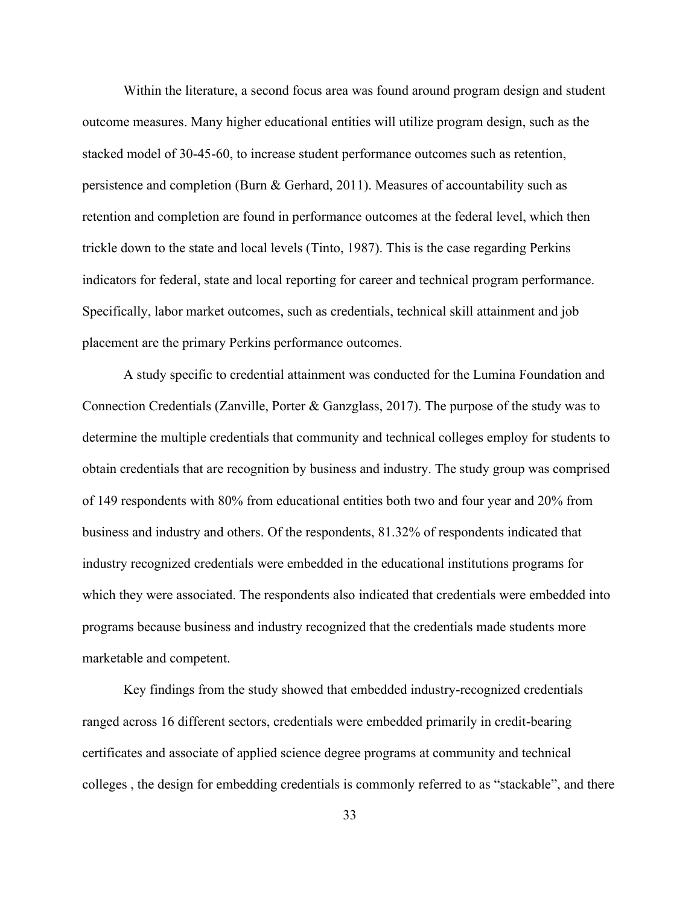Within the literature, a second focus area was found around program design and student outcome measures. Many higher educational entities will utilize program design, such as the stacked model of 30-45-60, to increase student performance outcomes such as retention, persistence and completion (Burn & Gerhard, 2011). Measures of accountability such as retention and completion are found in performance outcomes at the federal level, which then trickle down to the state and local levels (Tinto, 1987). This is the case regarding Perkins indicators for federal, state and local reporting for career and technical program performance. Specifically, labor market outcomes, such as credentials, technical skill attainment and job placement are the primary Perkins performance outcomes.

A study specific to credential attainment was conducted for the Lumina Foundation and Connection Credentials (Zanville, Porter & Ganzglass, 2017). The purpose of the study was to determine the multiple credentials that community and technical colleges employ for students to obtain credentials that are recognition by business and industry. The study group was comprised of 149 respondents with 80% from educational entities both two and four year and 20% from business and industry and others. Of the respondents, 81.32% of respondents indicated that industry recognized credentials were embedded in the educational institutions programs for which they were associated. The respondents also indicated that credentials were embedded into programs because business and industry recognized that the credentials made students more marketable and competent.

Key findings from the study showed that embedded industry-recognized credentials ranged across 16 different sectors, credentials were embedded primarily in credit-bearing certificates and associate of applied science degree programs at community and technical colleges , the design for embedding credentials is commonly referred to as "stackable", and there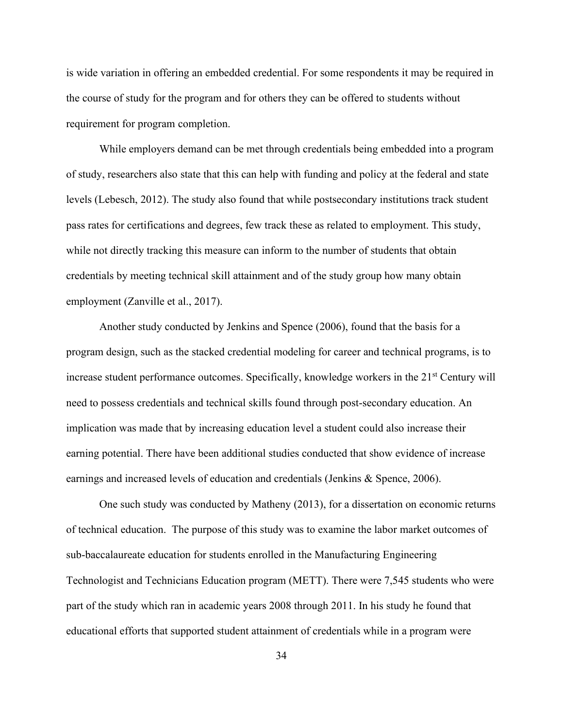is wide variation in offering an embedded credential. For some respondents it may be required in the course of study for the program and for others they can be offered to students without requirement for program completion.

While employers demand can be met through credentials being embedded into a program of study, researchers also state that this can help with funding and policy at the federal and state levels (Lebesch, 2012). The study also found that while postsecondary institutions track student pass rates for certifications and degrees, few track these as related to employment. This study, while not directly tracking this measure can inform to the number of students that obtain credentials by meeting technical skill attainment and of the study group how many obtain employment (Zanville et al., 2017).

Another study conducted by Jenkins and Spence (2006), found that the basis for a program design, such as the stacked credential modeling for career and technical programs, is to increase student performance outcomes. Specifically, knowledge workers in the 21st Century will need to possess credentials and technical skills found through post-secondary education. An implication was made that by increasing education level a student could also increase their earning potential. There have been additional studies conducted that show evidence of increase earnings and increased levels of education and credentials (Jenkins & Spence, 2006).

One such study was conducted by Matheny (2013), for a dissertation on economic returns of technical education. The purpose of this study was to examine the labor market outcomes of sub-baccalaureate education for students enrolled in the Manufacturing Engineering Technologist and Technicians Education program (METT). There were 7,545 students who were part of the study which ran in academic years 2008 through 2011. In his study he found that educational efforts that supported student attainment of credentials while in a program were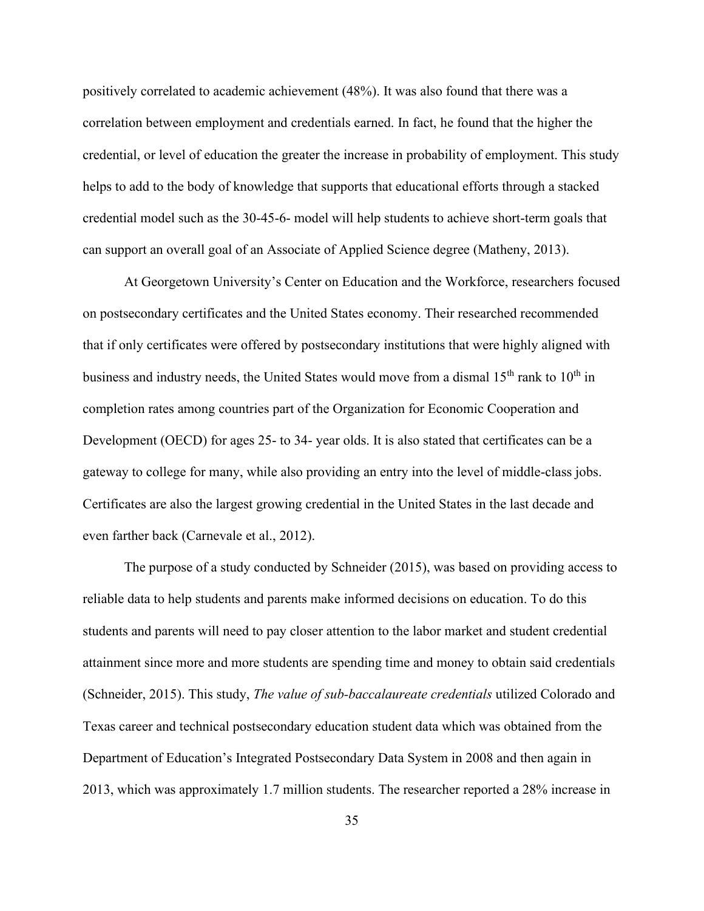positively correlated to academic achievement (48%). It was also found that there was a correlation between employment and credentials earned. In fact, he found that the higher the credential, or level of education the greater the increase in probability of employment. This study helps to add to the body of knowledge that supports that educational efforts through a stacked credential model such as the 30-45-6- model will help students to achieve short-term goals that can support an overall goal of an Associate of Applied Science degree (Matheny, 2013).

At Georgetown University's Center on Education and the Workforce, researchers focused on postsecondary certificates and the United States economy. Their researched recommended that if only certificates were offered by postsecondary institutions that were highly aligned with business and industry needs, the United States would move from a dismal 15th rank to 10th in completion rates among countries part of the Organization for Economic Cooperation and Development (OECD) for ages 25- to 34- year olds. It is also stated that certificates can be a gateway to college for many, while also providing an entry into the level of middle-class jobs. Certificates are also the largest growing credential in the United States in the last decade and even farther back (Carnevale et al., 2012).

The purpose of a study conducted by Schneider (2015), was based on providing access to reliable data to help students and parents make informed decisions on education. To do this students and parents will need to pay closer attention to the labor market and student credential attainment since more and more students are spending time and money to obtain said credentials (Schneider, 2015). This study, *The value of sub-baccalaureate credentials* utilized Colorado and Texas career and technical postsecondary education student data which was obtained from the Department of Education's Integrated Postsecondary Data System in 2008 and then again in 2013, which was approximately 1.7 million students. The researcher reported a 28% increase in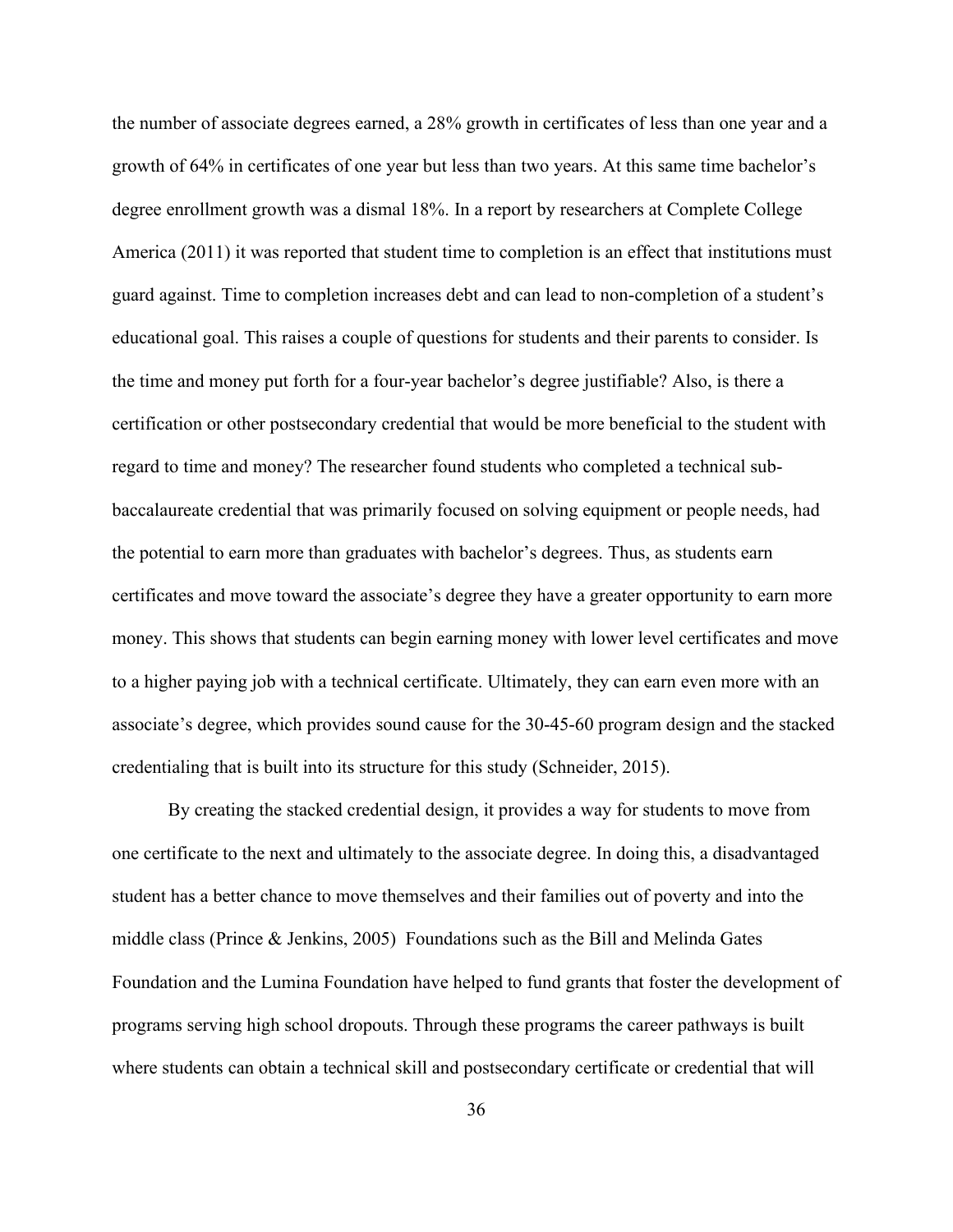the number of associate degrees earned, a 28% growth in certificates of less than one year and a growth of 64% in certificates of one year but less than two years. At this same time bachelor's degree enrollment growth was a dismal 18%. In a report by researchers at Complete College America (2011) it was reported that student time to completion is an effect that institutions must guard against. Time to completion increases debt and can lead to non-completion of a student's educational goal. This raises a couple of questions for students and their parents to consider. Is the time and money put forth for a four-year bachelor's degree justifiable? Also, is there a certification or other postsecondary credential that would be more beneficial to the student with regard to time and money? The researcher found students who completed a technical sub-baccalaureate credential that was primarily focused on solving equipment or people needs, had the potential to earn more than graduates with bachelor's degrees. Thus, as students earn certificates and move toward the associate's degree they have a greater opportunity to earn more money. This shows that students can begin earning money with lower level certificates and move to a higher paying job with a technical certificate. Ultimately, they can earn even more with an associate's degree, which provides sound cause for the 30-45-60 program design and the stacked credentialing that is built into its structure for this study (Schneider, 2015).

By creating the stacked credential design, it provides a way for students to move from one certificate to the next and ultimately to the associate degree. In doing this, a disadvantaged student has a better chance to move themselves and their families out of poverty and into the middle class (Prince & Jenkins, 2005) Foundations such as the Bill and Melinda Gates Foundation and the Lumina Foundation have helped to fund grants that foster the development of programs serving high school dropouts. Through these programs the career pathways is built where students can obtain a technical skill and postsecondary certificate or credential that will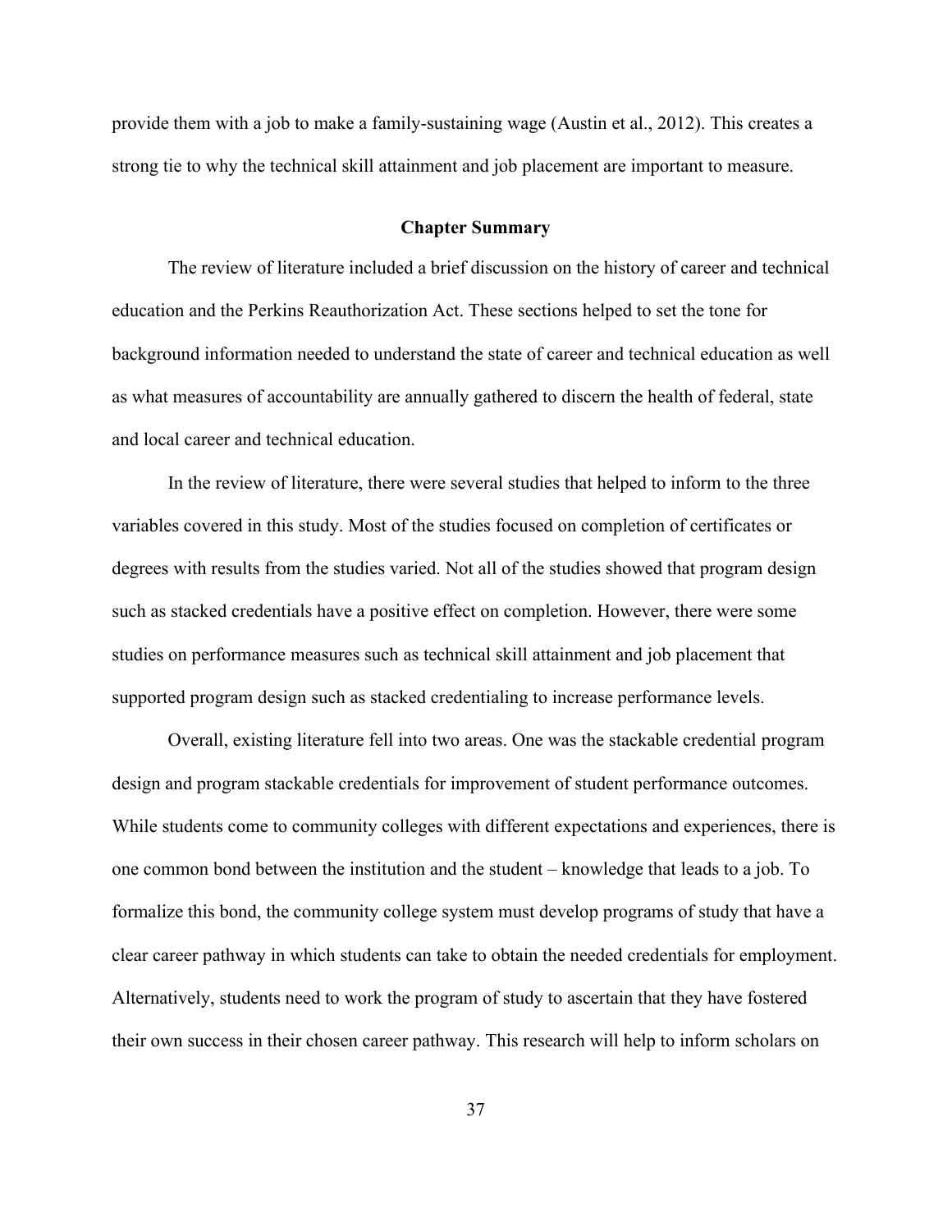provide them with a job to make a family-sustaining wage (Austin et al., 2012). This creates a strong tie to why the technical skill attainment and job placement are important to measure.

## Chapter Summary

The review of literature included a brief discussion on the history of career and technical education and the Perkins Reauthorization Act. These sections helped to set the tone for background information needed to understand the state of career and technical education as well as what measures of accountability are annually gathered to discern the health of federal, state and local career and technical education.

In the review of literature, there were several studies that helped to inform to the three variables covered in this study. Most of the studies focused on completion of certificates or degrees with results from the studies varied. Not all of the studies showed that program design such as stacked credentials have a positive effect on completion. However, there were some studies on performance measures such as technical skill attainment and job placement that supported program design such as stacked credentialing to increase performance levels.

Overall, existing literature fell into two areas. One was the stackable credential program design and program stackable credentials for improvement of student performance outcomes. While students come to community colleges with different expectations and experiences, there is one common bond between the institution and the student – knowledge that leads to a job. To formalize this bond, the community college system must develop programs of study that have a clear career pathway in which students can take to obtain the needed credentials for employment. Alternatively, students need to work the program of study to ascertain that they have fostered their own success in their chosen career pathway. This research will help to inform scholars on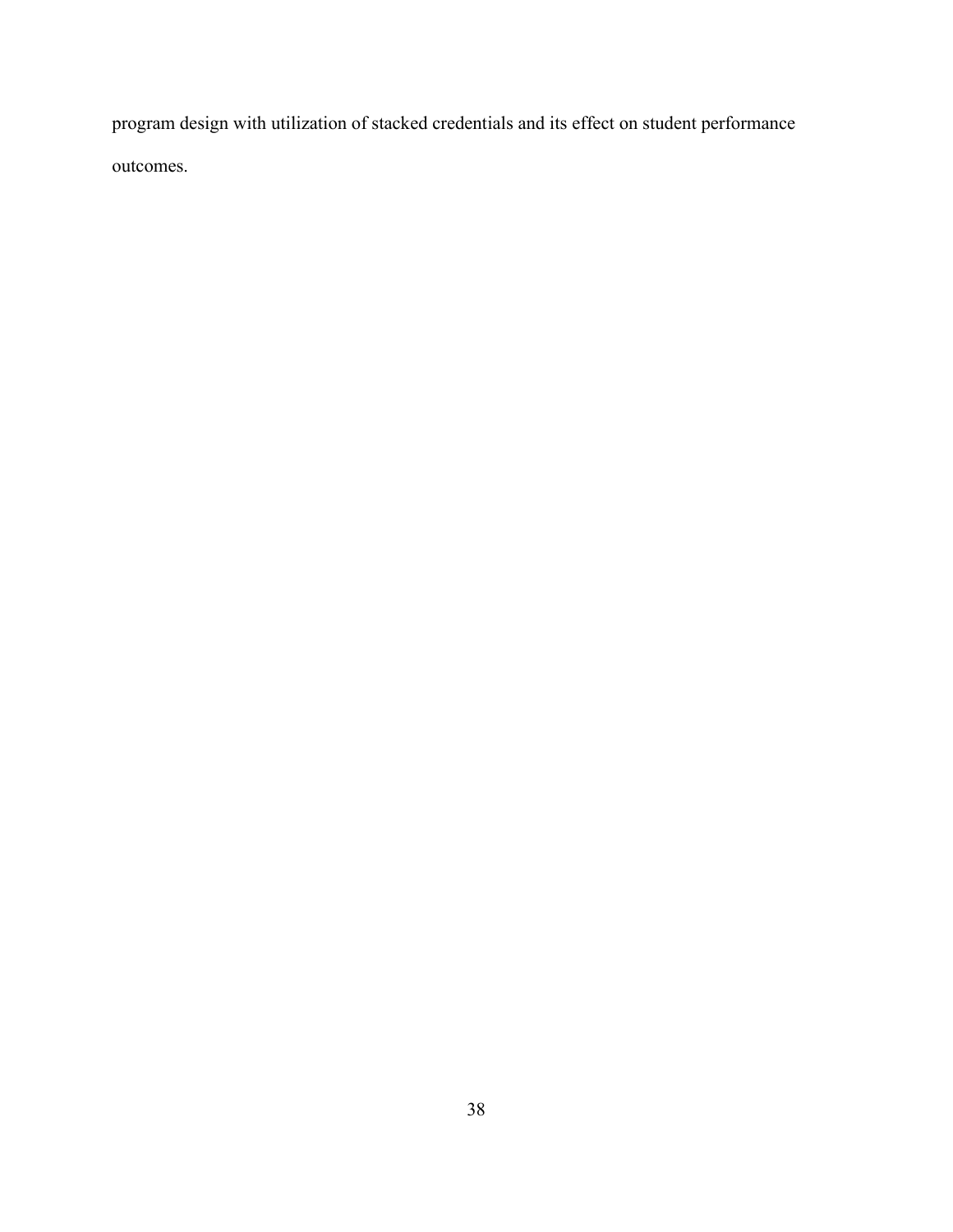program design with utilization of stacked credentials and its effect on student performance outcomes.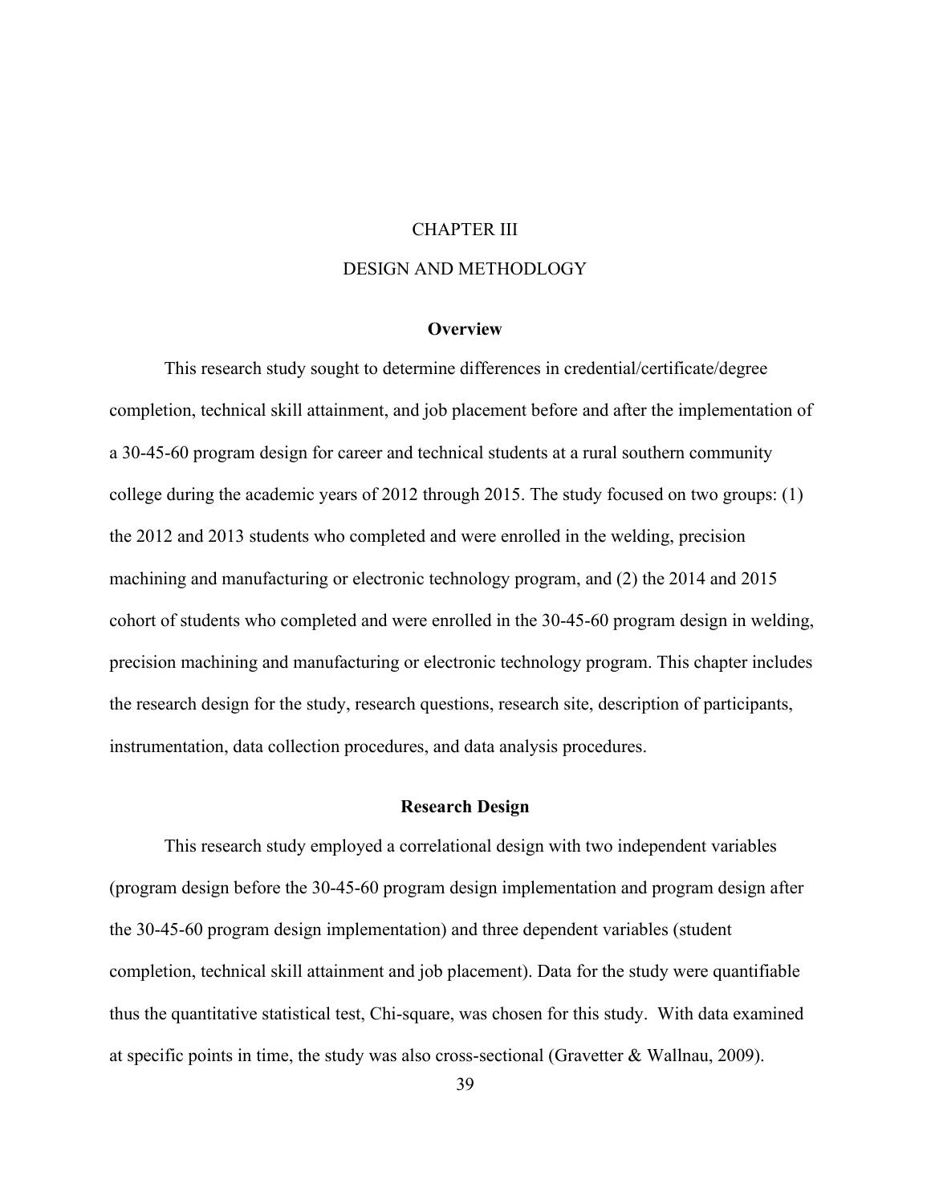# CHAPTER III

# DESIGN AND METHODLOGY

## Overview

This research study sought to determine differences in credential/certificate/degree completion, technical skill attainment, and job placement before and after the implementation of a 30-45-60 program design for career and technical students at a rural southern community college during the academic years of 2012 through 2015. The study focused on two groups: (1) the 2012 and 2013 students who completed and were enrolled in the welding, precision machining and manufacturing or electronic technology program, and (2) the 2014 and 2015 cohort of students who completed and were enrolled in the 30-45-60 program design in welding, precision machining and manufacturing or electronic technology program. This chapter includes the research design for the study, research questions, research site, description of participants, instrumentation, data collection procedures, and data analysis procedures.

## Research Design

This research study employed a correlational design with two independent variables (program design before the 30-45-60 program design implementation and program design after the 30-45-60 program design implementation) and three dependent variables (student completion, technical skill attainment and job placement). Data for the study were quantifiable thus the quantitative statistical test, Chi-square, was chosen for this study. With data examined at specific points in time, the study was also cross-sectional (Gravetter & Wallnau, 2009).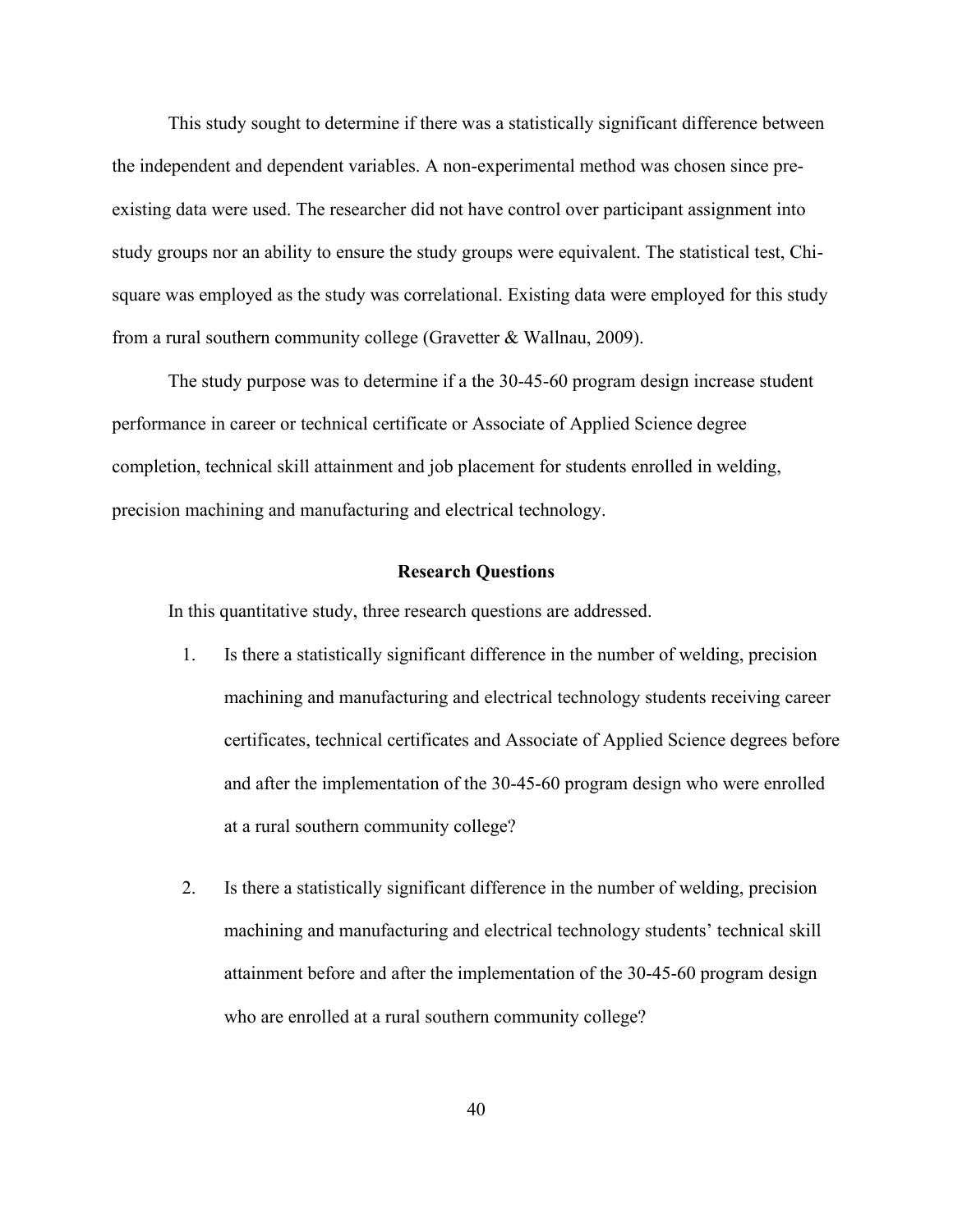This study sought to determine if there was a statistically significant difference between the independent and dependent variables. A non-experimental method was chosen since pre-existing data were used. The researcher did not have control over participant assignment into study groups nor an ability to ensure the study groups were equivalent. The statistical test, Chi-square was employed as the study was correlational. Existing data were employed for this study from a rural southern community college (Gravetter & Wallnau, 2009).

The study purpose was to determine if a the 30-45-60 program design increase student performance in career or technical certificate or Associate of Applied Science degree completion, technical skill attainment and job placement for students enrolled in welding, precision machining and manufacturing and electrical technology.

## Research Questions

In this quantitative study, three research questions are addressed.

1. Is there a statistically significant difference in the number of welding, precision machining and manufacturing and electrical technology students receiving career certificates, technical certificates and Associate of Applied Science degrees before and after the implementation of the 30-45-60 program design who were enrolled at a rural southern community college?

2. Is there a statistically significant difference in the number of welding, precision machining and manufacturing and electrical technology students' technical skill attainment before and after the implementation of the 30-45-60 program design who are enrolled at a rural southern community college?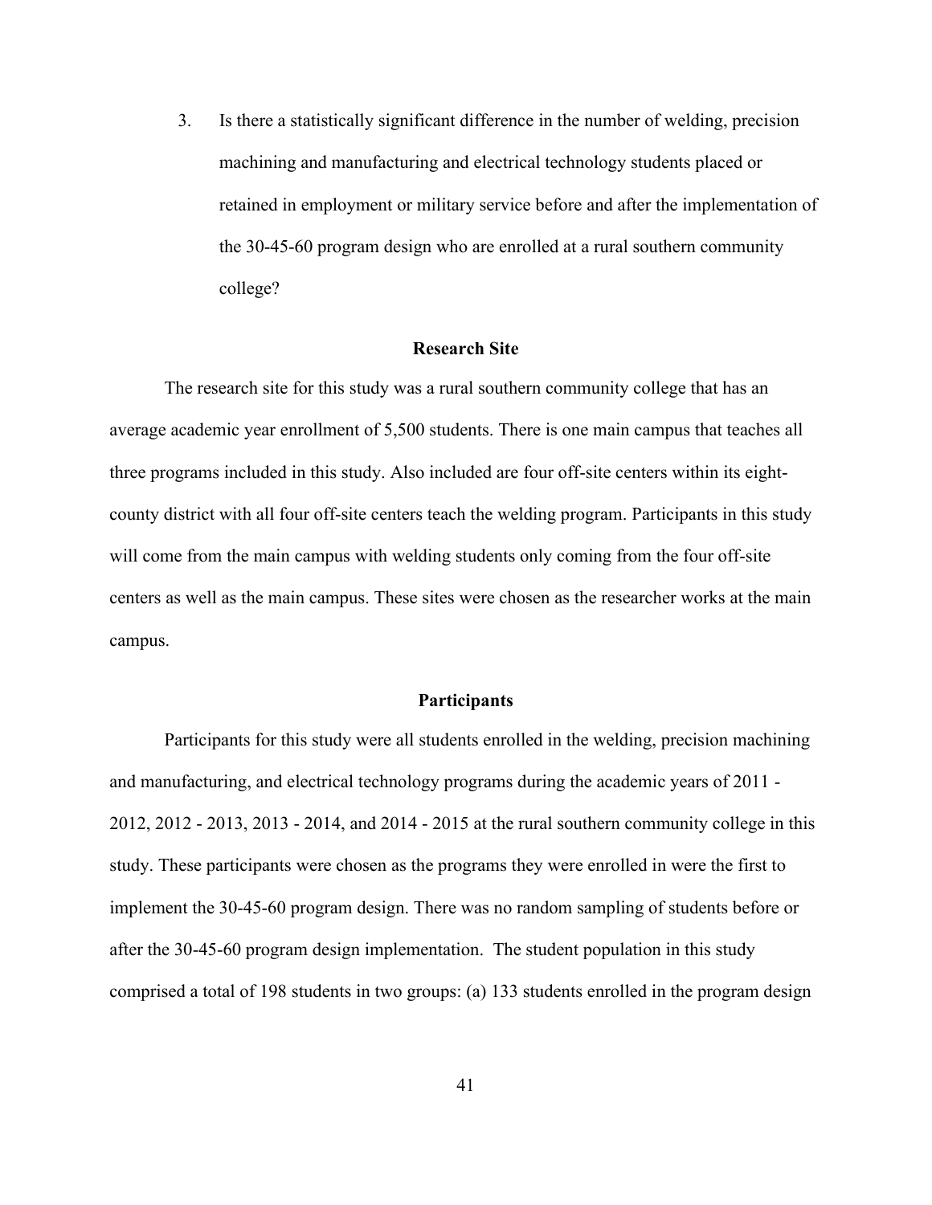3. Is there a statistically significant difference in the number of welding, precision machining and manufacturing and electrical technology students placed or retained in employment or military service before and after the implementation of the 30-45-60 program design who are enrolled at a rural southern community college?

## Research Site

The research site for this study was a rural southern community college that has an average academic year enrollment of 5,500 students. There is one main campus that teaches all three programs included in this study. Also included are four off-site centers within its eight-county district with all four off-site centers teach the welding program. Participants in this study will come from the main campus with welding students only coming from the four off-site centers as well as the main campus. These sites were chosen as the researcher works at the main campus.

## Participants

Participants for this study were all students enrolled in the welding, precision machining and manufacturing, and electrical technology programs during the academic years of 2011 - 2012, 2012 - 2013, 2013 - 2014, and 2014 - 2015 at the rural southern community college in this study. These participants were chosen as the programs they were enrolled in were the first to implement the 30-45-60 program design. There was no random sampling of students before or after the 30-45-60 program design implementation. The student population in this study comprised a total of 198 students in two groups: (a) 133 students enrolled in the program design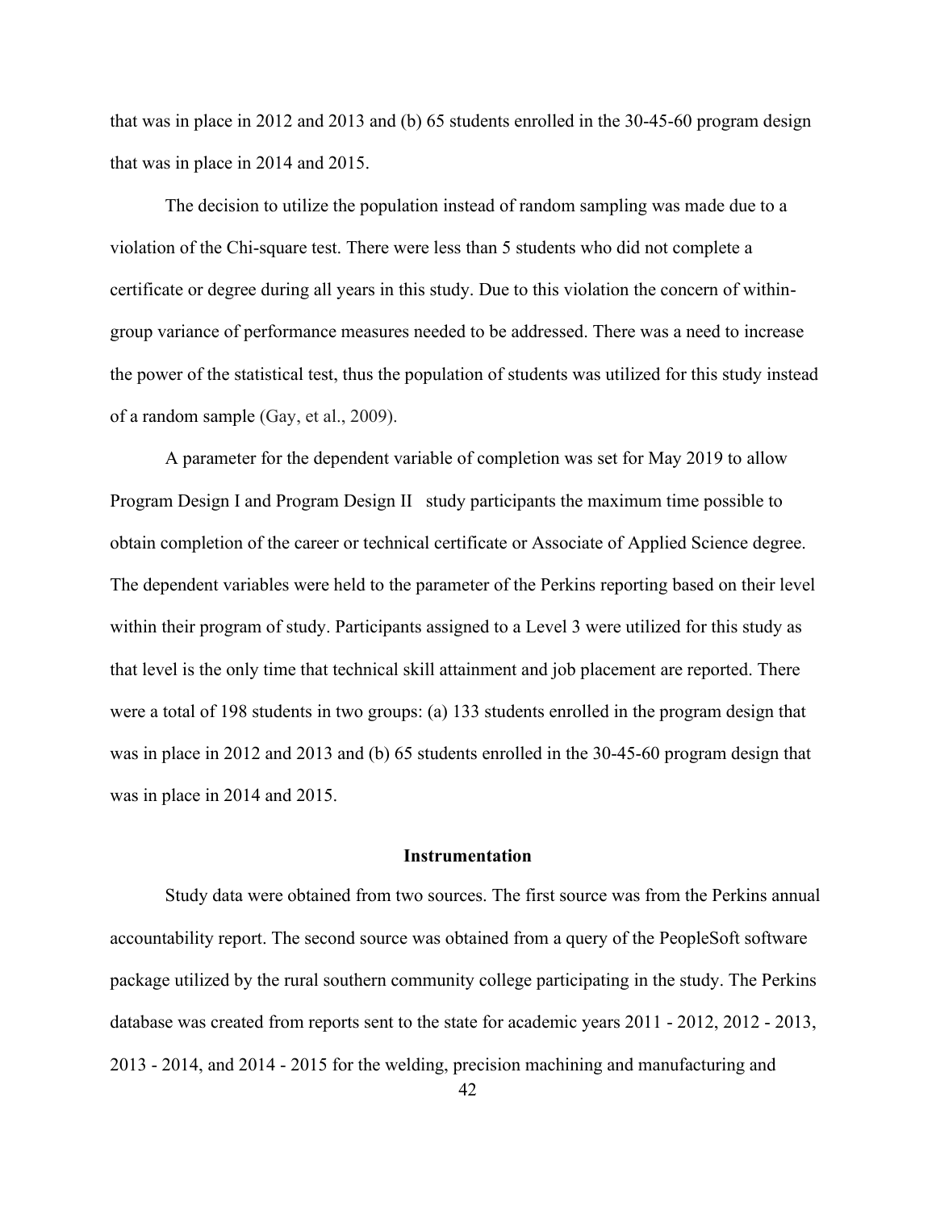that was in place in 2012 and 2013 and (b) 65 students enrolled in the 30-45-60 program design that was in place in 2014 and 2015.

The decision to utilize the population instead of random sampling was made due to a violation of the Chi-square test. There were less than 5 students who did not complete a certificate or degree during all years in this study. Due to this violation the concern of within-group variance of performance measures needed to be addressed. There was a need to increase the power of the statistical test, thus the population of students was utilized for this study instead of a random sample (Gay, et al., 2009).

A parameter for the dependent variable of completion was set for May 2019 to allow Program Design I and Program Design II study participants the maximum time possible to obtain completion of the career or technical certificate or Associate of Applied Science degree. The dependent variables were held to the parameter of the Perkins reporting based on their level within their program of study. Participants assigned to a Level 3 were utilized for this study as that level is the only time that technical skill attainment and job placement are reported. There were a total of 198 students in two groups: (a) 133 students enrolled in the program design that was in place in 2012 and 2013 and (b) 65 students enrolled in the 30-45-60 program design that was in place in 2014 and 2015.

## Instrumentation

Study data were obtained from two sources. The first source was from the Perkins annual accountability report. The second source was obtained from a query of the PeopleSoft software package utilized by the rural southern community college participating in the study. The Perkins database was created from reports sent to the state for academic years 2011 - 2012, 2012 - 2013, 2013 - 2014, and 2014 - 2015 for the welding, precision machining and manufacturing and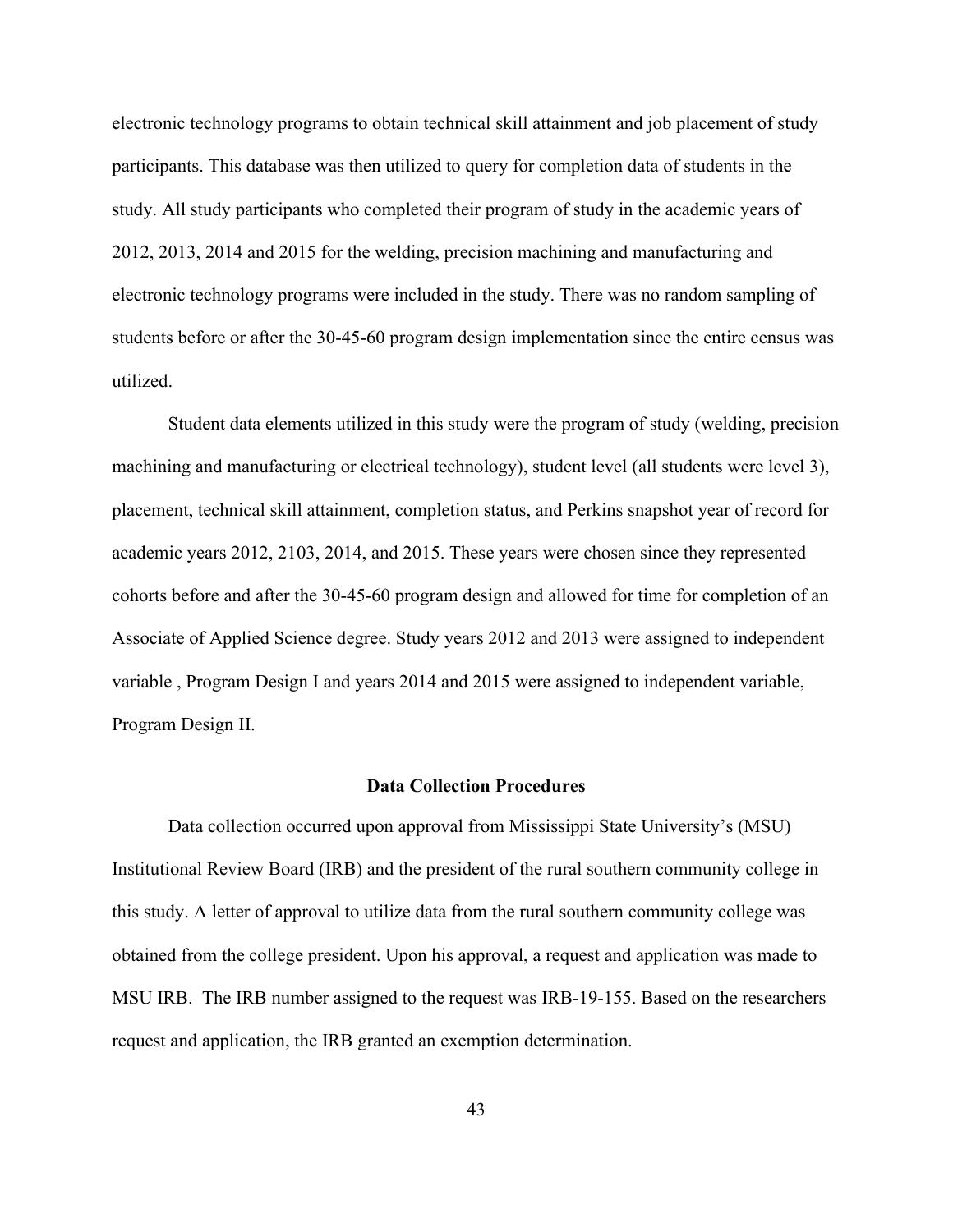electronic technology programs to obtain technical skill attainment and job placement of study participants. This database was then utilized to query for completion data of students in the study. All study participants who completed their program of study in the academic years of 2012, 2013, 2014 and 2015 for the welding, precision machining and manufacturing and electronic technology programs were included in the study. There was no random sampling of students before or after the 30-45-60 program design implementation since the entire census was utilized.

Student data elements utilized in this study were the program of study (welding, precision machining and manufacturing or electrical technology), student level (all students were level 3), placement, technical skill attainment, completion status, and Perkins snapshot year of record for academic years 2012, 2103, 2014, and 2015. These years were chosen since they represented cohorts before and after the 30-45-60 program design and allowed for time for completion of an Associate of Applied Science degree. Study years 2012 and 2013 were assigned to independent variable , Program Design I and years 2014 and 2015 were assigned to independent variable, Program Design II.

## Data Collection Procedures

Data collection occurred upon approval from Mississippi State University's (MSU) Institutional Review Board (IRB) and the president of the rural southern community college in this study. A letter of approval to utilize data from the rural southern community college was obtained from the college president. Upon his approval, a request and application was made to MSU IRB. The IRB number assigned to the request was IRB-19-155. Based on the researchers request and application, the IRB granted an exemption determination.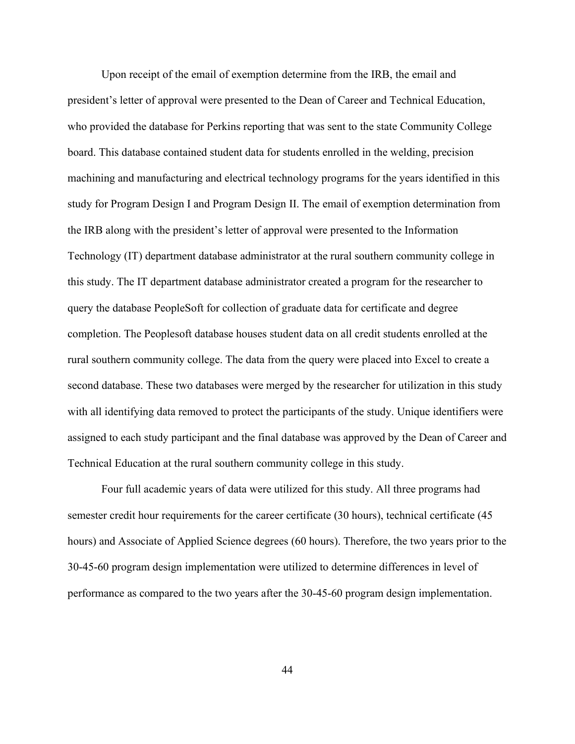Upon receipt of the email of exemption determine from the IRB, the email and president's letter of approval were presented to the Dean of Career and Technical Education, who provided the database for Perkins reporting that was sent to the state Community College board. This database contained student data for students enrolled in the welding, precision machining and manufacturing and electrical technology programs for the years identified in this study for Program Design I and Program Design II. The email of exemption determination from the IRB along with the president's letter of approval were presented to the Information Technology (IT) department database administrator at the rural southern community college in this study. The IT department database administrator created a program for the researcher to query the database PeopleSoft for collection of graduate data for certificate and degree completion. The Peoplesoft database houses student data on all credit students enrolled at the rural southern community college. The data from the query were placed into Excel to create a second database. These two databases were merged by the researcher for utilization in this study with all identifying data removed to protect the participants of the study. Unique identifiers were assigned to each study participant and the final database was approved by the Dean of Career and Technical Education at the rural southern community college in this study.

Four full academic years of data were utilized for this study. All three programs had semester credit hour requirements for the career certificate (30 hours), technical certificate (45 hours) and Associate of Applied Science degrees (60 hours). Therefore, the two years prior to the 30-45-60 program design implementation were utilized to determine differences in level of performance as compared to the two years after the 30-45-60 program design implementation.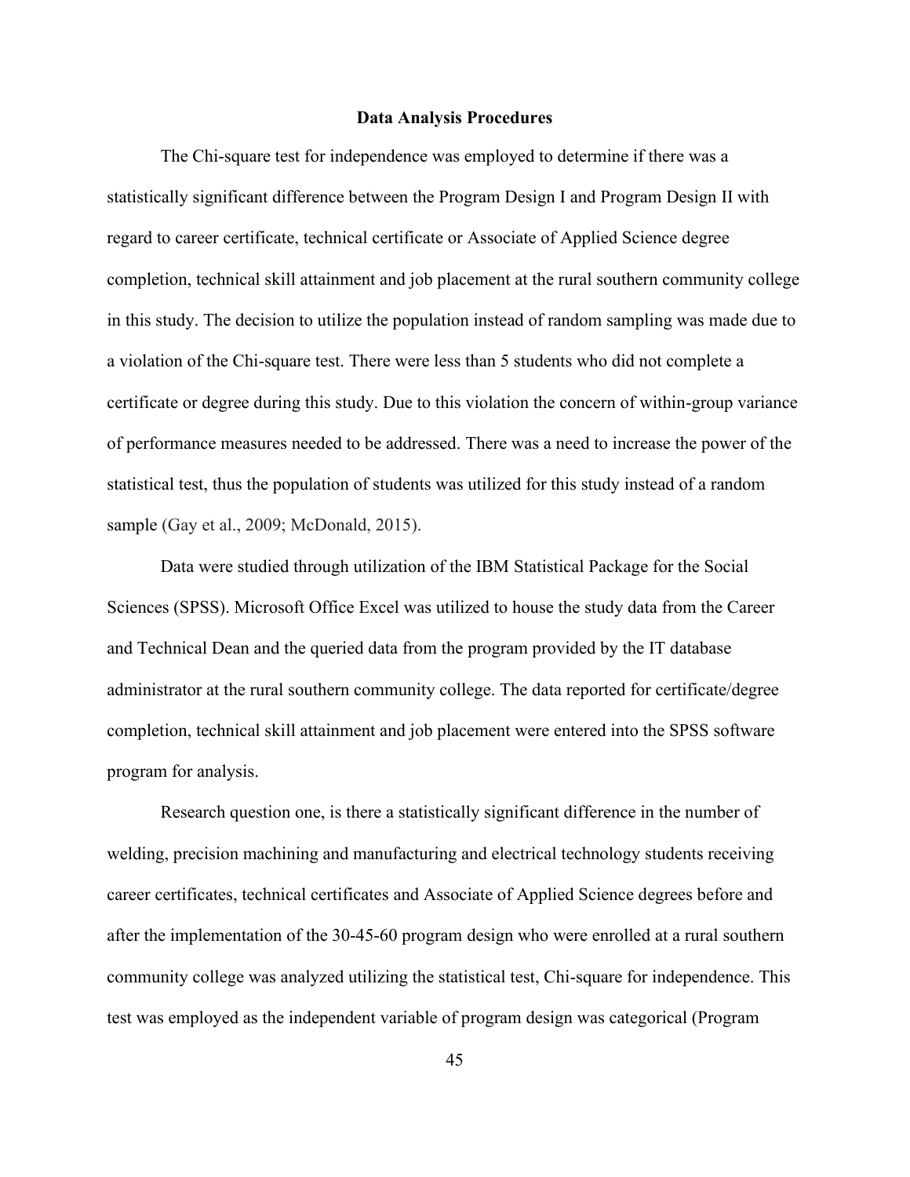## Data Analysis Procedures

The Chi-square test for independence was employed to determine if there was a statistically significant difference between the Program Design I and Program Design II with regard to career certificate, technical certificate or Associate of Applied Science degree completion, technical skill attainment and job placement at the rural southern community college in this study. The decision to utilize the population instead of random sampling was made due to a violation of the Chi-square test. There were less than 5 students who did not complete a certificate or degree during this study. Due to this violation the concern of within-group variance of performance measures needed to be addressed. There was a need to increase the power of the statistical test, thus the population of students was utilized for this study instead of a random sample (Gay et al., 2009; McDonald, 2015).

Data were studied through utilization of the IBM Statistical Package for the Social Sciences (SPSS). Microsoft Office Excel was utilized to house the study data from the Career and Technical Dean and the queried data from the program provided by the IT database administrator at the rural southern community college. The data reported for certificate/degree completion, technical skill attainment and job placement were entered into the SPSS software program for analysis.

Research question one, is there a statistically significant difference in the number of welding, precision machining and manufacturing and electrical technology students receiving career certificates, technical certificates and Associate of Applied Science degrees before and after the implementation of the 30-45-60 program design who were enrolled at a rural southern community college was analyzed utilizing the statistical test, Chi-square for independence. This test was employed as the independent variable of program design was categorical (Program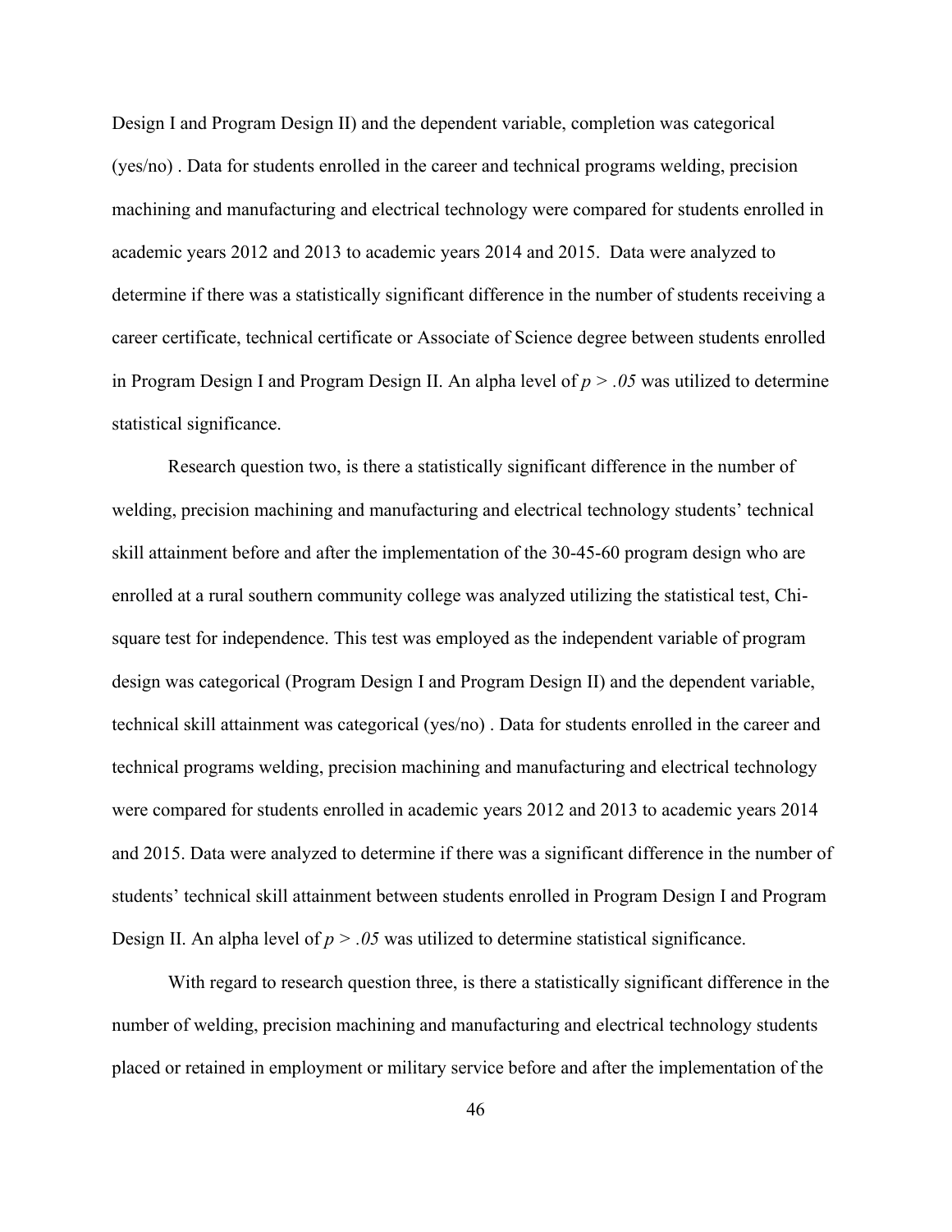Design I and Program Design II) and the dependent variable, completion was categorical (yes/no) . Data for students enrolled in the career and technical programs welding, precision machining and manufacturing and electrical technology were compared for students enrolled in academic years 2012 and 2013 to academic years 2014 and 2015. Data were analyzed to determine if there was a statistically significant difference in the number of students receiving a career certificate, technical certificate or Associate of Science degree between students enrolled in Program Design I and Program Design II. An alpha level of $p > .05$ was utilized to determine statistical significance.

Research question two, is there a statistically significant difference in the number of welding, precision machining and manufacturing and electrical technology students' technical skill attainment before and after the implementation of the 30-45-60 program design who are enrolled at a rural southern community college was analyzed utilizing the statistical test, Chi-square test for independence. This test was employed as the independent variable of program design was categorical (Program Design I and Program Design II) and the dependent variable, technical skill attainment was categorical (yes/no) . Data for students enrolled in the career and technical programs welding, precision machining and manufacturing and electrical technology were compared for students enrolled in academic years 2012 and 2013 to academic years 2014 and 2015. Data were analyzed to determine if there was a significant difference in the number of students' technical skill attainment between students enrolled in Program Design I and Program Design II. An alpha level of $p > .05$ was utilized to determine statistical significance.

With regard to research question three, is there a statistically significant difference in the number of welding, precision machining and manufacturing and electrical technology students placed or retained in employment or military service before and after the implementation of the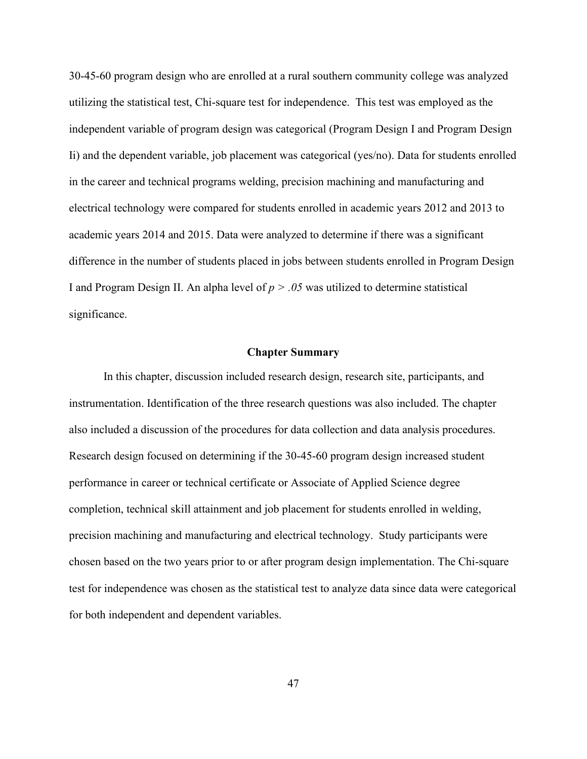30-45-60 program design who are enrolled at a rural southern community college was analyzed utilizing the statistical test, Chi-square test for independence. This test was employed as the independent variable of program design was categorical (Program Design I and Program Design Ii) and the dependent variable, job placement was categorical (yes/no). Data for students enrolled in the career and technical programs welding, precision machining and manufacturing and electrical technology were compared for students enrolled in academic years 2012 and 2013 to academic years 2014 and 2015. Data were analyzed to determine if there was a significant difference in the number of students placed in jobs between students enrolled in Program Design I and Program Design II. An alpha level of $p > .05$ was utilized to determine statistical significance.

## Chapter Summary

In this chapter, discussion included research design, research site, participants, and instrumentation. Identification of the three research questions was also included. The chapter also included a discussion of the procedures for data collection and data analysis procedures. Research design focused on determining if the 30-45-60 program design increased student performance in career or technical certificate or Associate of Applied Science degree completion, technical skill attainment and job placement for students enrolled in welding, precision machining and manufacturing and electrical technology. Study participants were chosen based on the two years prior to or after program design implementation. The Chi-square test for independence was chosen as the statistical test to analyze data since data were categorical for both independent and dependent variables.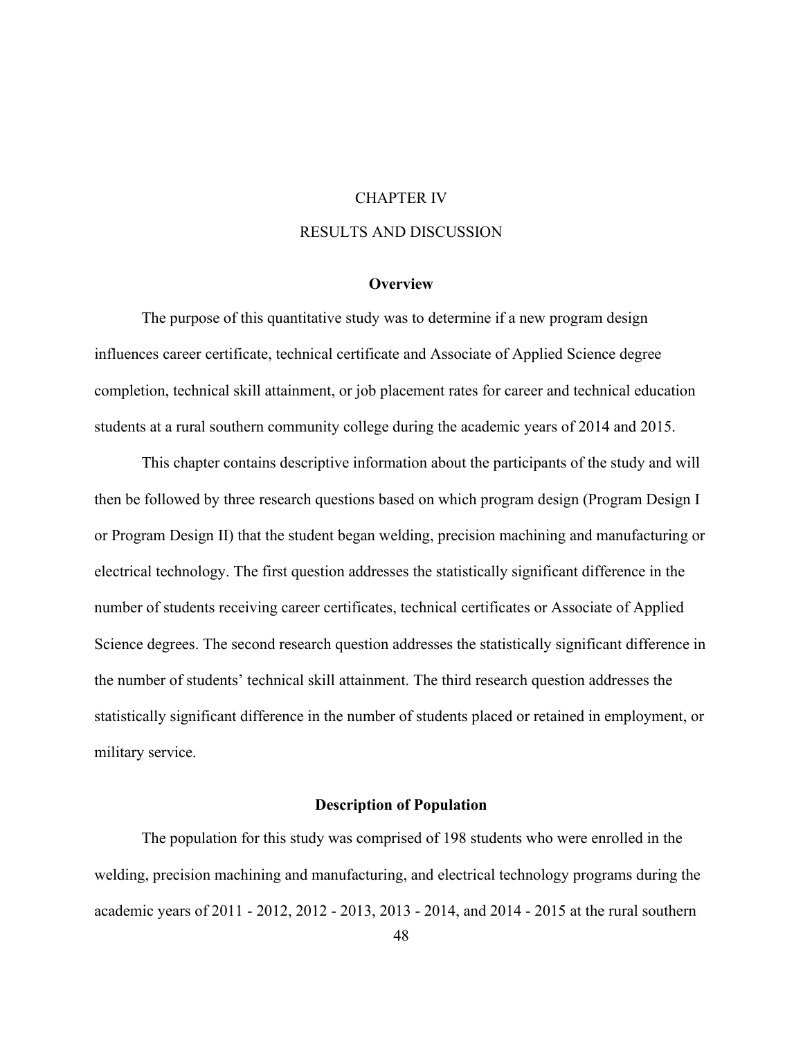# CHAPTER IV

# RESULTS AND DISCUSSION

## Overview

The purpose of this quantitative study was to determine if a new program design influences career certificate, technical certificate and Associate of Applied Science degree completion, technical skill attainment, or job placement rates for career and technical education students at a rural southern community college during the academic years of 2014 and 2015.

This chapter contains descriptive information about the participants of the study and will then be followed by three research questions based on which program design (Program Design I or Program Design II) that the student began welding, precision machining and manufacturing or electrical technology. The first question addresses the statistically significant difference in the number of students receiving career certificates, technical certificates or Associate of Applied Science degrees. The second research question addresses the statistically significant difference in the number of students' technical skill attainment. The third research question addresses the statistically significant difference in the number of students placed or retained in employment, or military service.

## Description of Population

The population for this study was comprised of 198 students who were enrolled in the welding, precision machining and manufacturing, and electrical technology programs during the academic years of 2011 - 2012, 2012 - 2013, 2013 - 2014, and 2014 - 2015 at the rural southern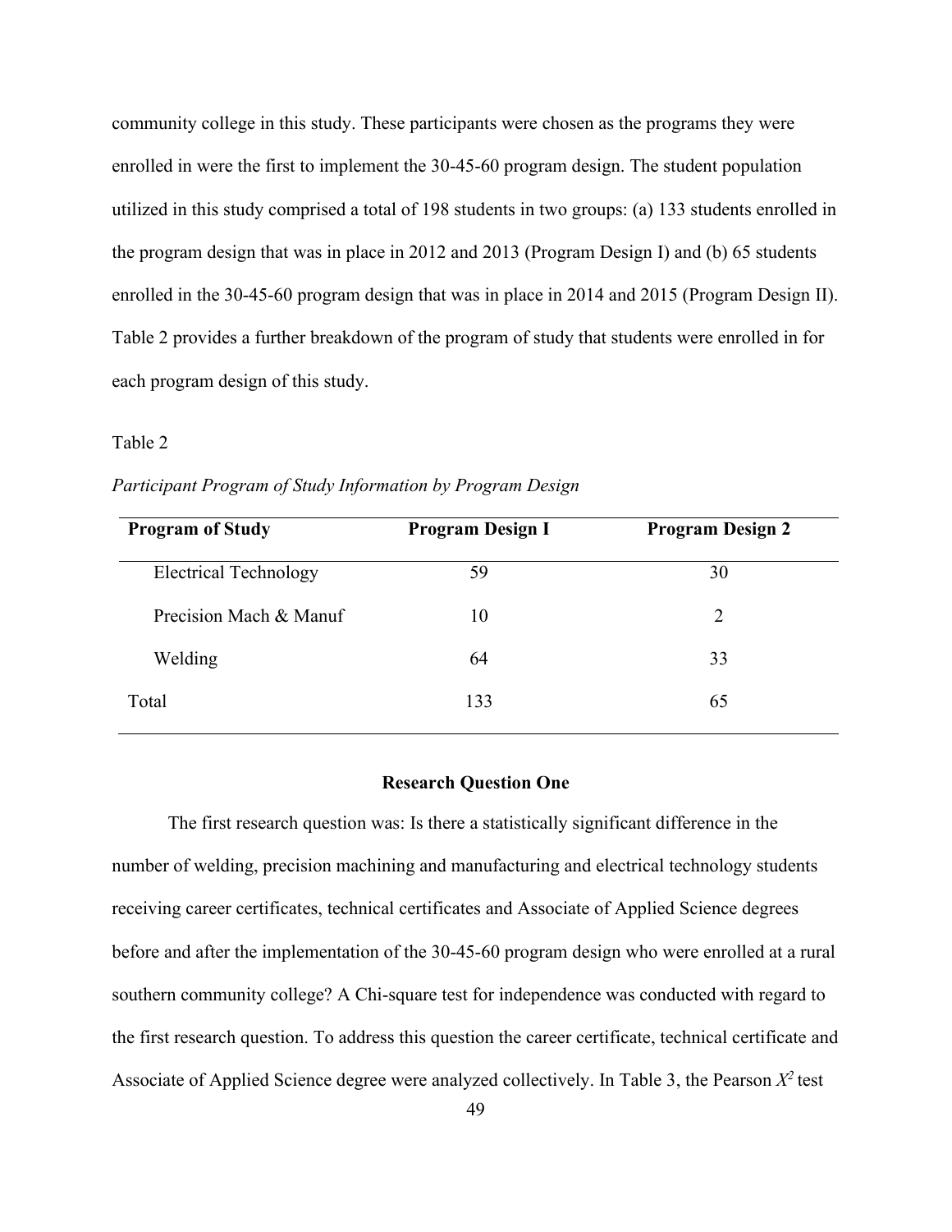community college in this study. These participants were chosen as the programs they were enrolled in were the first to implement the 30-45-60 program design. The student population utilized in this study comprised a total of 198 students in two groups: (a) 133 students enrolled in the program design that was in place in 2012 and 2013 (Program Design I) and (b) 65 students enrolled in the 30-45-60 program design that was in place in 2014 and 2015 (Program Design II). Table 2 provides a further breakdown of the program of study that students were enrolled in for each program design of this study.

Table 2

*Participant Program of Study Information by Program Design*

| **Program of Study** | **Program Design I** | **Program Design 2** |
|---|---|---|
| Electrical Technology | 59 | 30 |
| Precision Mach & Manuf | 10 | 2 |
| Welding | 64 | 33 |
| Total | 133 | 65 |

## Research Question One

The first research question was: Is there a statistically significant difference in the number of welding, precision machining and manufacturing and electrical technology students receiving career certificates, technical certificates and Associate of Applied Science degrees before and after the implementation of the 30-45-60 program design who were enrolled at a rural southern community college? A Chi-square test for independence was conducted with regard to the first research question. To address this question the career certificate, technical certificate and Associate of Applied Science degree were analyzed collectively. In Table 3, the Pearson $X^2$ test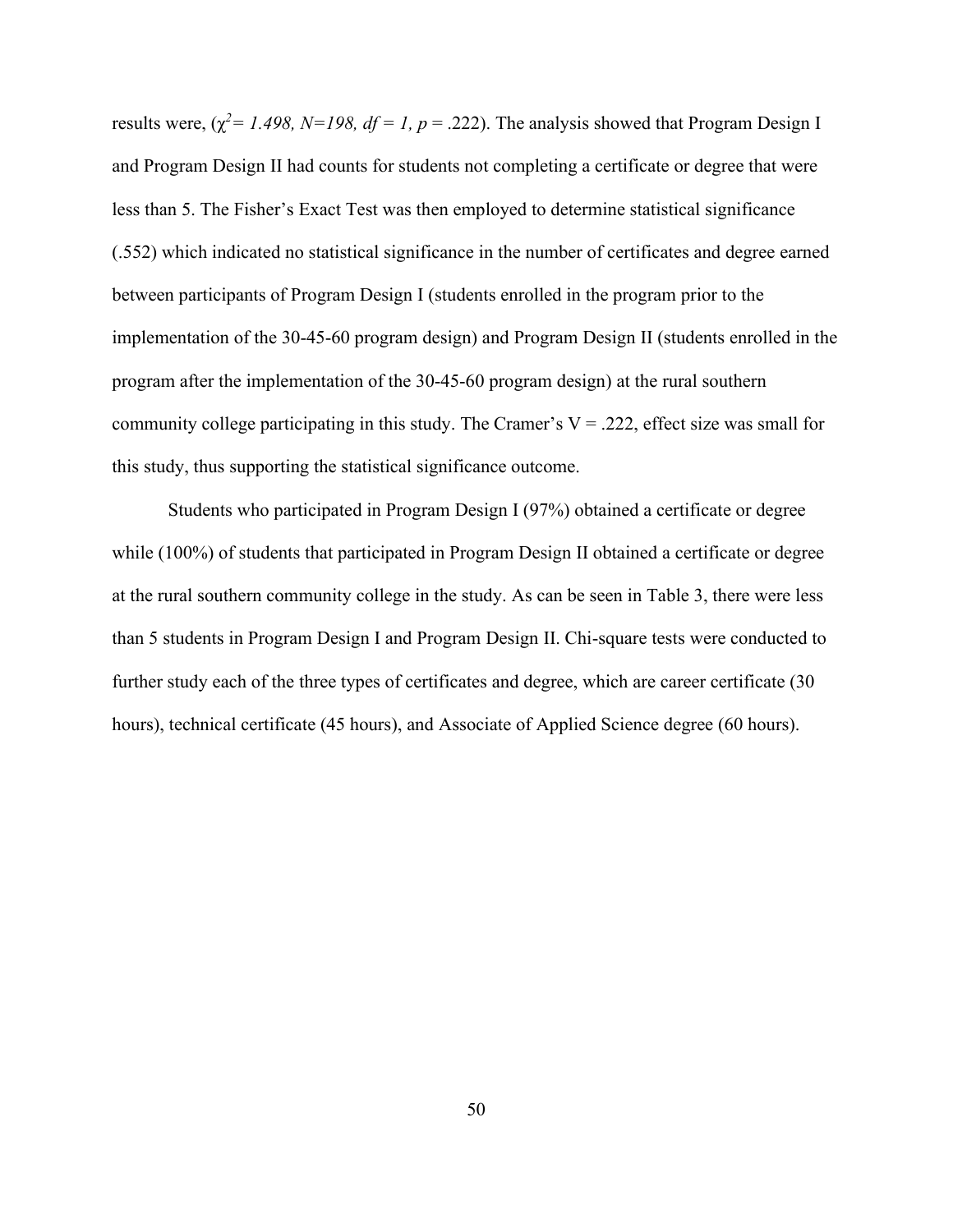results were, ($\chi^2 = 1.498, N=198, df = 1, p = .222$). The analysis showed that Program Design I and Program Design II had counts for students not completing a certificate or degree that were less than 5. The Fisher's Exact Test was then employed to determine statistical significance (.552) which indicated no statistical significance in the number of certificates and degree earned between participants of Program Design I (students enrolled in the program prior to the implementation of the 30-45-60 program design) and Program Design II (students enrolled in the program after the implementation of the 30-45-60 program design) at the rural southern community college participating in this study. The Cramer's V = .222, effect size was small for this study, thus supporting the statistical significance outcome.

Students who participated in Program Design I (97%) obtained a certificate or degree while (100%) of students that participated in Program Design II obtained a certificate or degree at the rural southern community college in the study. As can be seen in Table 3, there were less than 5 students in Program Design I and Program Design II. Chi-square tests were conducted to further study each of the three types of certificates and degree, which are career certificate (30 hours), technical certificate (45 hours), and Associate of Applied Science degree (60 hours).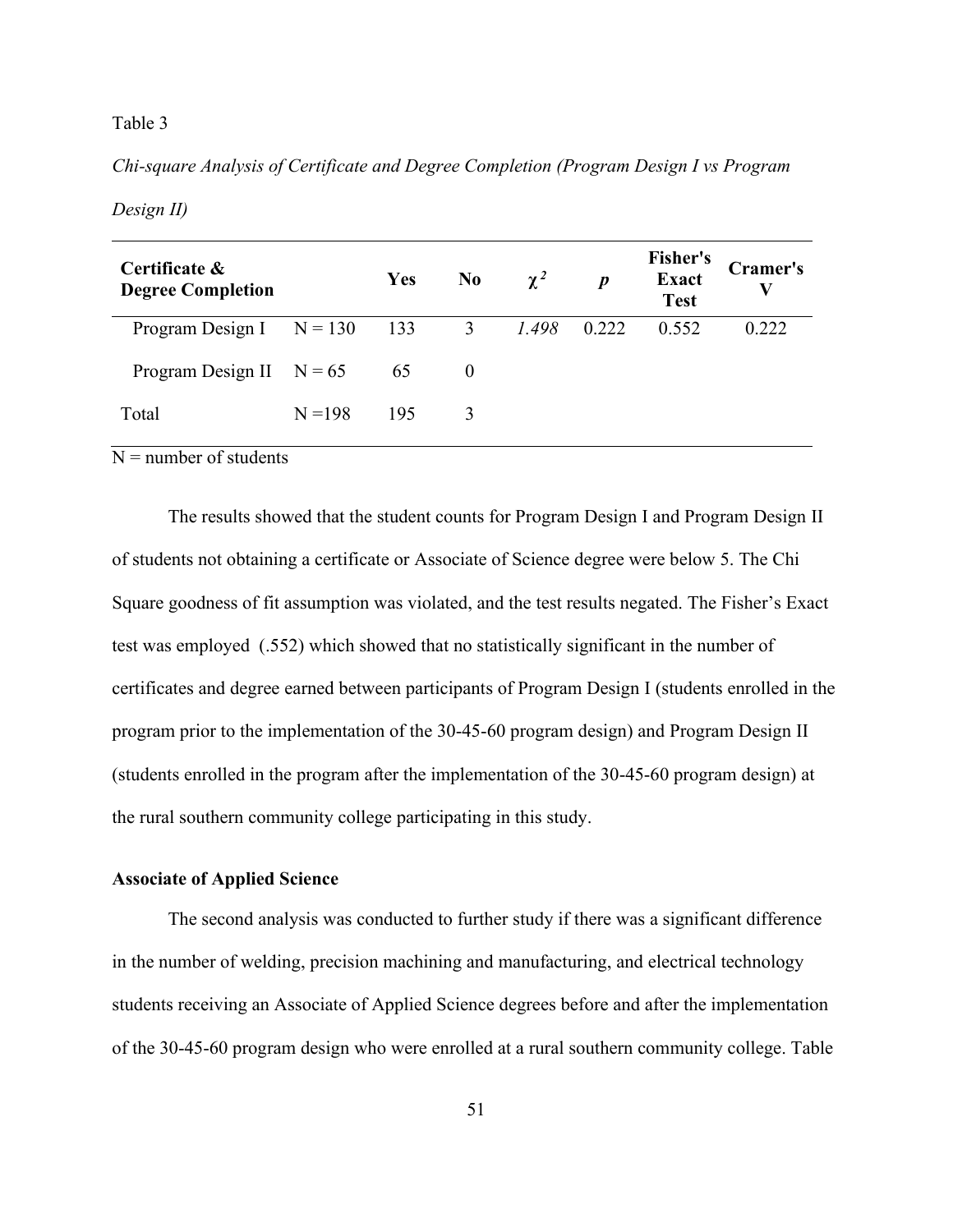Table 3

*Chi-square Analysis of Certificate and Degree Completion (Program Design I vs Program Design II)*

| **Certificate & Degree Completion** | | **Yes** | **No** | **$\chi^2$** | ***p*** | **Fisher's Exact Test** | **Cramer's V** |
|---|---|---|---|---|---|---|---|
| Program Design I | N = 130 | 133 | 3 | *1.498* | 0.222 | 0.552 | 0.222 |
| Program Design II | N = 65 | 65 | 0 | | | | |
| Total | N =198 | 195 | 3 | | | | |

N = number of students

The results showed that the student counts for Program Design I and Program Design II of students not obtaining a certificate or Associate of Science degree were below 5. The Chi Square goodness of fit assumption was violated, and the test results negated. The Fisher's Exact test was employed (.552) which showed that no statistically significant in the number of certificates and degree earned between participants of Program Design I (students enrolled in the program prior to the implementation of the 30-45-60 program design) and Program Design II (students enrolled in the program after the implementation of the 30-45-60 program design) at the rural southern community college participating in this study.

### Associate of Applied Science

The second analysis was conducted to further study if there was a significant difference in the number of welding, precision machining and manufacturing, and electrical technology students receiving an Associate of Applied Science degrees before and after the implementation of the 30-45-60 program design who were enrolled at a rural southern community college. Table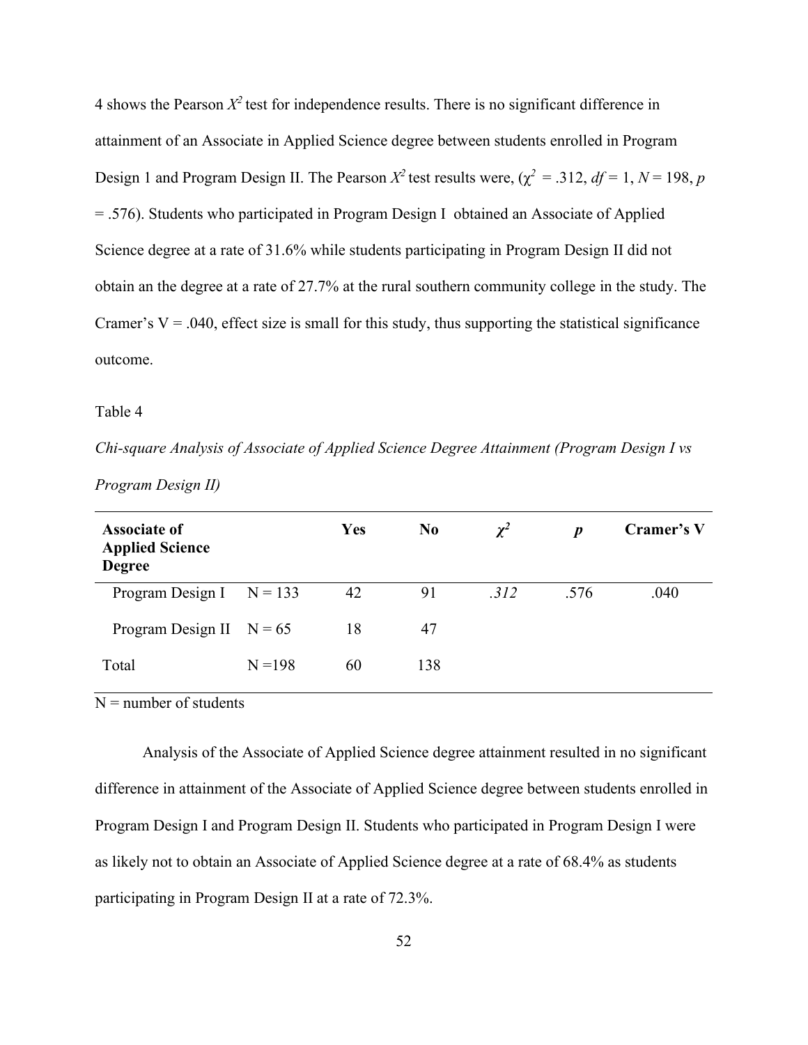4 shows the Pearson $X^2$ test for independence results. There is no significant difference in attainment of an Associate in Applied Science degree between students enrolled in Program Design 1 and Program Design II. The Pearson $X^2$ test results were, ($\chi^2$ = .312, *df* = 1, *N* = 198, *p* = .576). Students who participated in Program Design I obtained an Associate of Applied Science degree at a rate of 31.6% while students participating in Program Design II did not obtain an the degree at a rate of 27.7% at the rural southern community college in the study. The Cramer's V = .040, effect size is small for this study, thus supporting the statistical significance outcome.

Table 4

*Chi-square Analysis of Associate of Applied Science Degree Attainment (Program Design I vs Program Design II)*

| **Associate of Applied Science Degree** | | **Yes** | **No** | $\chi^2$ | ***p*** | **Cramer's V** |
|---|---|---|---|---|---|---|
| Program Design I | N = 133 | 42 | 91 | *.312* | .576 | .040 |
| Program Design II | N = 65 | 18 | 47 | | | |
| Total | N =198 | 60 | 138 | | | |

N = number of students

Analysis of the Associate of Applied Science degree attainment resulted in no significant difference in attainment of the Associate of Applied Science degree between students enrolled in Program Design I and Program Design II. Students who participated in Program Design I were as likely not to obtain an Associate of Applied Science degree at a rate of 68.4% as students participating in Program Design II at a rate of 72.3%.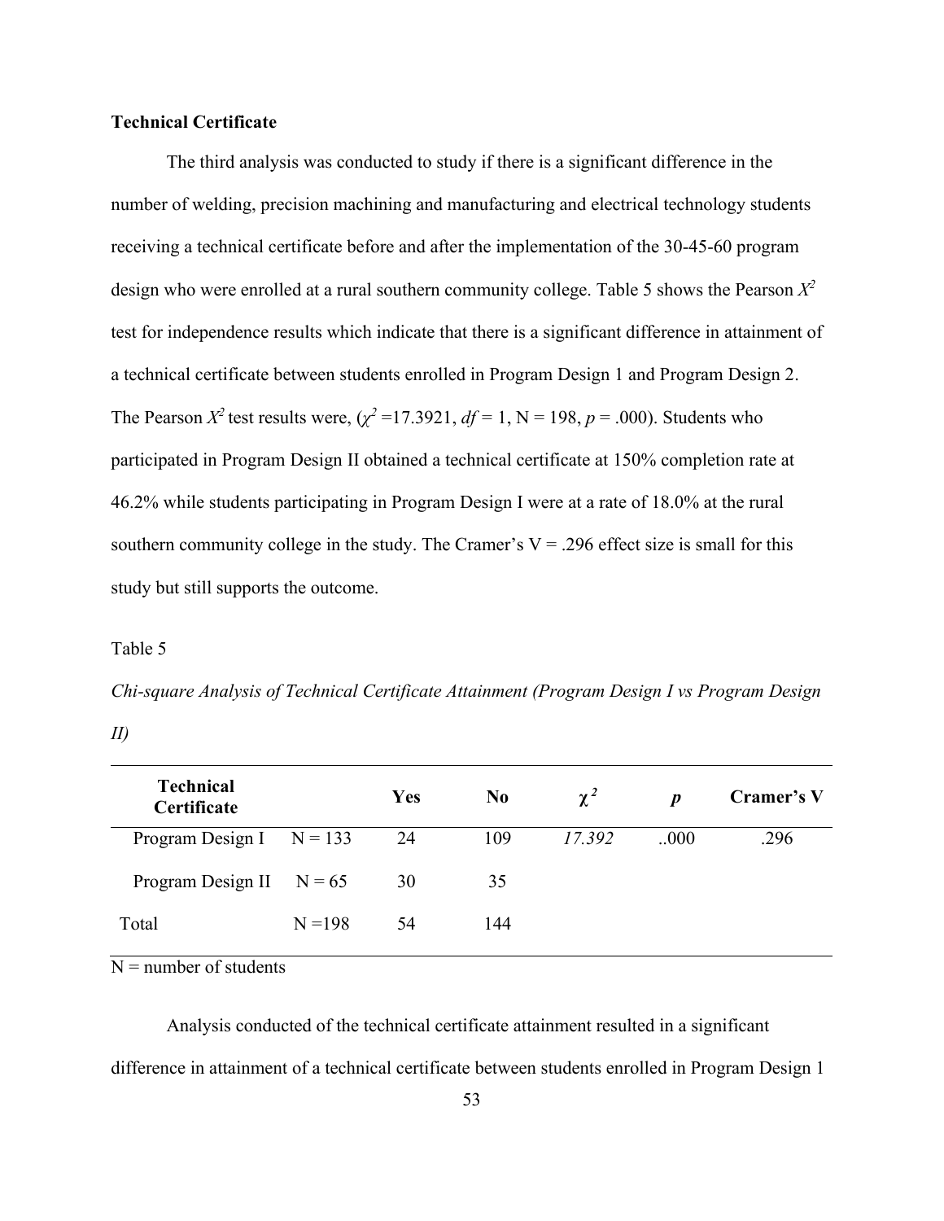**Technical Certificate**

The third analysis was conducted to study if there is a significant difference in the number of welding, precision machining and manufacturing and electrical technology students receiving a technical certificate before and after the implementation of the 30-45-60 program design who were enrolled at a rural southern community college. Table 5 shows the Pearson $X^2$ test for independence results which indicate that there is a significant difference in attainment of a technical certificate between students enrolled in Program Design 1 and Program Design 2. The Pearson $X^2$ test results were, ($\chi^2$ =17.3921, *df* = 1, N = 198, *p* = .000). Students who participated in Program Design II obtained a technical certificate at 150% completion rate at 46.2% while students participating in Program Design I were at a rate of 18.0% at the rural southern community college in the study. The Cramer's V = .296 effect size is small for this study but still supports the outcome.

Table 5

*Chi-square Analysis of Technical Certificate Attainment (Program Design I vs Program Design II)*

| Technical Certificate | | Yes | No | $\chi^2$ | *p* | Cramer's V |
|---|---|---|---|---|---|---|
| Program Design I | N = 133 | 24 | 109 | *17.392* | ..000 | .296 |
| Program Design II | N = 65 | 30 | 35 | | | |
| Total | N =198 | 54 | 144 | | | |

N = number of students

Analysis conducted of the technical certificate attainment resulted in a significant difference in attainment of a technical certificate between students enrolled in Program Design 1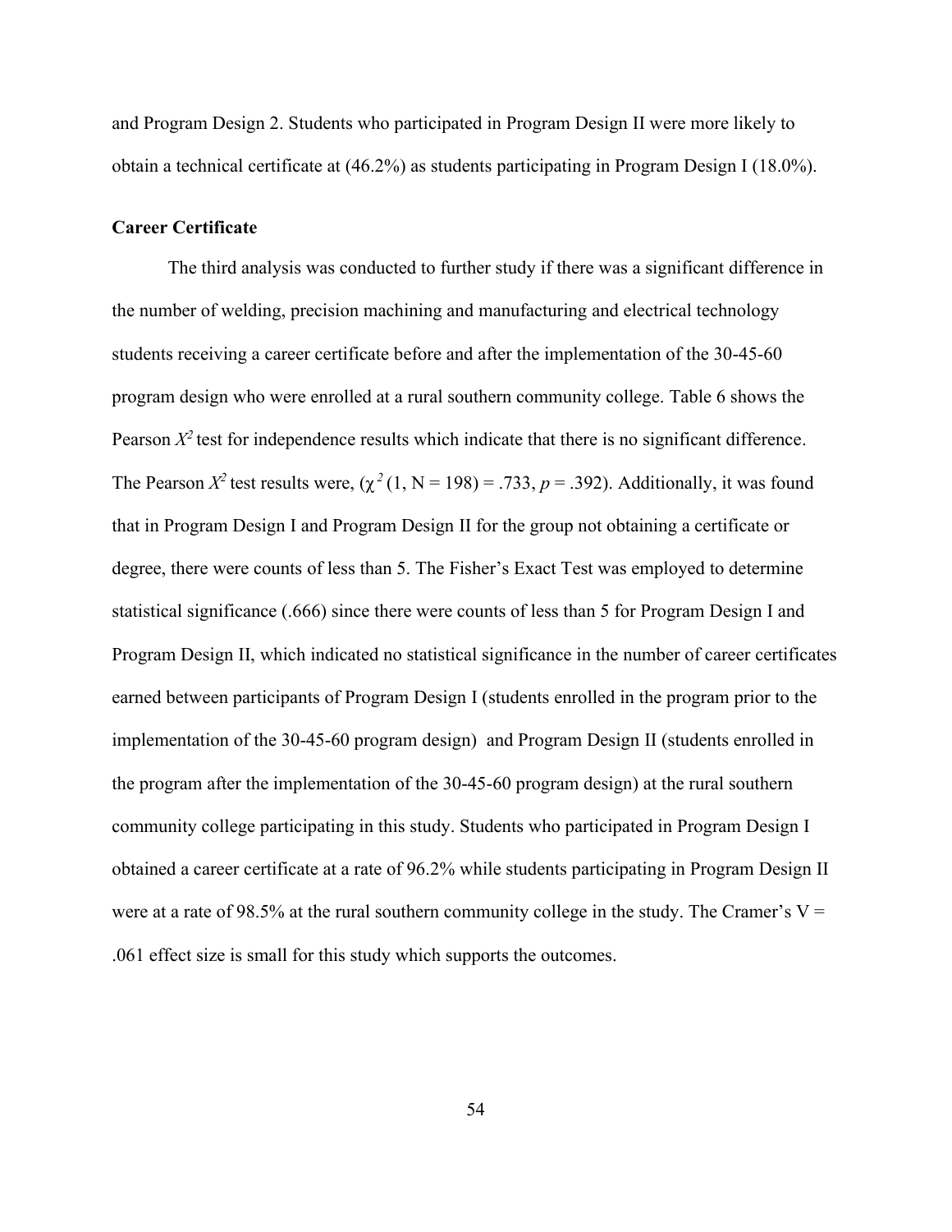and Program Design 2. Students who participated in Program Design II were more likely to obtain a technical certificate at (46.2%) as students participating in Program Design I (18.0%).

**Career Certificate**

The third analysis was conducted to further study if there was a significant difference in the number of welding, precision machining and manufacturing and electrical technology students receiving a career certificate before and after the implementation of the 30-45-60 program design who were enrolled at a rural southern community college. Table 6 shows the Pearson $X^2$ test for independence results which indicate that there is no significant difference. The Pearson $X^2$ test results were, ($\chi^2$ (1, N = 198) = .733, $p$ = .392). Additionally, it was found that in Program Design I and Program Design II for the group not obtaining a certificate or degree, there were counts of less than 5. The Fisher's Exact Test was employed to determine statistical significance (.666) since there were counts of less than 5 for Program Design I and Program Design II, which indicated no statistical significance in the number of career certificates earned between participants of Program Design I (students enrolled in the program prior to the implementation of the 30-45-60 program design) and Program Design II (students enrolled in the program after the implementation of the 30-45-60 program design) at the rural southern community college participating in this study. Students who participated in Program Design I obtained a career certificate at a rate of 96.2% while students participating in Program Design II were at a rate of 98.5% at the rural southern community college in the study. The Cramer's V = .061 effect size is small for this study which supports the outcomes.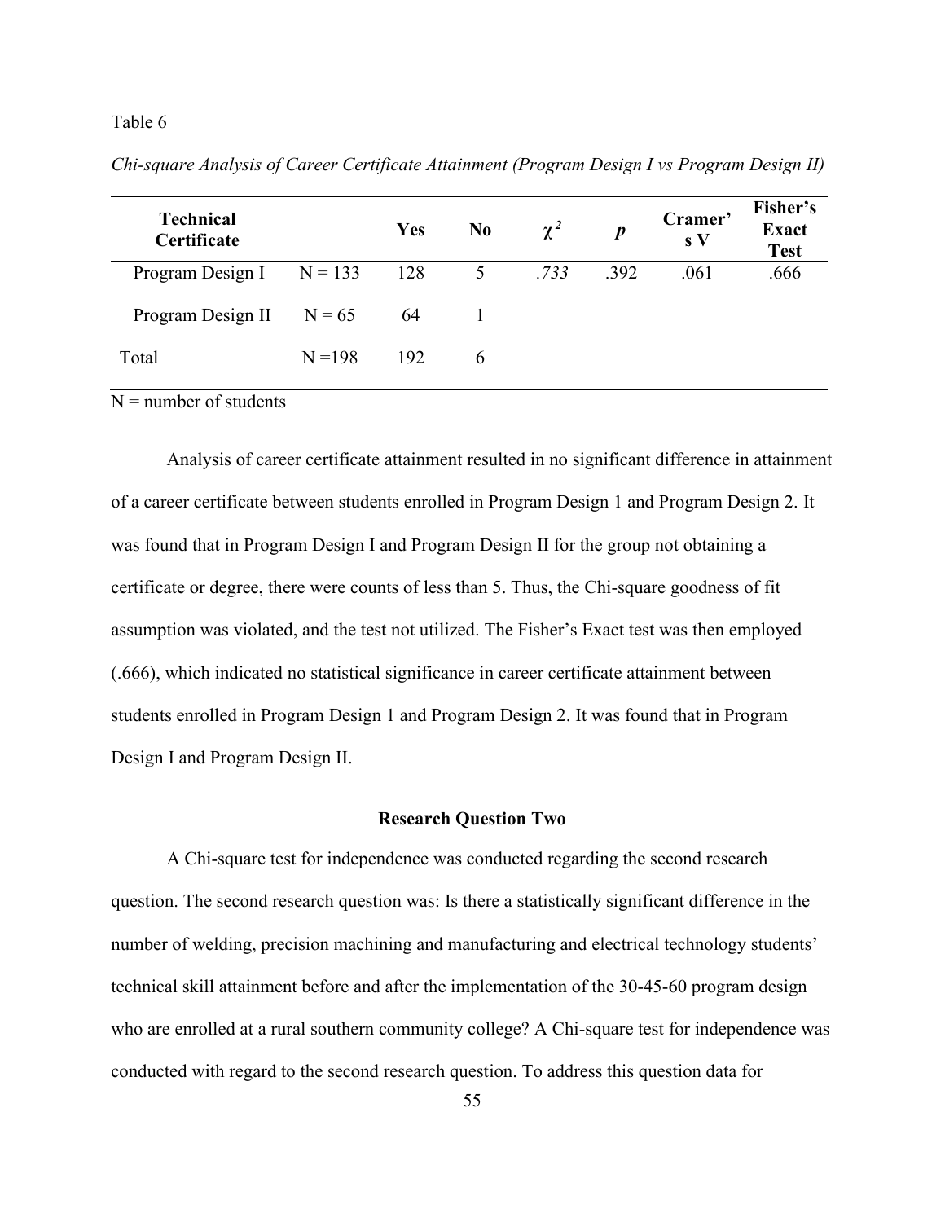Table 6

*Chi-square Analysis of Career Certificate Attainment (Program Design I vs Program Design II)*

| Technical Certificate | | Yes | No | $\chi^2$ | *p* | Cramer's V | Fisher's Exact Test |
|---|---|---|---|---|---|---|---|
| Program Design I | N = 133 | 128 | 5 | *.733* | .392 | .061 | .666 |
| Program Design II | N = 65 | 64 | 1 | | | | |
| Total | N =198 | 192 | 6 | | | | |

N = number of students

Analysis of career certificate attainment resulted in no significant difference in attainment of a career certificate between students enrolled in Program Design 1 and Program Design 2. It was found that in Program Design I and Program Design II for the group not obtaining a certificate or degree, there were counts of less than 5. Thus, the Chi-square goodness of fit assumption was violated, and the test not utilized. The Fisher's Exact test was then employed (.666), which indicated no statistical significance in career certificate attainment between students enrolled in Program Design 1 and Program Design 2. It was found that in Program Design I and Program Design II.

### Research Question Two

A Chi-square test for independence was conducted regarding the second research question. The second research question was: Is there a statistically significant difference in the number of welding, precision machining and manufacturing and electrical technology students' technical skill attainment before and after the implementation of the 30-45-60 program design who are enrolled at a rural southern community college? A Chi-square test for independence was conducted with regard to the second research question. To address this question data for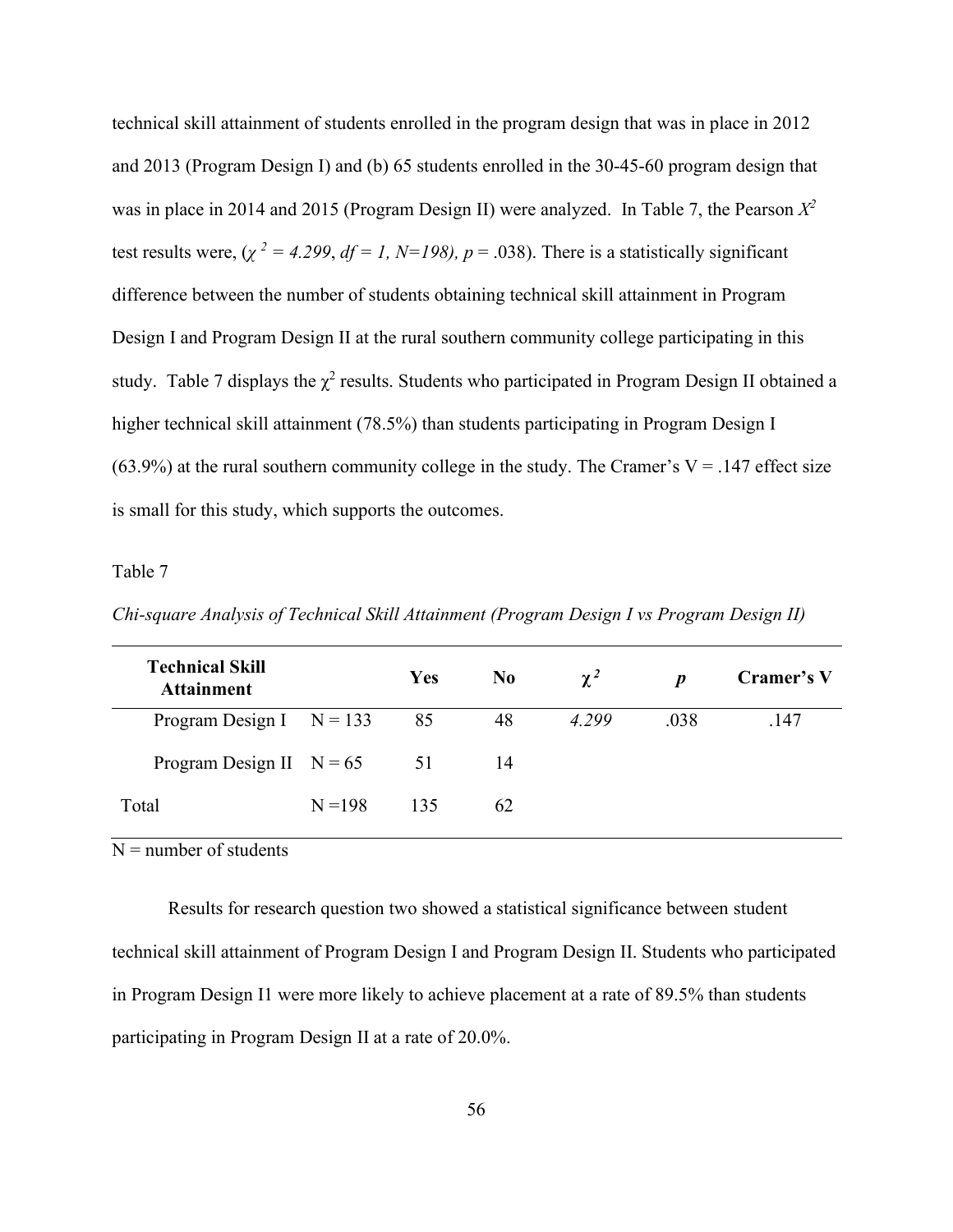technical skill attainment of students enrolled in the program design that was in place in 2012 and 2013 (Program Design I) and (b) 65 students enrolled in the 30-45-60 program design that was in place in 2014 and 2015 (Program Design II) were analyzed. In Table 7, the Pearson $X^2$ test results were, ($\chi^2 = 4.299$, $df = 1$, $N=198$), $p = .038$). There is a statistically significant difference between the number of students obtaining technical skill attainment in Program Design I and Program Design II at the rural southern community college participating in this study. Table 7 displays the $\chi^2$ results. Students who participated in Program Design II obtained a higher technical skill attainment (78.5%) than students participating in Program Design I (63.9%) at the rural southern community college in the study. The Cramer's V = .147 effect size is small for this study, which supports the outcomes.

Table 7

*Chi-square Analysis of Technical Skill Attainment (Program Design I vs Program Design II)*

| **Technical Skill Attainment** | | **Yes** | **No** | $\chi^2$ | ***p*** | **Cramer's V** |
|---|---|---|---|---|---|---|
| Program Design I | N = 133 | 85 | 48 | *4.299* | .038 | .147 |
| Program Design II | N = 65 | 51 | 14 | | | |
| Total | N =198 | 135 | 62 | | | |

N = number of students

Results for research question two showed a statistical significance between student technical skill attainment of Program Design I and Program Design II. Students who participated in Program Design I1 were more likely to achieve placement at a rate of 89.5% than students participating in Program Design II at a rate of 20.0%.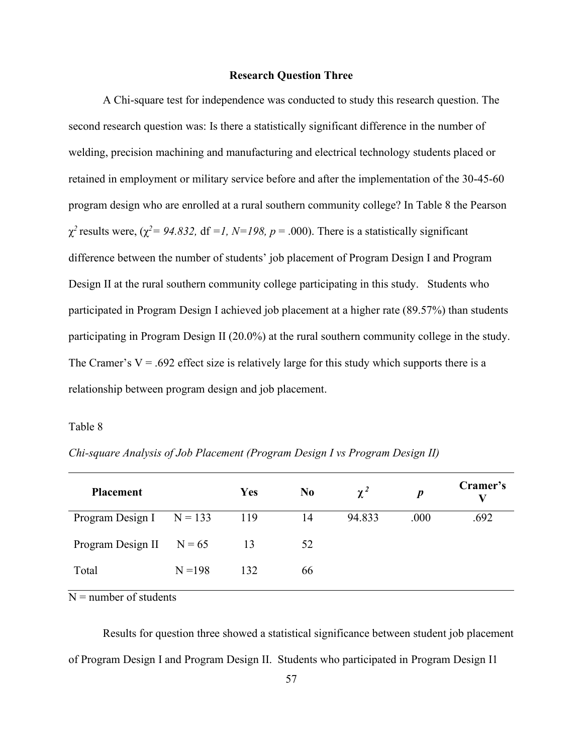**Research Question Three**

A Chi-square test for independence was conducted to study this research question. The second research question was: Is there a statistically significant difference in the number of welding, precision machining and manufacturing and electrical technology students placed or retained in employment or military service before and after the implementation of the 30-45-60 program design who are enrolled at a rural southern community college? In Table 8 the Pearson $\chi^2$ results were, ($\chi^2 = 94.832$, df $=1$, $N=198$, $p = .000$). There is a statistically significant difference between the number of students' job placement of Program Design I and Program Design II at the rural southern community college participating in this study. Students who participated in Program Design I achieved job placement at a higher rate (89.57%) than students participating in Program Design II (20.0%) at the rural southern community college in the study. The Cramer's V = .692 effect size is relatively large for this study which supports there is a relationship between program design and job placement.

Table 8

*Chi-square Analysis of Job Placement (Program Design I vs Program Design II)*

| **Placement** | | **Yes** | **No** | $\chi^2$ | ***p*** | **Cramer's V** |
|---|---|---|---|---|---|---|
| Program Design I | N = 133 | 119 | 14 | 94.833 | .000 | .692 |
| Program Design II | N = 65 | 13 | 52 | | | |
| Total | N =198 | 132 | 66 | | | |

N = number of students

Results for question three showed a statistical significance between student job placement of Program Design I and Program Design II. Students who participated in Program Design I1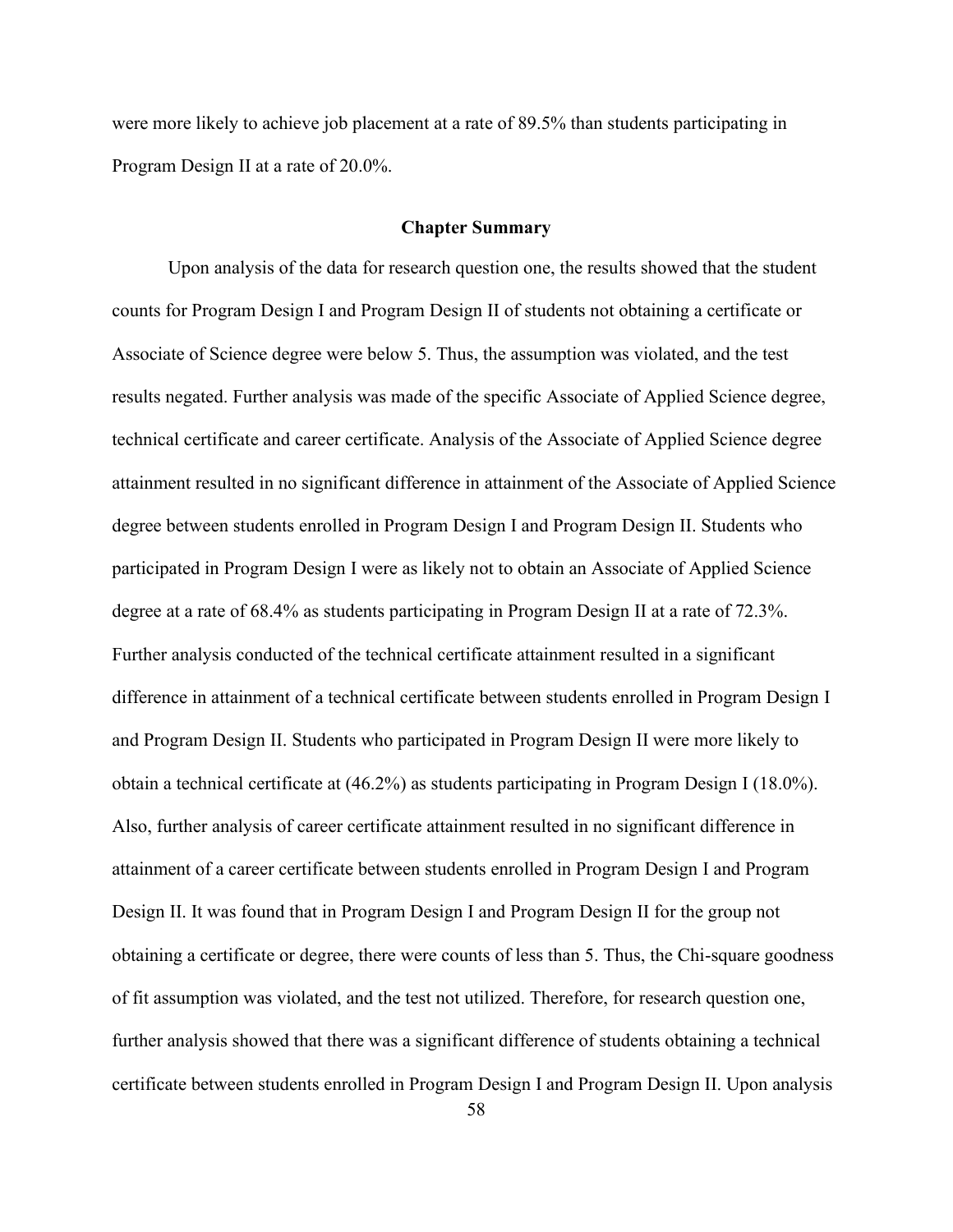were more likely to achieve job placement at a rate of 89.5% than students participating in Program Design II at a rate of 20.0%.

## Chapter Summary

Upon analysis of the data for research question one, the results showed that the student counts for Program Design I and Program Design II of students not obtaining a certificate or Associate of Science degree were below 5. Thus, the assumption was violated, and the test results negated. Further analysis was made of the specific Associate of Applied Science degree, technical certificate and career certificate. Analysis of the Associate of Applied Science degree attainment resulted in no significant difference in attainment of the Associate of Applied Science degree between students enrolled in Program Design I and Program Design II. Students who participated in Program Design I were as likely not to obtain an Associate of Applied Science degree at a rate of 68.4% as students participating in Program Design II at a rate of 72.3%. Further analysis conducted of the technical certificate attainment resulted in a significant difference in attainment of a technical certificate between students enrolled in Program Design I and Program Design II. Students who participated in Program Design II were more likely to obtain a technical certificate at (46.2%) as students participating in Program Design I (18.0%). Also, further analysis of career certificate attainment resulted in no significant difference in attainment of a career certificate between students enrolled in Program Design I and Program Design II. It was found that in Program Design I and Program Design II for the group not obtaining a certificate or degree, there were counts of less than 5. Thus, the Chi-square goodness of fit assumption was violated, and the test not utilized. Therefore, for research question one, further analysis showed that there was a significant difference of students obtaining a technical certificate between students enrolled in Program Design I and Program Design II. Upon analysis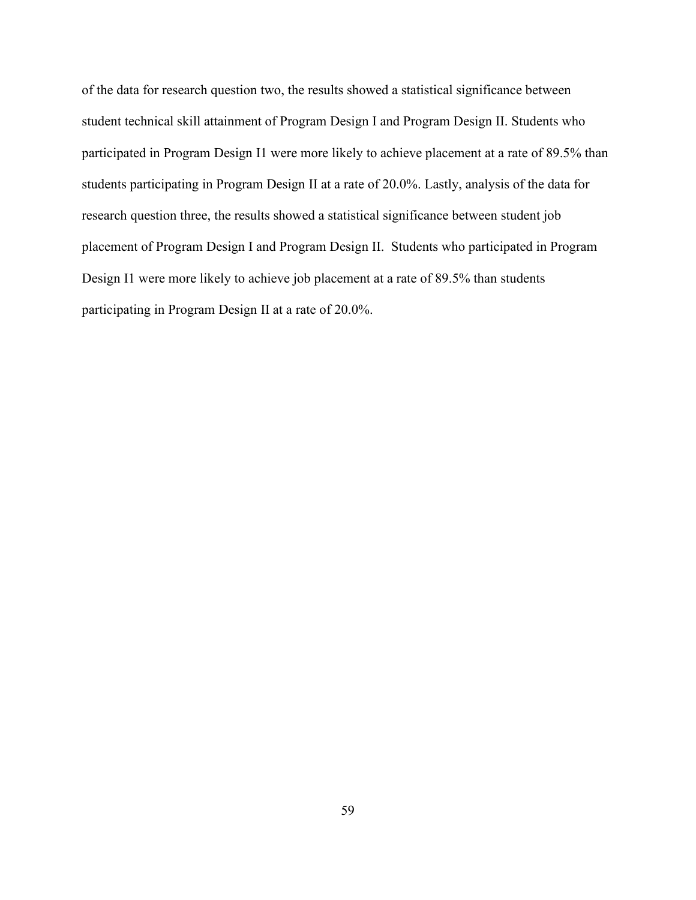of the data for research question two, the results showed a statistical significance between student technical skill attainment of Program Design I and Program Design II. Students who participated in Program Design I1 were more likely to achieve placement at a rate of 89.5% than students participating in Program Design II at a rate of 20.0%. Lastly, analysis of the data for research question three, the results showed a statistical significance between student job placement of Program Design I and Program Design II. Students who participated in Program Design I1 were more likely to achieve job placement at a rate of 89.5% than students participating in Program Design II at a rate of 20.0%.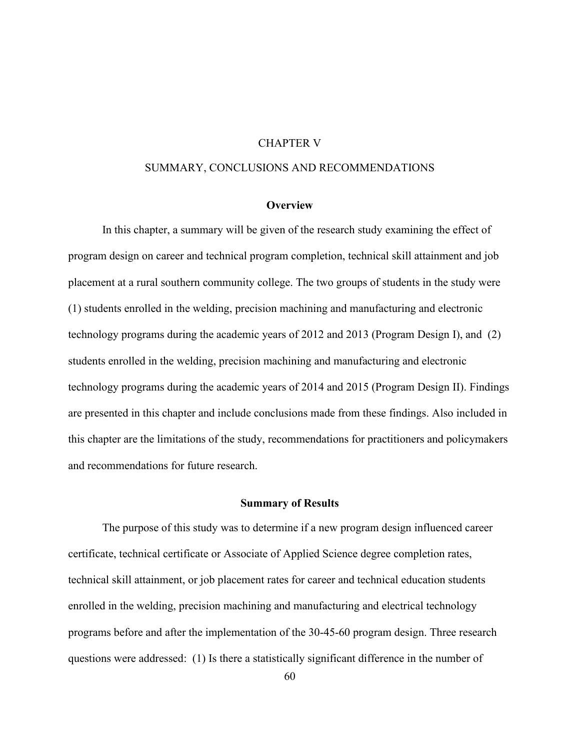# CHAPTER V

# SUMMARY, CONCLUSIONS AND RECOMMENDATIONS

## Overview

In this chapter, a summary will be given of the research study examining the effect of program design on career and technical program completion, technical skill attainment and job placement at a rural southern community college. The two groups of students in the study were (1) students enrolled in the welding, precision machining and manufacturing and electronic technology programs during the academic years of 2012 and 2013 (Program Design I), and (2) students enrolled in the welding, precision machining and manufacturing and electronic technology programs during the academic years of 2014 and 2015 (Program Design II). Findings are presented in this chapter and include conclusions made from these findings. Also included in this chapter are the limitations of the study, recommendations for practitioners and policymakers and recommendations for future research.

## Summary of Results

The purpose of this study was to determine if a new program design influenced career certificate, technical certificate or Associate of Applied Science degree completion rates, technical skill attainment, or job placement rates for career and technical education students enrolled in the welding, precision machining and manufacturing and electrical technology programs before and after the implementation of the 30-45-60 program design. Three research questions were addressed: (1) Is there a statistically significant difference in the number of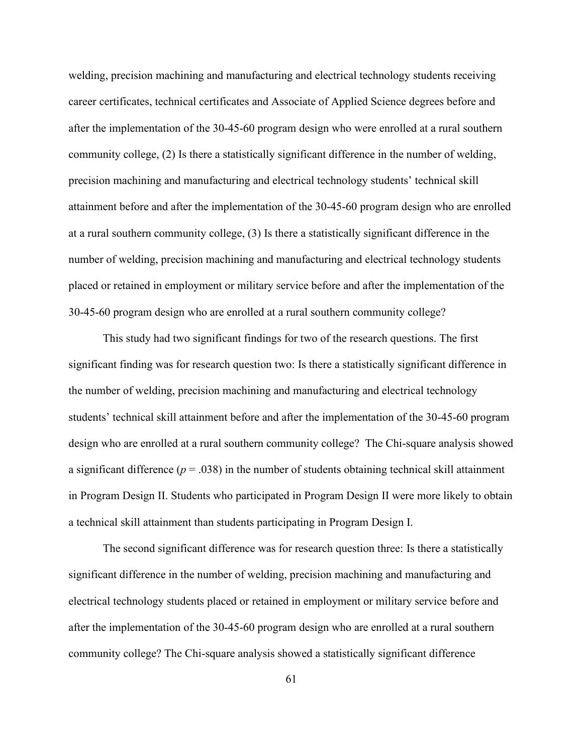welding, precision machining and manufacturing and electrical technology students receiving career certificates, technical certificates and Associate of Applied Science degrees before and after the implementation of the 30-45-60 program design who were enrolled at a rural southern community college, (2) Is there a statistically significant difference in the number of welding, precision machining and manufacturing and electrical technology students' technical skill attainment before and after the implementation of the 30-45-60 program design who are enrolled at a rural southern community college, (3) Is there a statistically significant difference in the number of welding, precision machining and manufacturing and electrical technology students placed or retained in employment or military service before and after the implementation of the 30-45-60 program design who are enrolled at a rural southern community college?

This study had two significant findings for two of the research questions. The first significant finding was for research question two: Is there a statistically significant difference in the number of welding, precision machining and manufacturing and electrical technology students' technical skill attainment before and after the implementation of the 30-45-60 program design who are enrolled at a rural southern community college? The Chi-square analysis showed a significant difference ($p$ = .038) in the number of students obtaining technical skill attainment in Program Design II. Students who participated in Program Design II were more likely to obtain a technical skill attainment than students participating in Program Design I.

The second significant difference was for research question three: Is there a statistically significant difference in the number of welding, precision machining and manufacturing and electrical technology students placed or retained in employment or military service before and after the implementation of the 30-45-60 program design who are enrolled at a rural southern community college? The Chi-square analysis showed a statistically significant difference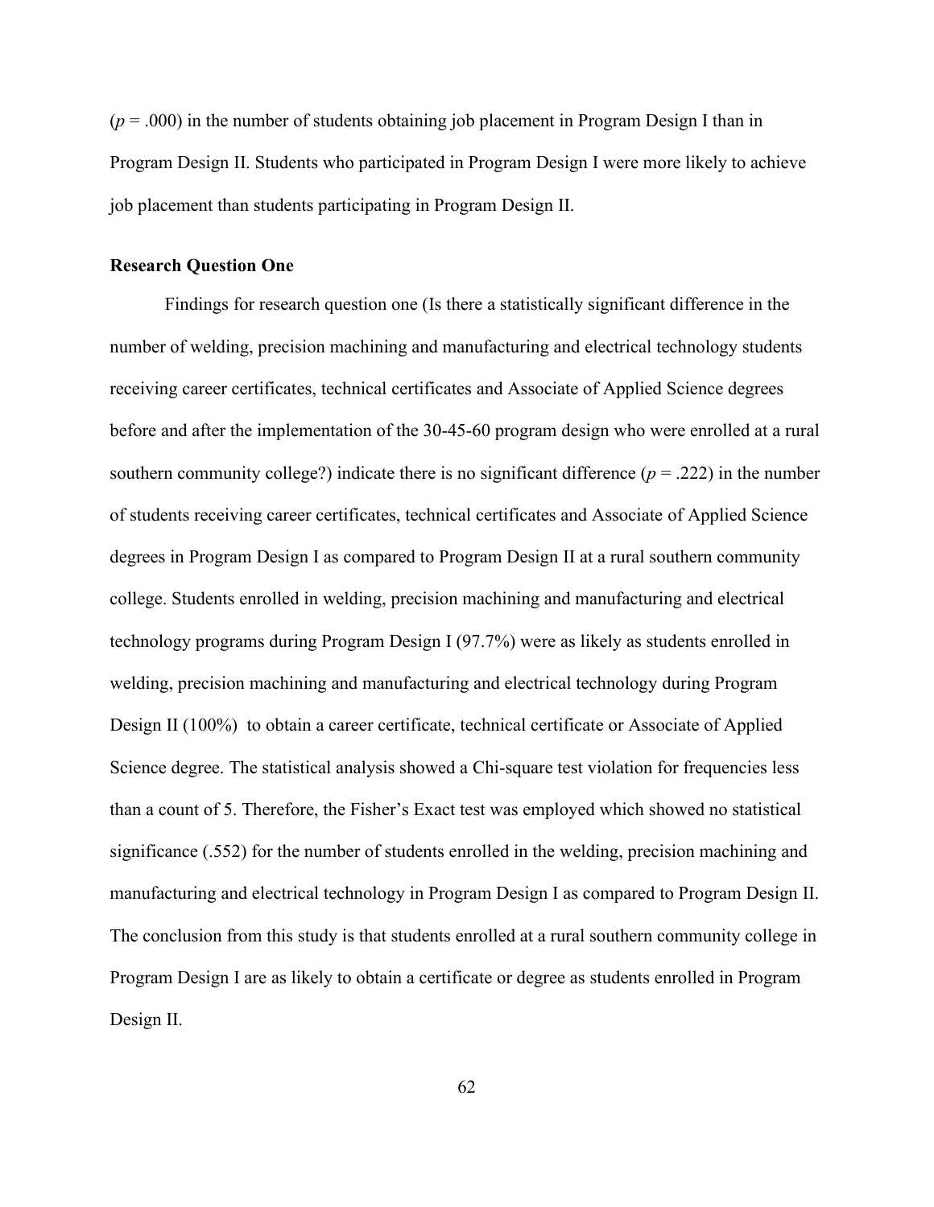($p = .000$) in the number of students obtaining job placement in Program Design I than in Program Design II. Students who participated in Program Design I were more likely to achieve job placement than students participating in Program Design II.

### Research Question One

Findings for research question one (Is there a statistically significant difference in the number of welding, precision machining and manufacturing and electrical technology students receiving career certificates, technical certificates and Associate of Applied Science degrees before and after the implementation of the 30-45-60 program design who were enrolled at a rural southern community college?) indicate there is no significant difference ($p = .222$) in the number of students receiving career certificates, technical certificates and Associate of Applied Science degrees in Program Design I as compared to Program Design II at a rural southern community college. Students enrolled in welding, precision machining and manufacturing and electrical technology programs during Program Design I (97.7%) were as likely as students enrolled in welding, precision machining and manufacturing and electrical technology during Program Design II (100%) to obtain a career certificate, technical certificate or Associate of Applied Science degree. The statistical analysis showed a Chi-square test violation for frequencies less than a count of 5. Therefore, the Fisher's Exact test was employed which showed no statistical significance (.552) for the number of students enrolled in the welding, precision machining and manufacturing and electrical technology in Program Design I as compared to Program Design II. The conclusion from this study is that students enrolled at a rural southern community college in Program Design I are as likely to obtain a certificate or degree as students enrolled in Program Design II.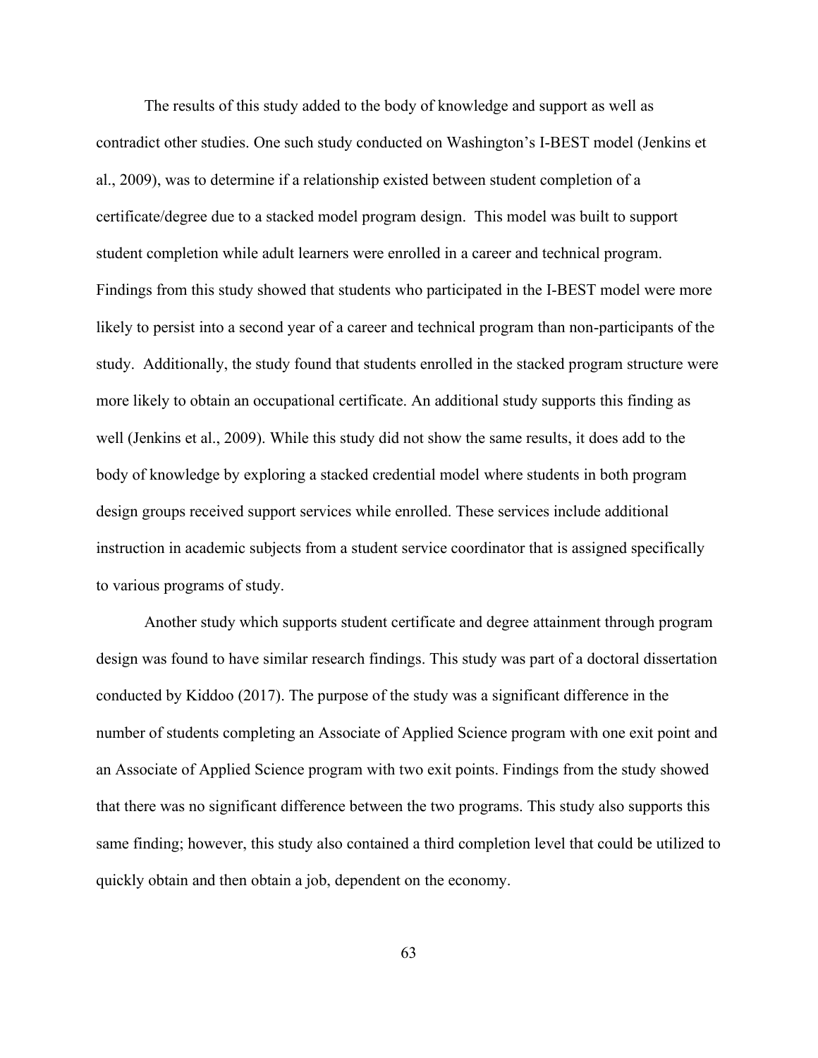The results of this study added to the body of knowledge and support as well as contradict other studies. One such study conducted on Washington's I-BEST model (Jenkins et al., 2009), was to determine if a relationship existed between student completion of a certificate/degree due to a stacked model program design. This model was built to support student completion while adult learners were enrolled in a career and technical program. Findings from this study showed that students who participated in the I-BEST model were more likely to persist into a second year of a career and technical program than non-participants of the study. Additionally, the study found that students enrolled in the stacked program structure were more likely to obtain an occupational certificate. An additional study supports this finding as well (Jenkins et al., 2009). While this study did not show the same results, it does add to the body of knowledge by exploring a stacked credential model where students in both program design groups received support services while enrolled. These services include additional instruction in academic subjects from a student service coordinator that is assigned specifically to various programs of study.

Another study which supports student certificate and degree attainment through program design was found to have similar research findings. This study was part of a doctoral dissertation conducted by Kiddoo (2017). The purpose of the study was a significant difference in the number of students completing an Associate of Applied Science program with one exit point and an Associate of Applied Science program with two exit points. Findings from the study showed that there was no significant difference between the two programs. This study also supports this same finding; however, this study also contained a third completion level that could be utilized to quickly obtain and then obtain a job, dependent on the economy.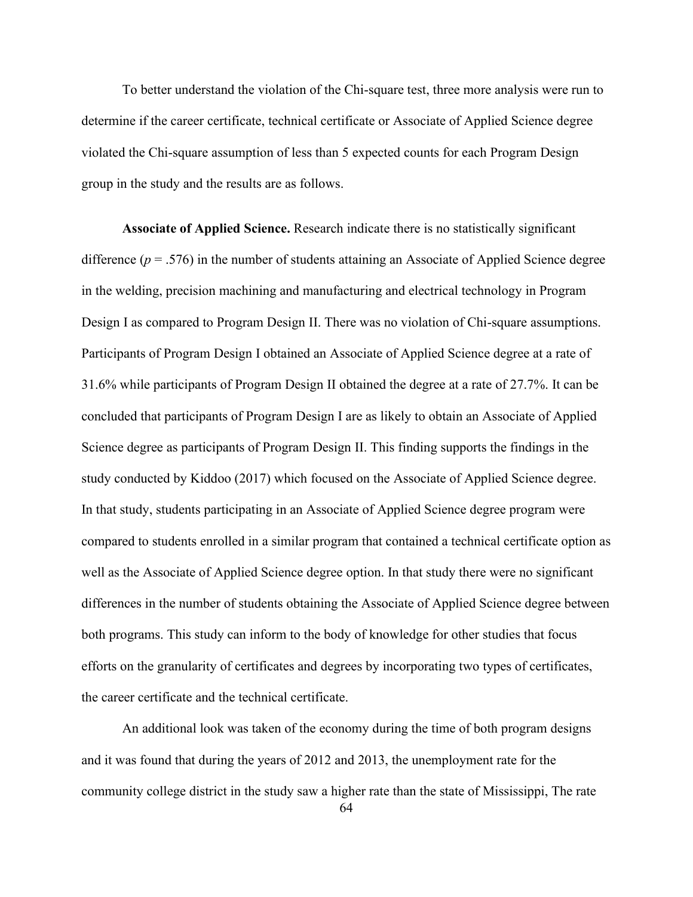To better understand the violation of the Chi-square test, three more analysis were run to determine if the career certificate, technical certificate or Associate of Applied Science degree violated the Chi-square assumption of less than 5 expected counts for each Program Design group in the study and the results are as follows.

**Associate of Applied Science.** Research indicate there is no statistically significant difference ($p$ = .576) in the number of students attaining an Associate of Applied Science degree in the welding, precision machining and manufacturing and electrical technology in Program Design I as compared to Program Design II. There was no violation of Chi-square assumptions. Participants of Program Design I obtained an Associate of Applied Science degree at a rate of 31.6% while participants of Program Design II obtained the degree at a rate of 27.7%. It can be concluded that participants of Program Design I are as likely to obtain an Associate of Applied Science degree as participants of Program Design II. This finding supports the findings in the study conducted by Kiddoo (2017) which focused on the Associate of Applied Science degree. In that study, students participating in an Associate of Applied Science degree program were compared to students enrolled in a similar program that contained a technical certificate option as well as the Associate of Applied Science degree option. In that study there were no significant differences in the number of students obtaining the Associate of Applied Science degree between both programs. This study can inform to the body of knowledge for other studies that focus efforts on the granularity of certificates and degrees by incorporating two types of certificates, the career certificate and the technical certificate.

An additional look was taken of the economy during the time of both program designs and it was found that during the years of 2012 and 2013, the unemployment rate for the community college district in the study saw a higher rate than the state of Mississippi, The rate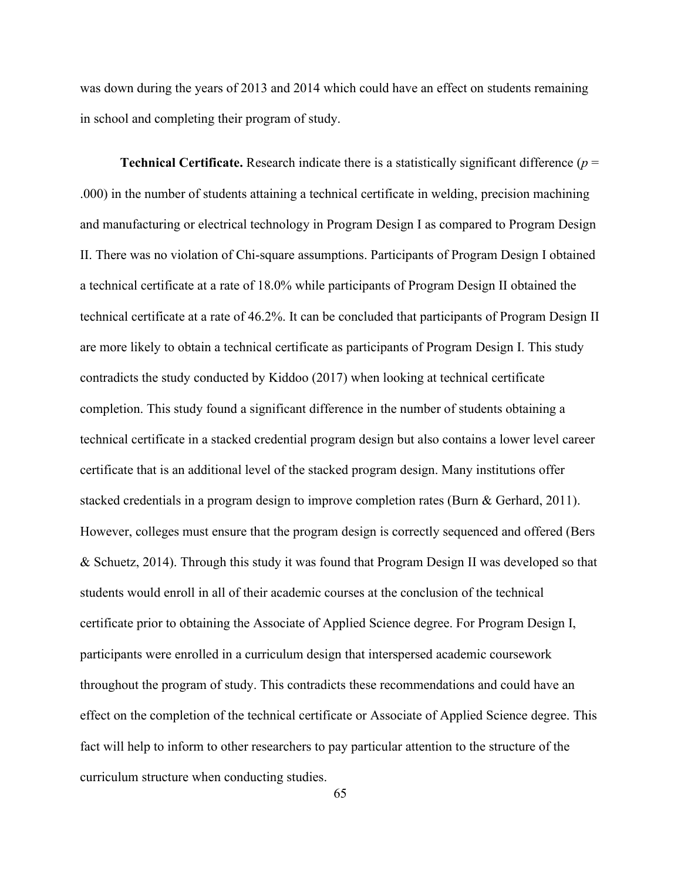was down during the years of 2013 and 2014 which could have an effect on students remaining in school and completing their program of study.

**Technical Certificate.** Research indicate there is a statistically significant difference ($p$ = .000) in the number of students attaining a technical certificate in welding, precision machining and manufacturing or electrical technology in Program Design I as compared to Program Design II. There was no violation of Chi-square assumptions. Participants of Program Design I obtained a technical certificate at a rate of 18.0% while participants of Program Design II obtained the technical certificate at a rate of 46.2%. It can be concluded that participants of Program Design II are more likely to obtain a technical certificate as participants of Program Design I. This study contradicts the study conducted by Kiddoo (2017) when looking at technical certificate completion. This study found a significant difference in the number of students obtaining a technical certificate in a stacked credential program design but also contains a lower level career certificate that is an additional level of the stacked program design. Many institutions offer stacked credentials in a program design to improve completion rates (Burn & Gerhard, 2011). However, colleges must ensure that the program design is correctly sequenced and offered (Bers & Schuetz, 2014). Through this study it was found that Program Design II was developed so that students would enroll in all of their academic courses at the conclusion of the technical certificate prior to obtaining the Associate of Applied Science degree. For Program Design I, participants were enrolled in a curriculum design that interspersed academic coursework throughout the program of study. This contradicts these recommendations and could have an effect on the completion of the technical certificate or Associate of Applied Science degree. This fact will help to inform to other researchers to pay particular attention to the structure of the curriculum structure when conducting studies.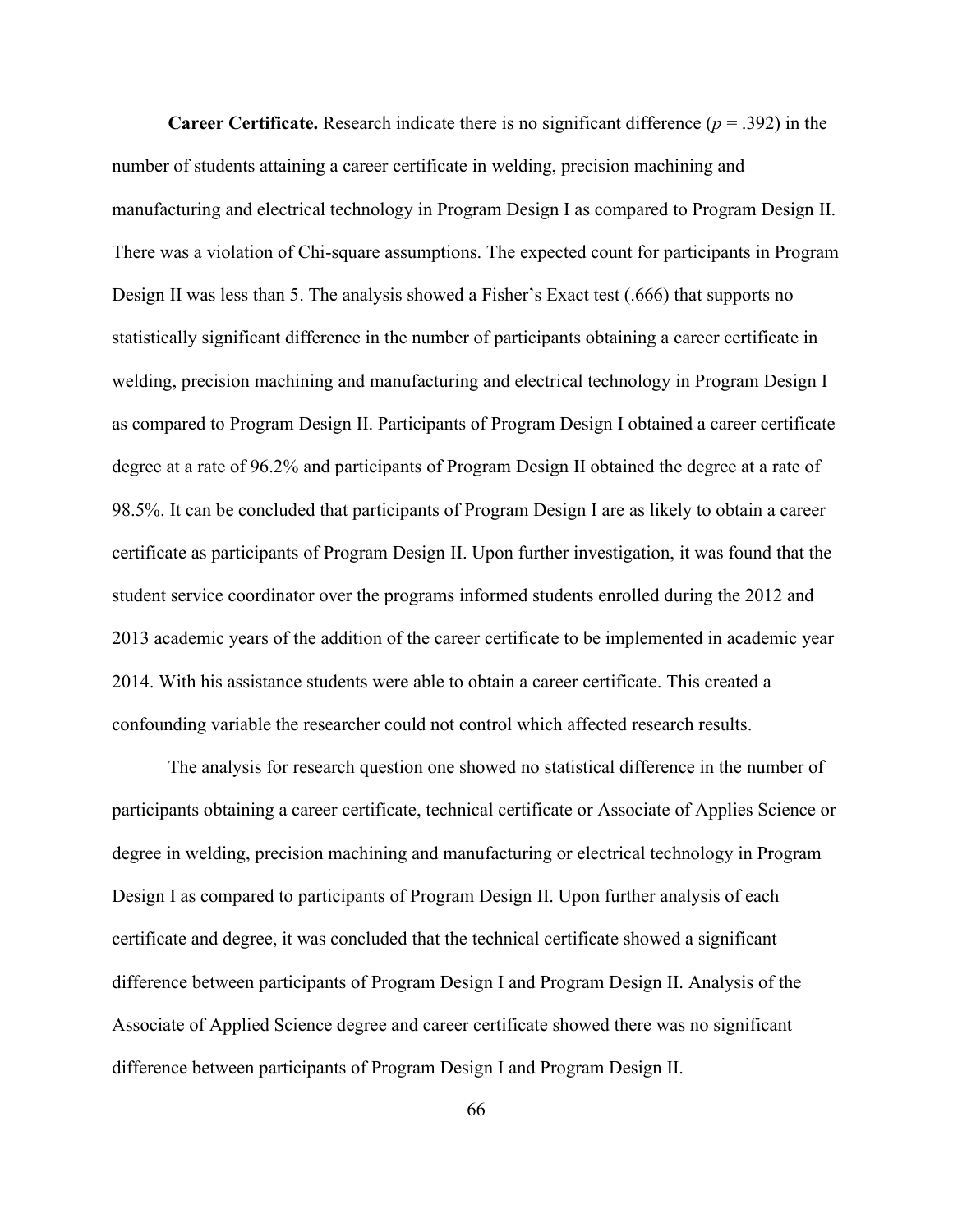**Career Certificate.** Research indicate there is no significant difference ($p = .392$) in the number of students attaining a career certificate in welding, precision machining and manufacturing and electrical technology in Program Design I as compared to Program Design II. There was a violation of Chi-square assumptions. The expected count for participants in Program Design II was less than 5. The analysis showed a Fisher's Exact test (.666) that supports no statistically significant difference in the number of participants obtaining a career certificate in welding, precision machining and manufacturing and electrical technology in Program Design I as compared to Program Design II. Participants of Program Design I obtained a career certificate degree at a rate of 96.2% and participants of Program Design II obtained the degree at a rate of 98.5%. It can be concluded that participants of Program Design I are as likely to obtain a career certificate as participants of Program Design II. Upon further investigation, it was found that the student service coordinator over the programs informed students enrolled during the 2012 and 2013 academic years of the addition of the career certificate to be implemented in academic year 2014. With his assistance students were able to obtain a career certificate. This created a confounding variable the researcher could not control which affected research results.

The analysis for research question one showed no statistical difference in the number of participants obtaining a career certificate, technical certificate or Associate of Applies Science or degree in welding, precision machining and manufacturing or electrical technology in Program Design I as compared to participants of Program Design II. Upon further analysis of each certificate and degree, it was concluded that the technical certificate showed a significant difference between participants of Program Design I and Program Design II. Analysis of the Associate of Applied Science degree and career certificate showed there was no significant difference between participants of Program Design I and Program Design II.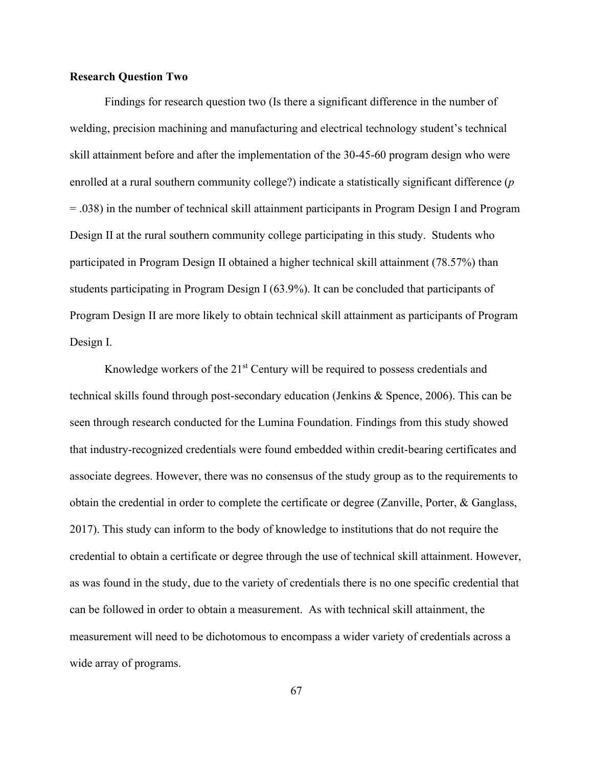**Research Question Two**

Findings for research question two (Is there a significant difference in the number of welding, precision machining and manufacturing and electrical technology student's technical skill attainment before and after the implementation of the 30-45-60 program design who were enrolled at a rural southern community college?) indicate a statistically significant difference ($p = .038$) in the number of technical skill attainment participants in Program Design I and Program Design II at the rural southern community college participating in this study. Students who participated in Program Design II obtained a higher technical skill attainment (78.57%) than students participating in Program Design I (63.9%). It can be concluded that participants of Program Design II are more likely to obtain technical skill attainment as participants of Program Design I.

Knowledge workers of the 21st Century will be required to possess credentials and technical skills found through post-secondary education (Jenkins & Spence, 2006). This can be seen through research conducted for the Lumina Foundation. Findings from this study showed that industry-recognized credentials were found embedded within credit-bearing certificates and associate degrees. However, there was no consensus of the study group as to the requirements to obtain the credential in order to complete the certificate or degree (Zanville, Porter, & Ganglass, 2017). This study can inform to the body of knowledge to institutions that do not require the credential to obtain a certificate or degree through the use of technical skill attainment. However, as was found in the study, due to the variety of credentials there is no one specific credential that can be followed in order to obtain a measurement. As with technical skill attainment, the measurement will need to be dichotomous to encompass a wider variety of credentials across a wide array of programs.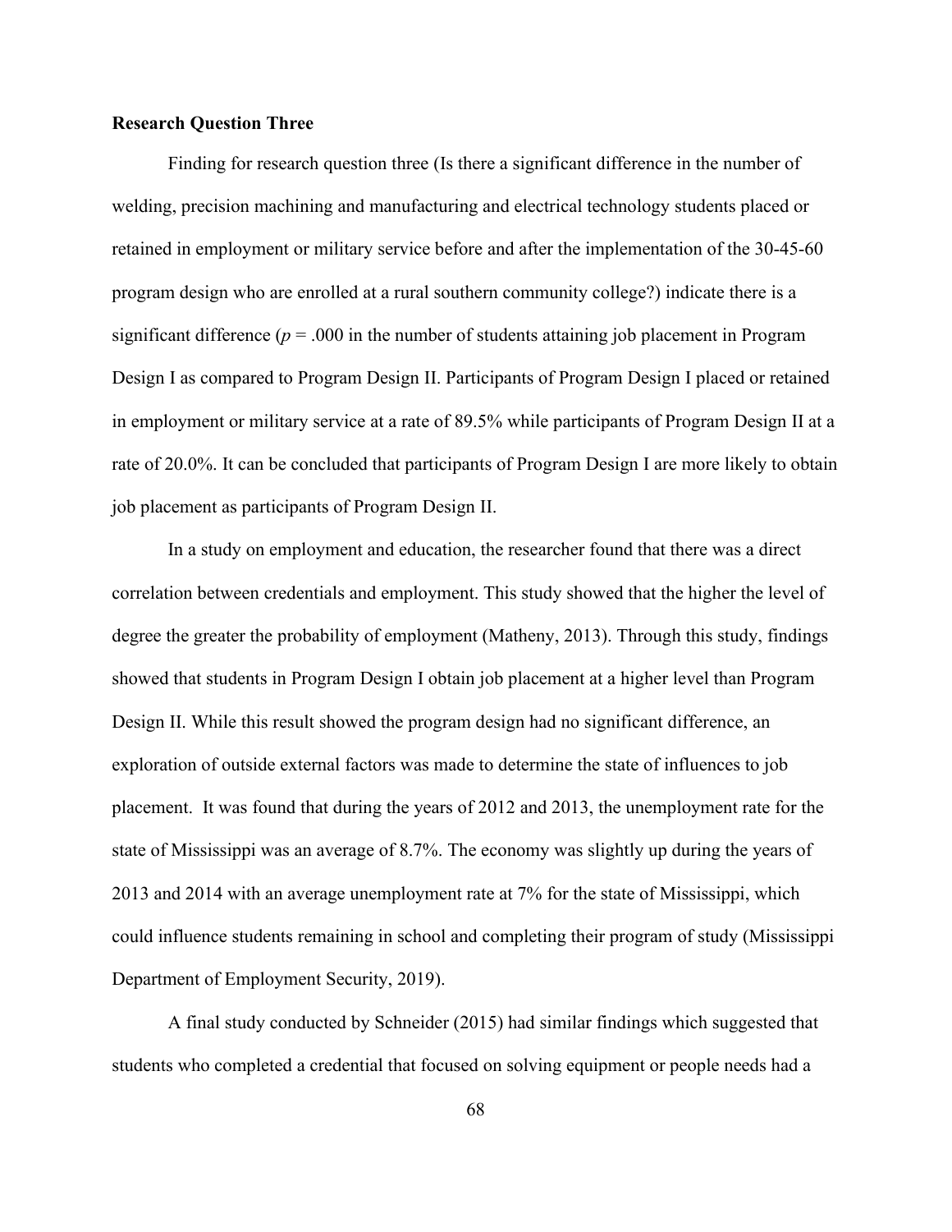**Research Question Three**

Finding for research question three (Is there a significant difference in the number of welding, precision machining and manufacturing and electrical technology students placed or retained in employment or military service before and after the implementation of the 30-45-60 program design who are enrolled at a rural southern community college?) indicate there is a significant difference ($p$ = .000 in the number of students attaining job placement in Program Design I as compared to Program Design II. Participants of Program Design I placed or retained in employment or military service at a rate of 89.5% while participants of Program Design II at a rate of 20.0%. It can be concluded that participants of Program Design I are more likely to obtain job placement as participants of Program Design II.

In a study on employment and education, the researcher found that there was a direct correlation between credentials and employment. This study showed that the higher the level of degree the greater the probability of employment (Matheny, 2013). Through this study, findings showed that students in Program Design I obtain job placement at a higher level than Program Design II. While this result showed the program design had no significant difference, an exploration of outside external factors was made to determine the state of influences to job placement. It was found that during the years of 2012 and 2013, the unemployment rate for the state of Mississippi was an average of 8.7%. The economy was slightly up during the years of 2013 and 2014 with an average unemployment rate at 7% for the state of Mississippi, which could influence students remaining in school and completing their program of study (Mississippi Department of Employment Security, 2019).

A final study conducted by Schneider (2015) had similar findings which suggested that students who completed a credential that focused on solving equipment or people needs had a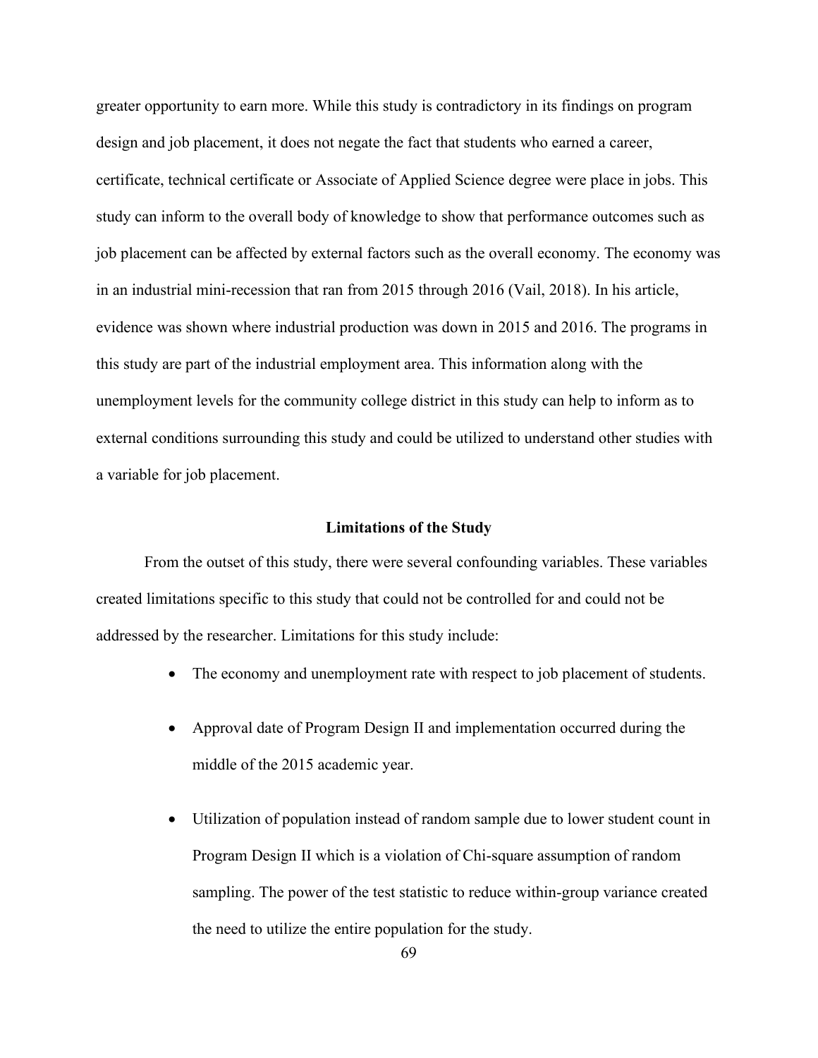greater opportunity to earn more. While this study is contradictory in its findings on program design and job placement, it does not negate the fact that students who earned a career, certificate, technical certificate or Associate of Applied Science degree were place in jobs. This study can inform to the overall body of knowledge to show that performance outcomes such as job placement can be affected by external factors such as the overall economy. The economy was in an industrial mini-recession that ran from 2015 through 2016 (Vail, 2018). In his article, evidence was shown where industrial production was down in 2015 and 2016. The programs in this study are part of the industrial employment area. This information along with the unemployment levels for the community college district in this study can help to inform as to external conditions surrounding this study and could be utilized to understand other studies with a variable for job placement.

## Limitations of the Study

From the outset of this study, there were several confounding variables. These variables created limitations specific to this study that could not be controlled for and could not be addressed by the researcher. Limitations for this study include:

- The economy and unemployment rate with respect to job placement of students.
- Approval date of Program Design II and implementation occurred during the middle of the 2015 academic year.
- Utilization of population instead of random sample due to lower student count in Program Design II which is a violation of Chi-square assumption of random sampling. The power of the test statistic to reduce within-group variance created the need to utilize the entire population for the study.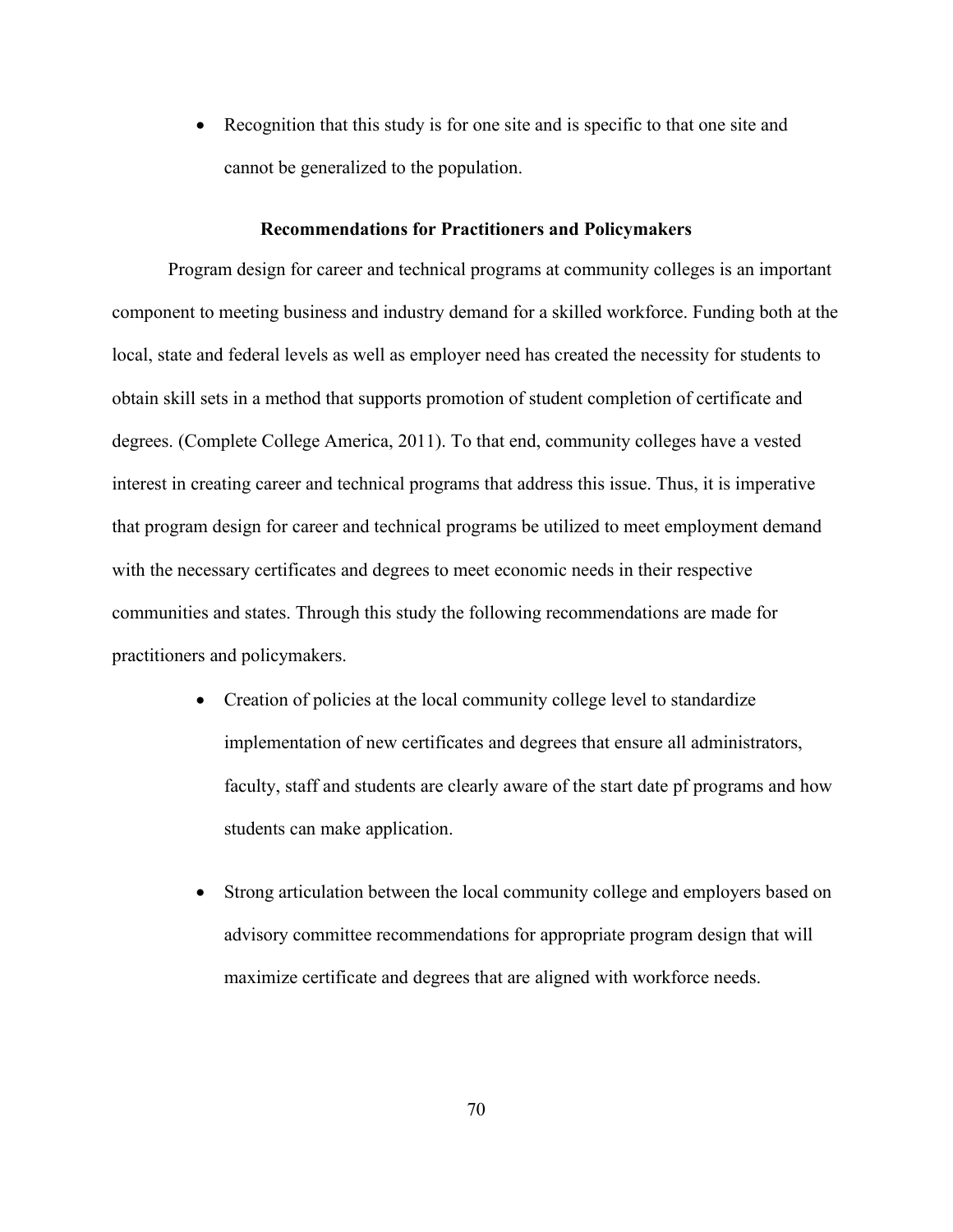- Recognition that this study is for one site and is specific to that one site and cannot be generalized to the population.

## Recommendations for Practitioners and Policymakers

Program design for career and technical programs at community colleges is an important component to meeting business and industry demand for a skilled workforce. Funding both at the local, state and federal levels as well as employer need has created the necessity for students to obtain skill sets in a method that supports promotion of student completion of certificate and degrees. (Complete College America, 2011). To that end, community colleges have a vested interest in creating career and technical programs that address this issue. Thus, it is imperative that program design for career and technical programs be utilized to meet employment demand with the necessary certificates and degrees to meet economic needs in their respective communities and states. Through this study the following recommendations are made for practitioners and policymakers.

- Creation of policies at the local community college level to standardize implementation of new certificates and degrees that ensure all administrators, faculty, staff and students are clearly aware of the start date pf programs and how students can make application.

- Strong articulation between the local community college and employers based on advisory committee recommendations for appropriate program design that will maximize certificate and degrees that are aligned with workforce needs.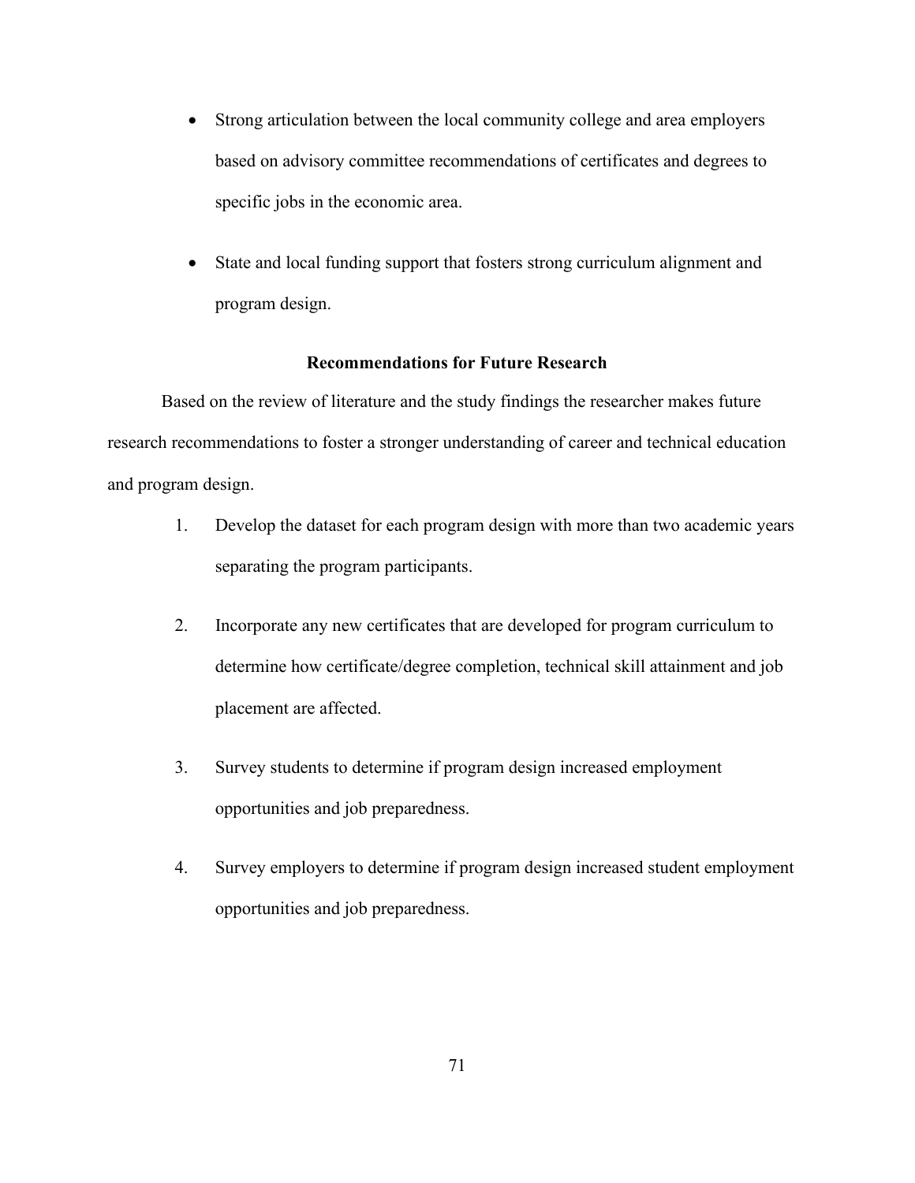- Strong articulation between the local community college and area employers based on advisory committee recommendations of certificates and degrees to specific jobs in the economic area.

- State and local funding support that fosters strong curriculum alignment and program design.

### Recommendations for Future Research

Based on the review of literature and the study findings the researcher makes future research recommendations to foster a stronger understanding of career and technical education and program design.

1. Develop the dataset for each program design with more than two academic years separating the program participants.

2. Incorporate any new certificates that are developed for program curriculum to determine how certificate/degree completion, technical skill attainment and job placement are affected.

3. Survey students to determine if program design increased employment opportunities and job preparedness.

4. Survey employers to determine if program design increased student employment opportunities and job preparedness.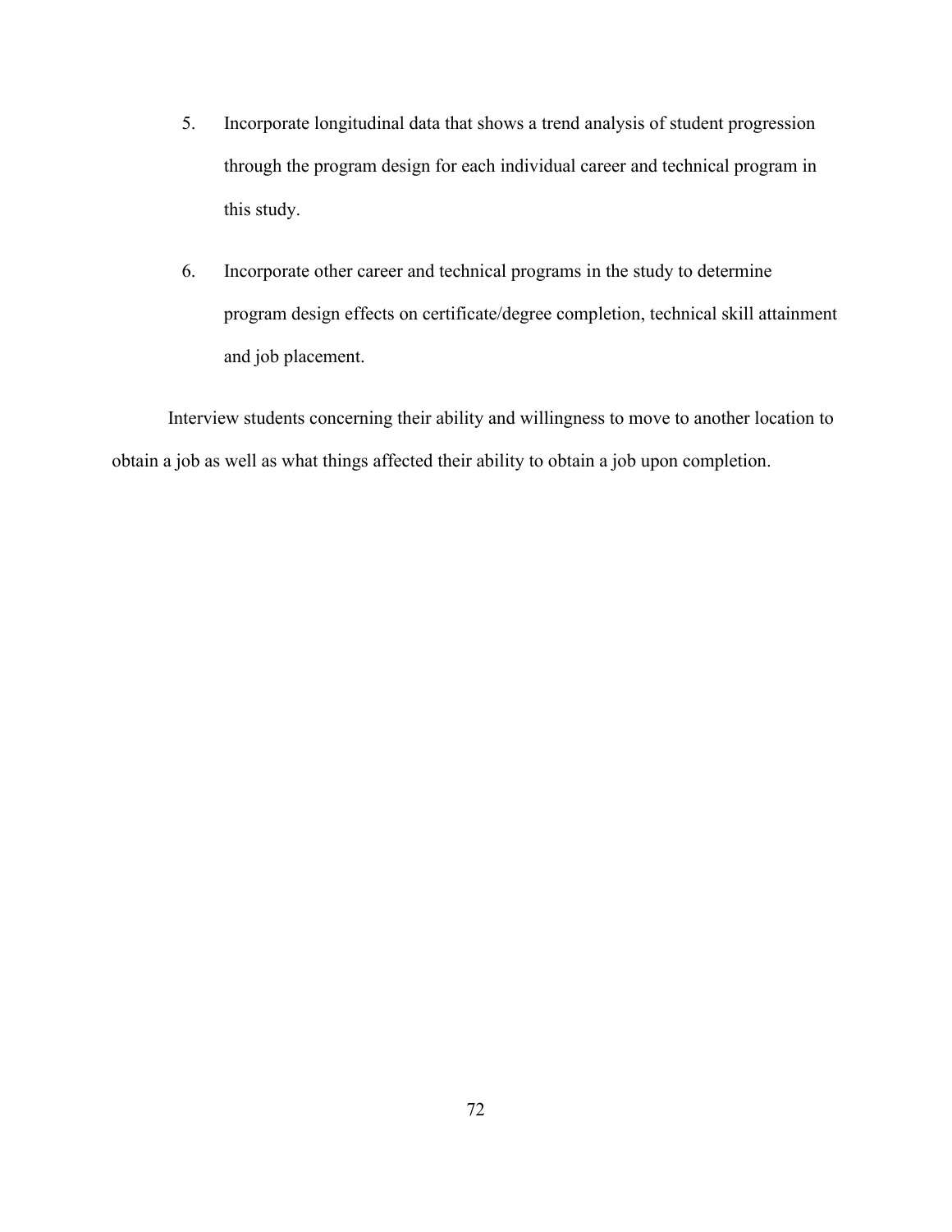5. Incorporate longitudinal data that shows a trend analysis of student progression through the program design for each individual career and technical program in this study.

6. Incorporate other career and technical programs in the study to determine program design effects on certificate/degree completion, technical skill attainment and job placement.

Interview students concerning their ability and willingness to move to another location to obtain a job as well as what things affected their ability to obtain a job upon completion.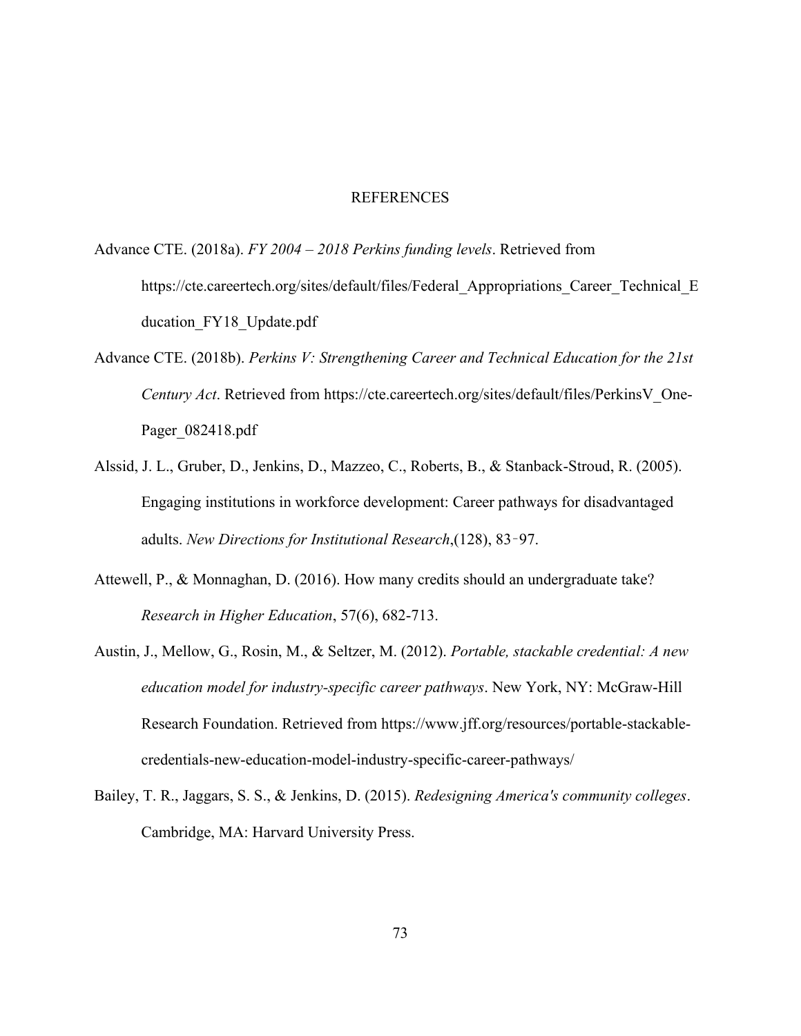# REFERENCES

Advance CTE. (2018a). *FY 2004 – 2018 Perkins funding levels*. Retrieved from https://cte.careertech.org/sites/default/files/Federal_Appropriations_Career_Technical_Education_FY18_Update.pdf

Advance CTE. (2018b). *Perkins V: Strengthening Career and Technical Education for the 21st Century Act*. Retrieved from https://cte.careertech.org/sites/default/files/PerkinsV_One-Pager_082418.pdf

Alssid, J. L., Gruber, D., Jenkins, D., Mazzeo, C., Roberts, B., & Stanback-Stroud, R. (2005). Engaging institutions in workforce development: Career pathways for disadvantaged adults. *New Directions for Institutional Research*,(128), 83–97.

Attewell, P., & Monnaghan, D. (2016). How many credits should an undergraduate take? *Research in Higher Education*, 57(6), 682-713.

Austin, J., Mellow, G., Rosin, M., & Seltzer, M. (2012). *Portable, stackable credential: A new education model for industry-specific career pathways*. New York, NY: McGraw-Hill Research Foundation. Retrieved from https://www.jff.org/resources/portable-stackable-credentials-new-education-model-industry-specific-career-pathways/

Bailey, T. R., Jaggars, S. S., & Jenkins, D. (2015). *Redesigning America's community colleges*. Cambridge, MA: Harvard University Press.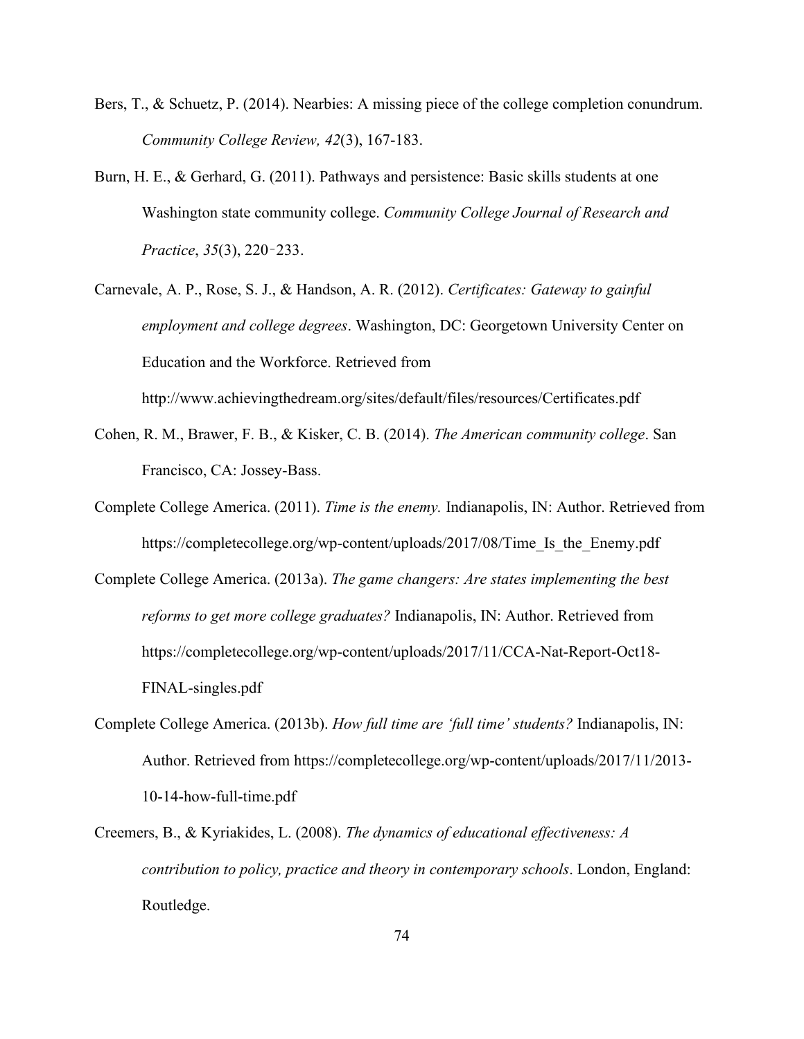Bers, T., & Schuetz, P. (2014). Nearbies: A missing piece of the college completion conundrum. *Community College Review, 42*(3), 167-183.

Burn, H. E., & Gerhard, G. (2011). Pathways and persistence: Basic skills students at one Washington state community college. *Community College Journal of Research and Practice*, *35*(3), 220‑233.

Carnevale, A. P., Rose, S. J., & Handson, A. R. (2012). *Certificates: Gateway to gainful employment and college degrees*. Washington, DC: Georgetown University Center on Education and the Workforce. Retrieved from http://www.achievingthedream.org/sites/default/files/resources/Certificates.pdf

Cohen, R. M., Brawer, F. B., & Kisker, C. B. (2014). *The American community college*. San Francisco, CA: Jossey-Bass.

Complete College America. (2011). *Time is the enemy.* Indianapolis, IN: Author. Retrieved from https://completecollege.org/wp-content/uploads/2017/08/Time_Is_the_Enemy.pdf

Complete College America. (2013a). *The game changers: Are states implementing the best reforms to get more college graduates?* Indianapolis, IN: Author. Retrieved from https://completecollege.org/wp-content/uploads/2017/11/CCA-Nat-Report-Oct18-FINAL-singles.pdf

Complete College America. (2013b). *How full time are 'full time' students?* Indianapolis, IN: Author. Retrieved from https://completecollege.org/wp-content/uploads/2017/11/2013-10-14-how-full-time.pdf

Creemers, B., & Kyriakides, L. (2008). *The dynamics of educational effectiveness: A contribution to policy, practice and theory in contemporary schools*. London, England: Routledge.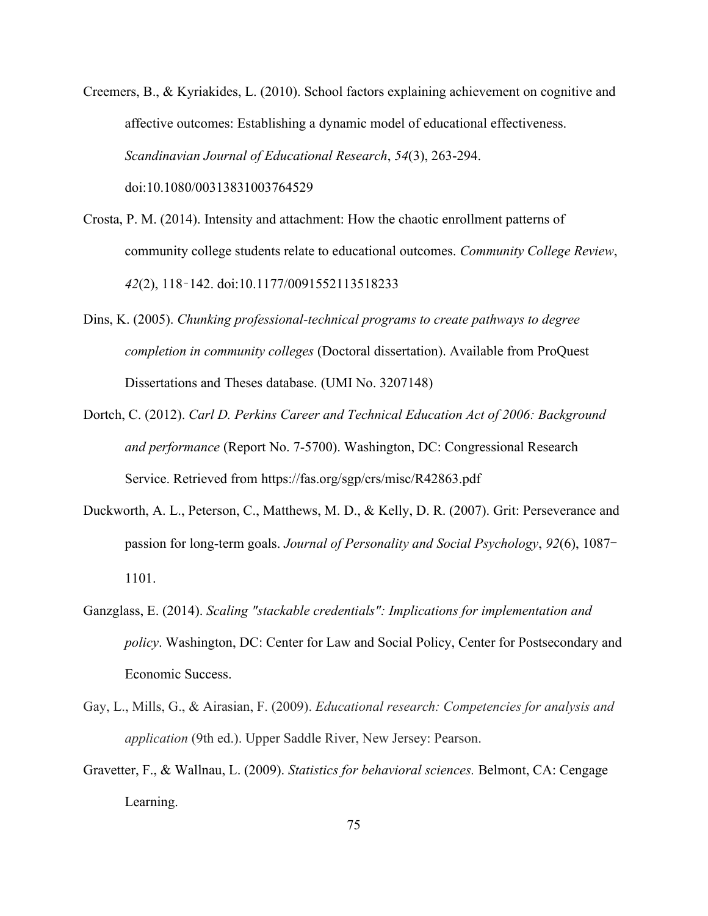Creemers, B., & Kyriakides, L. (2010). School factors explaining achievement on cognitive and affective outcomes: Establishing a dynamic model of educational effectiveness. *Scandinavian Journal of Educational Research*, *54*(3), 263-294. doi:10.1080/00313831003764529

Crosta, P. M. (2014). Intensity and attachment: How the chaotic enrollment patterns of community college students relate to educational outcomes. *Community College Review*, *42*(2), 118–142. doi:10.1177/0091552113518233

Dins, K. (2005). *Chunking professional-technical programs to create pathways to degree completion in community colleges* (Doctoral dissertation). Available from ProQuest Dissertations and Theses database. (UMI No. 3207148)

Dortch, C. (2012). *Carl D. Perkins Career and Technical Education Act of 2006: Background and performance* (Report No. 7-5700). Washington, DC: Congressional Research Service. Retrieved from https://fas.org/sgp/crs/misc/R42863.pdf

Duckworth, A. L., Peterson, C., Matthews, M. D., & Kelly, D. R. (2007). Grit: Perseverance and passion for long-term goals. *Journal of Personality and Social Psychology*, *92*(6), 1087–1101.

Ganzglass, E. (2014). *Scaling "stackable credentials": Implications for implementation and policy*. Washington, DC: Center for Law and Social Policy, Center for Postsecondary and Economic Success.

Gay, L., Mills, G., & Airasian, F. (2009). *Educational research: Competencies for analysis and application* (9th ed.). Upper Saddle River, New Jersey: Pearson.

Gravetter, F., & Wallnau, L. (2009). *Statistics for behavioral sciences.* Belmont, CA: Cengage Learning.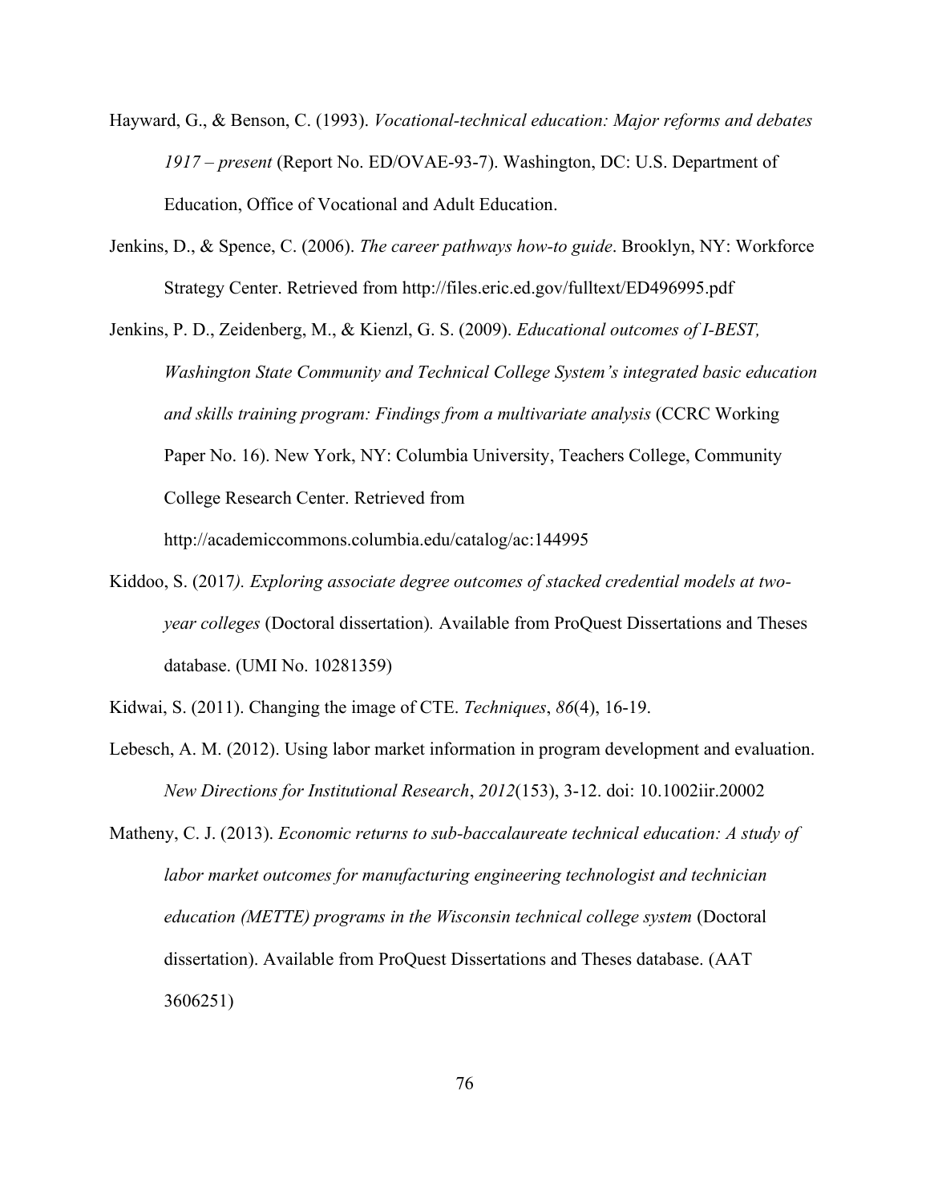Hayward, G., & Benson, C. (1993). *Vocational-technical education: Major reforms and debates 1917 – present* (Report No. ED/OVAE-93-7). Washington, DC: U.S. Department of Education, Office of Vocational and Adult Education.

Jenkins, D., & Spence, C. (2006). *The career pathways how-to guide*. Brooklyn, NY: Workforce Strategy Center. Retrieved from http://files.eric.ed.gov/fulltext/ED496995.pdf

Jenkins, P. D., Zeidenberg, M., & Kienzl, G. S. (2009). *Educational outcomes of I-BEST, Washington State Community and Technical College System's integrated basic education and skills training program: Findings from a multivariate analysis* (CCRC Working Paper No. 16). New York, NY: Columbia University, Teachers College, Community College Research Center. Retrieved from http://academiccommons.columbia.edu/catalog/ac:144995

Kiddoo, S. (2017*). Exploring associate degree outcomes of stacked credential models at two-year colleges* (Doctoral dissertation)*.* Available from ProQuest Dissertations and Theses database. (UMI No. 10281359)

Kidwai, S. (2011). Changing the image of CTE. *Techniques*, *86*(4), 16-19.

Lebesch, A. M. (2012). Using labor market information in program development and evaluation. *New Directions for Institutional Research*, *2012*(153), 3-12. doi: 10.1002iir.20002

Matheny, C. J. (2013). *Economic returns to sub-baccalaureate technical education: A study of labor market outcomes for manufacturing engineering technologist and technician education (METTE) programs in the Wisconsin technical college system* (Doctoral dissertation). Available from ProQuest Dissertations and Theses database. (AAT 3606251)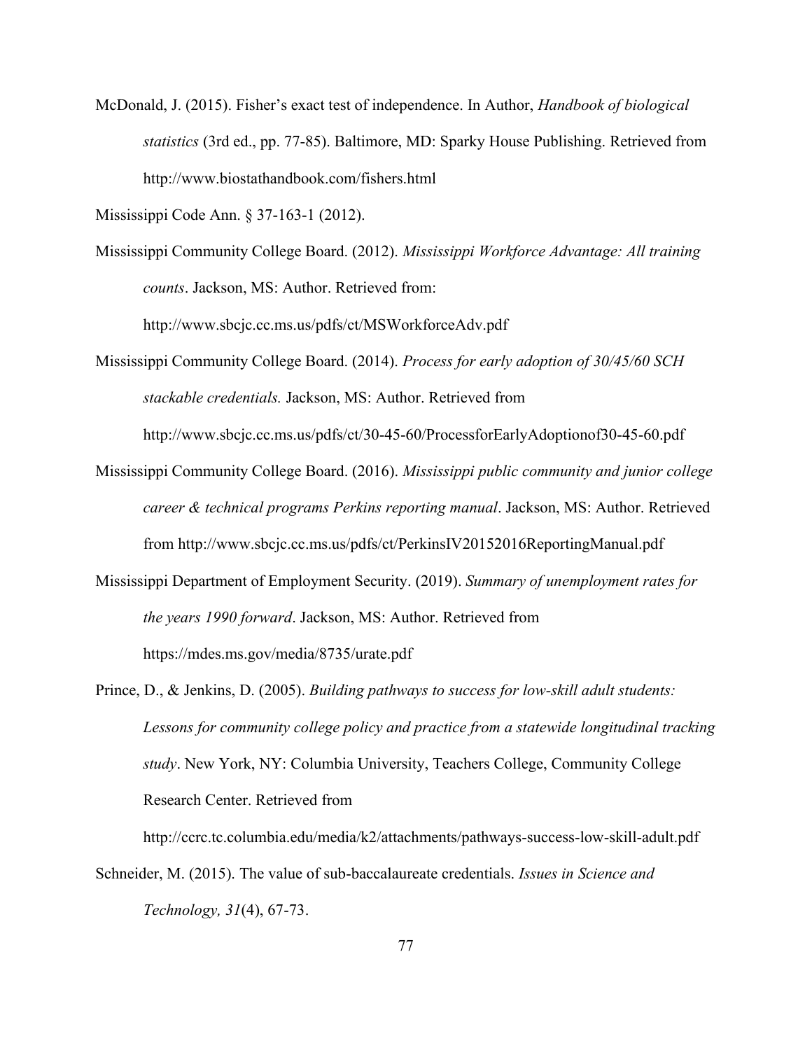McDonald, J. (2015). Fisher's exact test of independence. In Author, *Handbook of biological statistics* (3rd ed., pp. 77-85). Baltimore, MD: Sparky House Publishing. Retrieved from http://www.biostathandbook.com/fishers.html

Mississippi Code Ann. § 37-163-1 (2012).

Mississippi Community College Board. (2012). *Mississippi Workforce Advantage: All training counts*. Jackson, MS: Author. Retrieved from: http://www.sbcjc.cc.ms.us/pdfs/ct/MSWorkforceAdv.pdf

Mississippi Community College Board. (2014). *Process for early adoption of 30/45/60 SCH stackable credentials.* Jackson, MS: Author. Retrieved from http://www.sbcjc.cc.ms.us/pdfs/ct/30-45-60/ProcessforEarlyAdoptionof30-45-60.pdf

Mississippi Community College Board. (2016). *Mississippi public community and junior college career & technical programs Perkins reporting manual*. Jackson, MS: Author. Retrieved from http://www.sbcjc.cc.ms.us/pdfs/ct/PerkinsIV20152016ReportingManual.pdf

Mississippi Department of Employment Security. (2019). *Summary of unemployment rates for the years 1990 forward*. Jackson, MS: Author. Retrieved from https://mdes.ms.gov/media/8735/urate.pdf

Prince, D., & Jenkins, D. (2005). *Building pathways to success for low-skill adult students: Lessons for community college policy and practice from a statewide longitudinal tracking study*. New York, NY: Columbia University, Teachers College, Community College Research Center. Retrieved from http://ccrc.tc.columbia.edu/media/k2/attachments/pathways-success-low-skill-adult.pdf

Schneider, M. (2015). The value of sub-baccalaureate credentials. *Issues in Science and Technology, 31*(4), 67-73.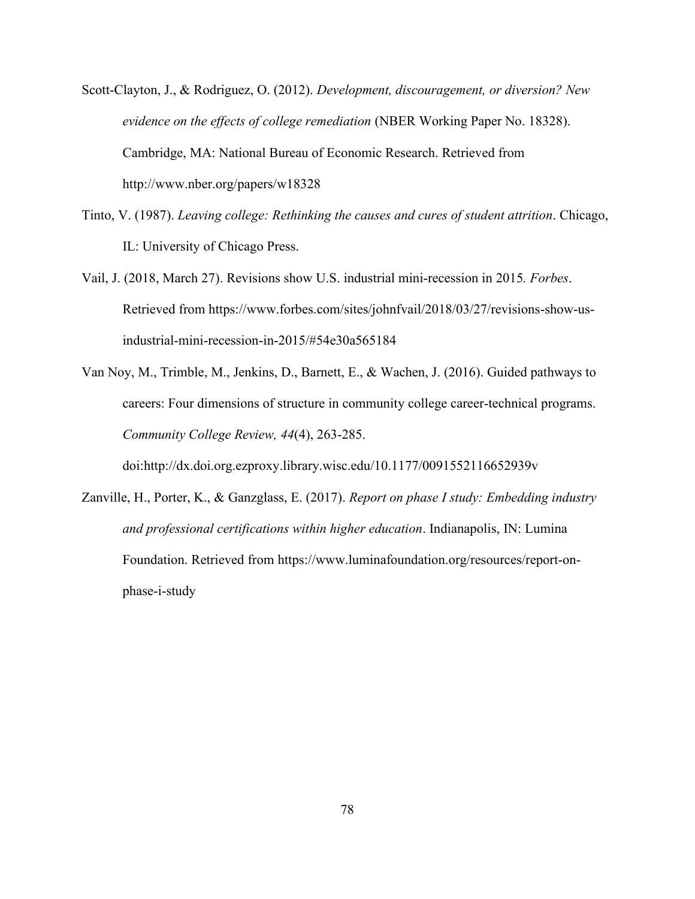Scott-Clayton, J., & Rodriguez, O. (2012). *Development, discouragement, or diversion? New evidence on the effects of college remediation* (NBER Working Paper No. 18328). Cambridge, MA: National Bureau of Economic Research. Retrieved from http://www.nber.org/papers/w18328

Tinto, V. (1987). *Leaving college: Rethinking the causes and cures of student attrition*. Chicago, IL: University of Chicago Press.

Vail, J. (2018, March 27). Revisions show U.S. industrial mini-recession in 2015. *Forbes*. Retrieved from https://www.forbes.com/sites/johnfvail/2018/03/27/revisions-show-us-industrial-mini-recession-in-2015/#54e30a565184

Van Noy, M., Trimble, M., Jenkins, D., Barnett, E., & Wachen, J. (2016). Guided pathways to careers: Four dimensions of structure in community college career-technical programs. *Community College Review, 44*(4), 263-285. doi:http://dx.doi.org.ezproxy.library.wisc.edu/10.1177/0091552116652939v

Zanville, H., Porter, K., & Ganzglass, E. (2017). *Report on phase I study: Embedding industry and professional certifications within higher education*. Indianapolis, IN: Lumina Foundation. Retrieved from https://www.luminafoundation.org/resources/report-on-phase-i-study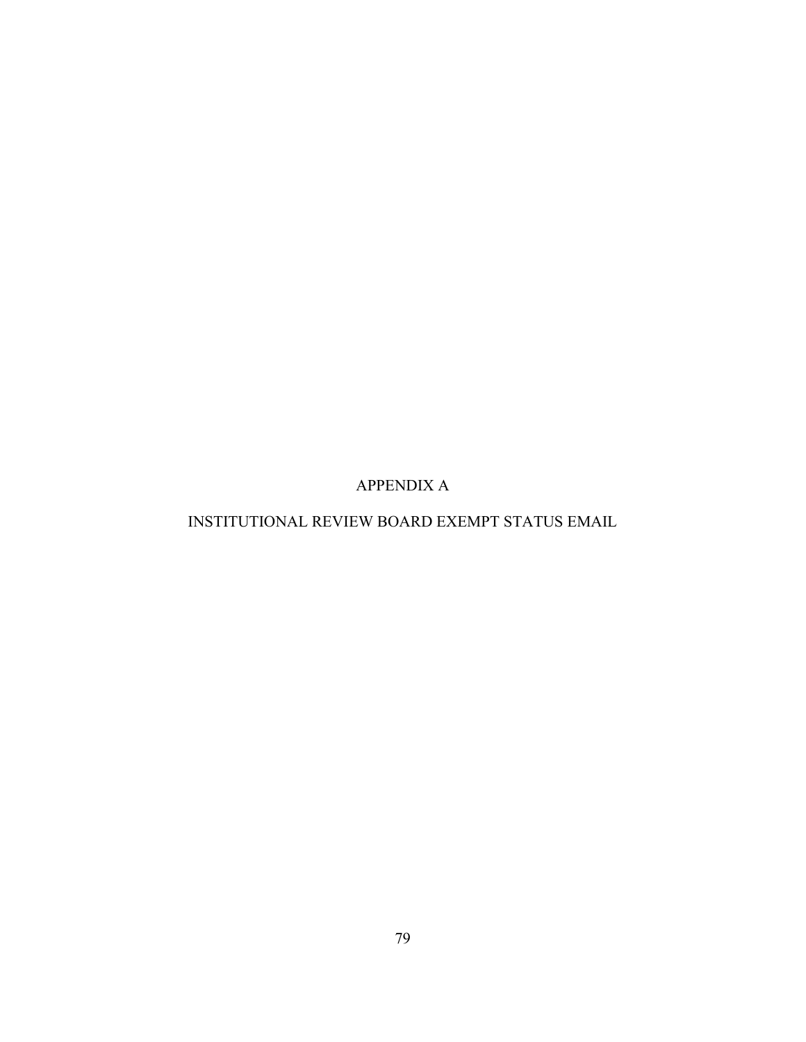# APPENDIX A

# INSTITUTIONAL REVIEW BOARD EXEMPT STATUS EMAIL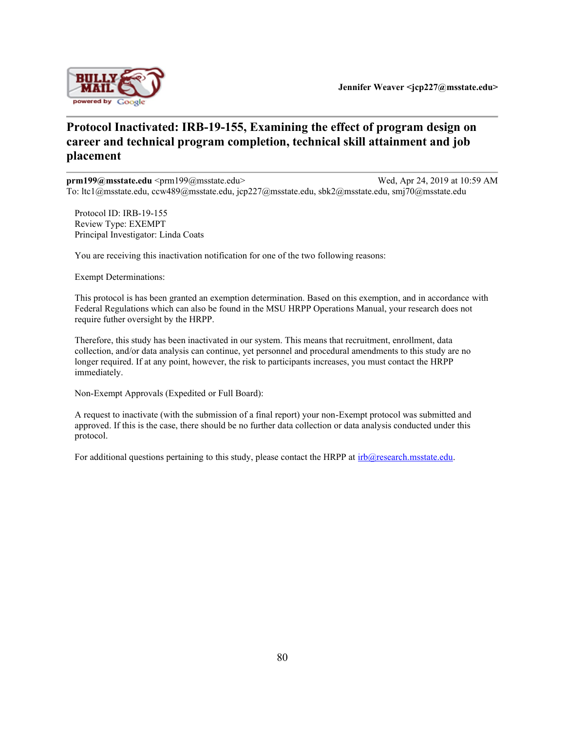BULLY MAIL powered by Google

**Jennifer Weaver <jcp227@msstate.edu>**

# Protocol Inactivated: IRB-19-155, Examining the effect of program design on career and technical program completion, technical skill attainment and job placement

**prm199@msstate.edu** <prm199@msstate.edu> Wed, Apr 24, 2019 at 10:59 AM
To: ltc1@msstate.edu, ccw489@msstate.edu, jcp227@msstate.edu, sbk2@msstate.edu, smj70@msstate.edu

Protocol ID: IRB-19-155
Review Type: EXEMPT
Principal Investigator: Linda Coats

You are receiving this inactivation notification for one of the two following reasons:

Exempt Determinations:

This protocol is has been granted an exemption determination. Based on this exemption, and in accordance with Federal Regulations which can also be found in the MSU HRPP Operations Manual, your research does not require futher oversight by the HRPP.

Therefore, this study has been inactivated in our system. This means that recruitment, enrollment, data collection, and/or data analysis can continue, yet personnel and procedural amendments to this study are no longer required. If at any point, however, the risk to participants increases, you must contact the HRPP immediately.

Non-Exempt Approvals (Expedited or Full Board):

A request to inactivate (with the submission of a final report) your non-Exempt protocol was submitted and approved. If this is the case, there should be no further data collection or data analysis conducted under this protocol.

For additional questions pertaining to this study, please contact the HRPP at irb@research.msstate.edu.